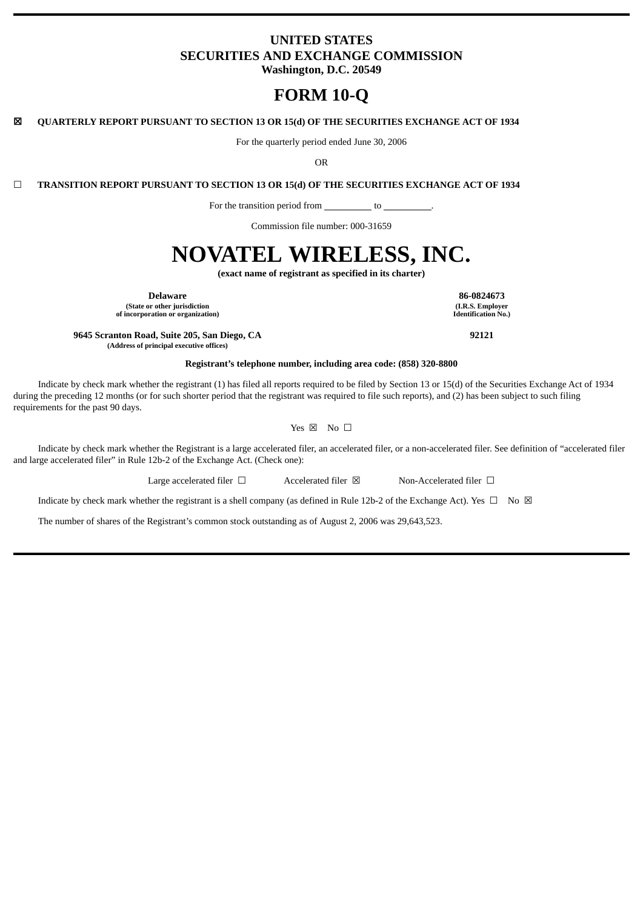# UNITED STATES
# SECURITIES AND EXCHANGE COMMISSION
**Washington, D.C. 20549**

# FORM 10-Q

☒ **QUARTERLY REPORT PURSUANT TO SECTION 13 OR 15(d) OF THE SECURITIES EXCHANGE ACT OF 1934**

For the quarterly period ended June 30, 2006

OR

☐ **TRANSITION REPORT PURSUANT TO SECTION 13 OR 15(d) OF THE SECURITIES EXCHANGE ACT OF 1934**

For the transition period from \_\_\_\_\_\_\_\_\_\_ to \_\_\_\_\_\_\_\_\_\_.

Commission file number: 000-31659

# NOVATEL WIRELESS, INC.
**(exact name of registrant as specified in its charter)**

| | |
|---|---|
| **Delaware**<br>**(State or other jurisdiction of incorporation or organization)** | **86-0824673**<br>**(I.R.S. Employer Identification No.)** |
| **9645 Scranton Road, Suite 205, San Diego, CA**<br>**(Address of principal executive offices)** | **92121** |

**Registrant's telephone number, including area code: (858) 320-8800**

Indicate by check mark whether the registrant (1) has filed all reports required to be filed by Section 13 or 15(d) of the Securities Exchange Act of 1934 during the preceding 12 months (or for such shorter period that the registrant was required to file such reports), and (2) has been subject to such filing requirements for the past 90 days.

Yes ☒ No ☐

Indicate by check mark whether the Registrant is a large accelerated filer, an accelerated filer, or a non-accelerated filer. See definition of "accelerated filer and large accelerated filer" in Rule 12b-2 of the Exchange Act. (Check one):

Large accelerated filer ☐ Accelerated filer ☒ Non-Accelerated filer ☐

Indicate by check mark whether the registrant is a shell company (as defined in Rule 12b-2 of the Exchange Act). Yes ☐ No ☒

The number of shares of the Registrant's common stock outstanding as of August 2, 2006 was 29,643,523.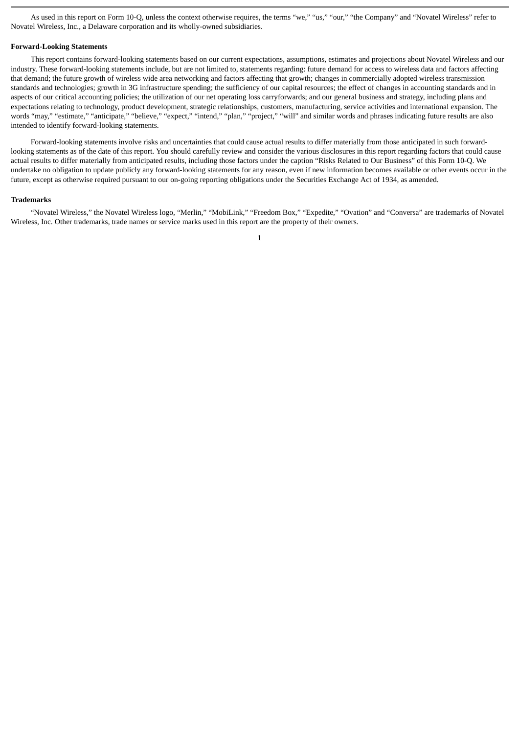As used in this report on Form 10-Q, unless the context otherwise requires, the terms "we," "us," "our," "the Company" and "Novatel Wireless" refer to Novatel Wireless, Inc., a Delaware corporation and its wholly-owned subsidiaries.

**Forward-Looking Statements**

This report contains forward-looking statements based on our current expectations, assumptions, estimates and projections about Novatel Wireless and our industry. These forward-looking statements include, but are not limited to, statements regarding: future demand for access to wireless data and factors affecting that demand; the future growth of wireless wide area networking and factors affecting that growth; changes in commercially adopted wireless transmission standards and technologies; growth in 3G infrastructure spending; the sufficiency of our capital resources; the effect of changes in accounting standards and in aspects of our critical accounting policies; the utilization of our net operating loss carryforwards; and our general business and strategy, including plans and expectations relating to technology, product development, strategic relationships, customers, manufacturing, service activities and international expansion. The words "may," "estimate," "anticipate," "believe," "expect," "intend," "plan," "project," "will" and similar words and phrases indicating future results are also intended to identify forward-looking statements.

Forward-looking statements involve risks and uncertainties that could cause actual results to differ materially from those anticipated in such forward-looking statements as of the date of this report. You should carefully review and consider the various disclosures in this report regarding factors that could cause actual results to differ materially from anticipated results, including those factors under the caption "Risks Related to Our Business" of this Form 10-Q. We undertake no obligation to update publicly any forward-looking statements for any reason, even if new information becomes available or other events occur in the future, except as otherwise required pursuant to our on-going reporting obligations under the Securities Exchange Act of 1934, as amended.

**Trademarks**

"Novatel Wireless," the Novatel Wireless logo, "Merlin," "MobiLink," "Freedom Box," "Expedite," "Ovation" and "Conversa" are trademarks of Novatel Wireless, Inc. Other trademarks, trade names or service marks used in this report are the property of their owners.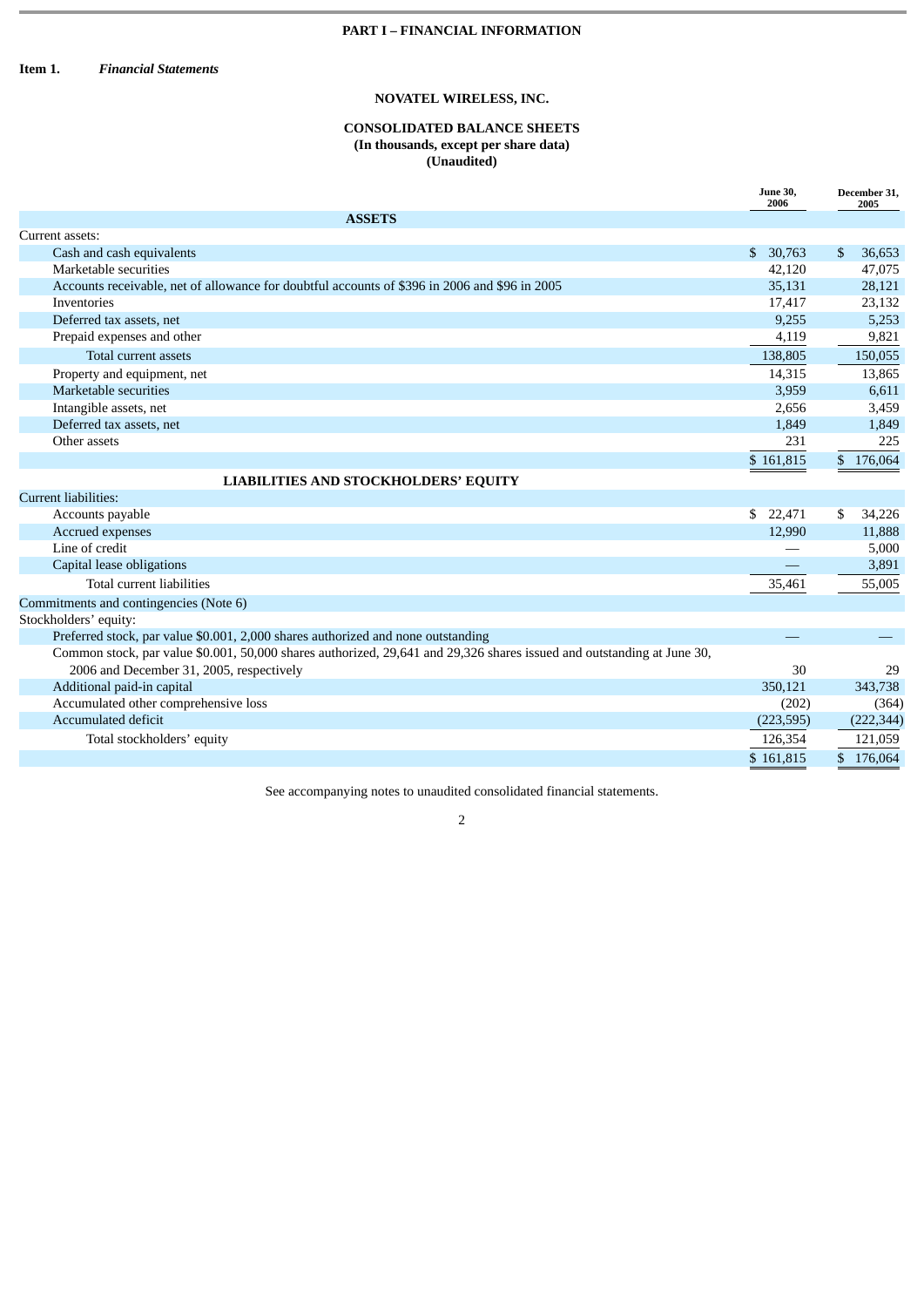# PART I – FINANCIAL INFORMATION

**Item 1.** ***Financial Statements***

## NOVATEL WIRELESS, INC.

### CONSOLIDATED BALANCE SHEETS
**(In thousands, except per share data)**
**(Unaudited)**

| | June 30, 2006 | December 31, 2005 |
|---|---|---|
| **ASSETS** | | |
| Current assets: | | |
| Cash and cash equivalents | $ 30,763 | $ 36,653 |
| Marketable securities | 42,120 | 47,075 |
| Accounts receivable, net of allowance for doubtful accounts of $396 in 2006 and $96 in 2005 | 35,131 | 28,121 |
| Inventories | 17,417 | 23,132 |
| Deferred tax assets, net | 9,255 | 5,253 |
| Prepaid expenses and other | 4,119 | 9,821 |
| Total current assets | 138,805 | 150,055 |
| Property and equipment, net | 14,315 | 13,865 |
| Marketable securities | 3,959 | 6,611 |
| Intangible assets, net | 2,656 | 3,459 |
| Deferred tax assets, net | 1,849 | 1,849 |
| Other assets | 231 | 225 |
| | $ 161,815 | $ 176,064 |
| **LIABILITIES AND STOCKHOLDERS' EQUITY** | | |
| Current liabilities: | | |
| Accounts payable | $ 22,471 | $ 34,226 |
| Accrued expenses | 12,990 | 11,888 |
| Line of credit | — | 5,000 |
| Capital lease obligations | — | 3,891 |
| Total current liabilities | 35,461 | 55,005 |
| Commitments and contingencies (Note 6) | | |
| Stockholders' equity: | | |
| Preferred stock, par value $0.001, 2,000 shares authorized and none outstanding | — | — |
| Common stock, par value $0.001, 50,000 shares authorized, 29,641 and 29,326 shares issued and outstanding at June 30, 2006 and December 31, 2005, respectively | 30 | 29 |
| Additional paid-in capital | 350,121 | 343,738 |
| Accumulated other comprehensive loss | (202) | (364) |
| Accumulated deficit | (223,595) | (222,344) |
| Total stockholders' equity | 126,354 | 121,059 |
| | $ 161,815 | $ 176,064 |

See accompanying notes to unaudited consolidated financial statements.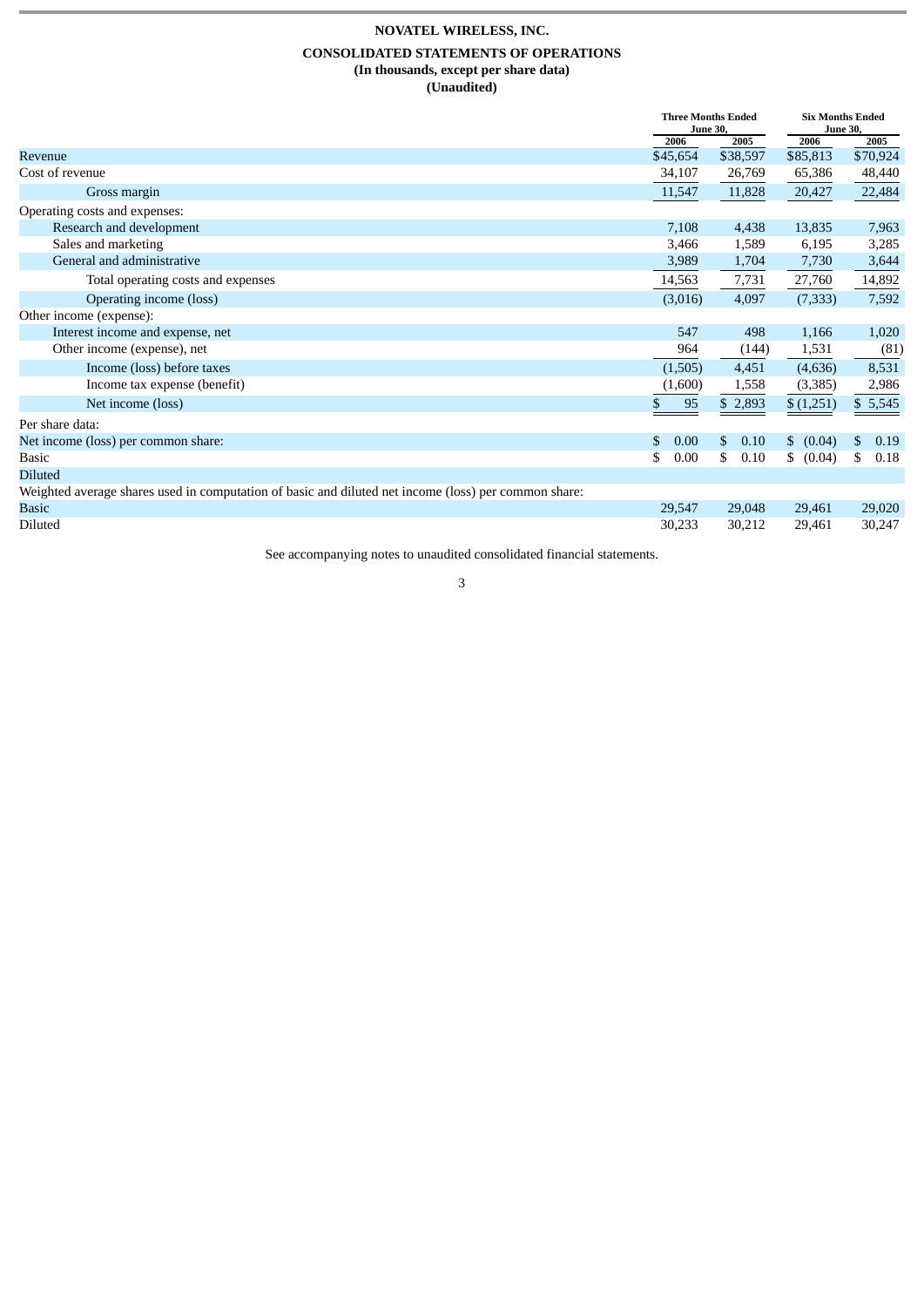**NOVATEL WIRELESS, INC.**

**CONSOLIDATED STATEMENTS OF OPERATIONS**
**(In thousands, except per share data)**
**(Unaudited)**

| | Three Months Ended June 30, | | Six Months Ended June 30, | |
|---|---|---|---|---|
| | 2006 | 2005 | 2006 | 2005 |
| Revenue | $45,654 | $38,597 | $85,813 | $70,924 |
| Cost of revenue | 34,107 | 26,769 | 65,386 | 48,440 |
| Gross margin | 11,547 | 11,828 | 20,427 | 22,484 |
| Operating costs and expenses: | | | | |
| Research and development | 7,108 | 4,438 | 13,835 | 7,963 |
| Sales and marketing | 3,466 | 1,589 | 6,195 | 3,285 |
| General and administrative | 3,989 | 1,704 | 7,730 | 3,644 |
| Total operating costs and expenses | 14,563 | 7,731 | 27,760 | 14,892 |
| Operating income (loss) | (3,016) | 4,097 | (7,333) | 7,592 |
| Other income (expense): | | | | |
| Interest income and expense, net | 547 | 498 | 1,166 | 1,020 |
| Other income (expense), net | 964 | (144) | 1,531 | (81) |
| Income (loss) before taxes | (1,505) | 4,451 | (4,636) | 8,531 |
| Income tax expense (benefit) | (1,600) | 1,558 | (3,385) | 2,986 |
| Net income (loss) | $ 95 | $ 2,893 | $ (1,251) | $ 5,545 |
| Per share data: | | | | |
| Net income (loss) per common share: | $ 0.00 | $ 0.10 | $ (0.04) | $ 0.19 |
| Basic | $ 0.00 | $ 0.10 | $ (0.04) | $ 0.18 |
| Diluted | | | | |
| Weighted average shares used in computation of basic and diluted net income (loss) per common share: | | | | |
| Basic | 29,547 | 29,048 | 29,461 | 29,020 |
| Diluted | 30,233 | 30,212 | 29,461 | 30,247 |

See accompanying notes to unaudited consolidated financial statements.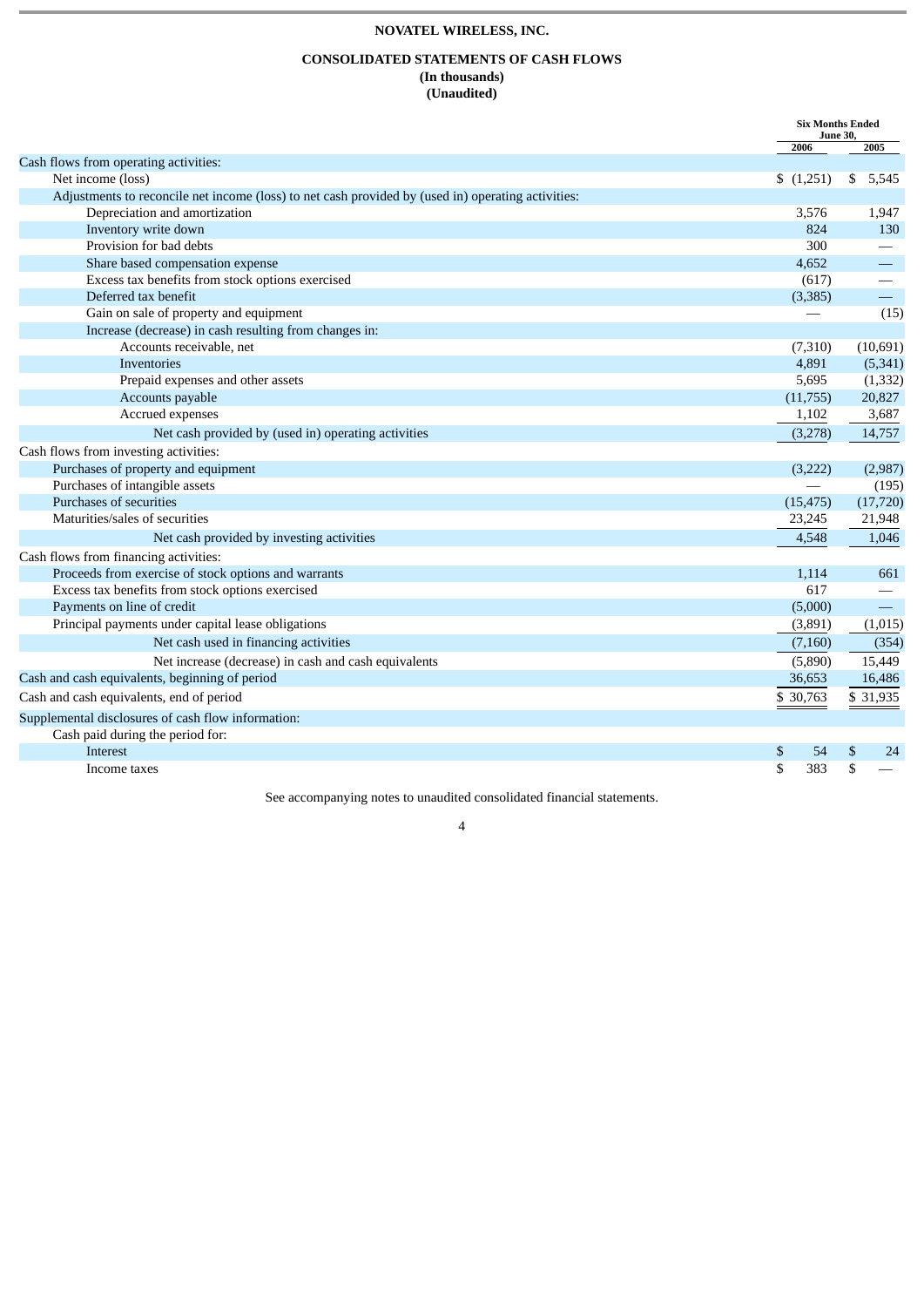**NOVATEL WIRELESS, INC.**

**CONSOLIDATED STATEMENTS OF CASH FLOWS**
**(In thousands)**
**(Unaudited)**

| | Six Months Ended June 30, | |
|---|---|---|
| | 2006 | 2005 |
| Cash flows from operating activities: | | |
| Net income (loss) | $ (1,251) | $ 5,545 |
| Adjustments to reconcile net income (loss) to net cash provided by (used in) operating activities: | | |
| Depreciation and amortization | 3,576 | 1,947 |
| Inventory write down | 824 | 130 |
| Provision for bad debts | 300 | — |
| Share based compensation expense | 4,652 | — |
| Excess tax benefits from stock options exercised | (617) | — |
| Deferred tax benefit | (3,385) | — |
| Gain on sale of property and equipment | — | (15) |
| Increase (decrease) in cash resulting from changes in: | | |
| Accounts receivable, net | (7,310) | (10,691) |
| Inventories | 4,891 | (5,341) |
| Prepaid expenses and other assets | 5,695 | (1,332) |
| Accounts payable | (11,755) | 20,827 |
| Accrued expenses | 1,102 | 3,687 |
| Net cash provided by (used in) operating activities | (3,278) | 14,757 |
| Cash flows from investing activities: | | |
| Purchases of property and equipment | (3,222) | (2,987) |
| Purchases of intangible assets | — | (195) |
| Purchases of securities | (15,475) | (17,720) |
| Maturities/sales of securities | 23,245 | 21,948 |
| Net cash provided by investing activities | 4,548 | 1,046 |
| Cash flows from financing activities: | | |
| Proceeds from exercise of stock options and warrants | 1,114 | 661 |
| Excess tax benefits from stock options exercised | 617 | — |
| Payments on line of credit | (5,000) | — |
| Principal payments under capital lease obligations | (3,891) | (1,015) |
| Net cash used in financing activities | (7,160) | (354) |
| Net increase (decrease) in cash and cash equivalents | (5,890) | 15,449 |
| Cash and cash equivalents, beginning of period | 36,653 | 16,486 |
| Cash and cash equivalents, end of period | $ 30,763 | $ 31,935 |
| Supplemental disclosures of cash flow information: | | |
| Cash paid during the period for: | | |
| Interest | $ 54 | $ 24 |
| Income taxes | $ 383 | $ — |

See accompanying notes to unaudited consolidated financial statements.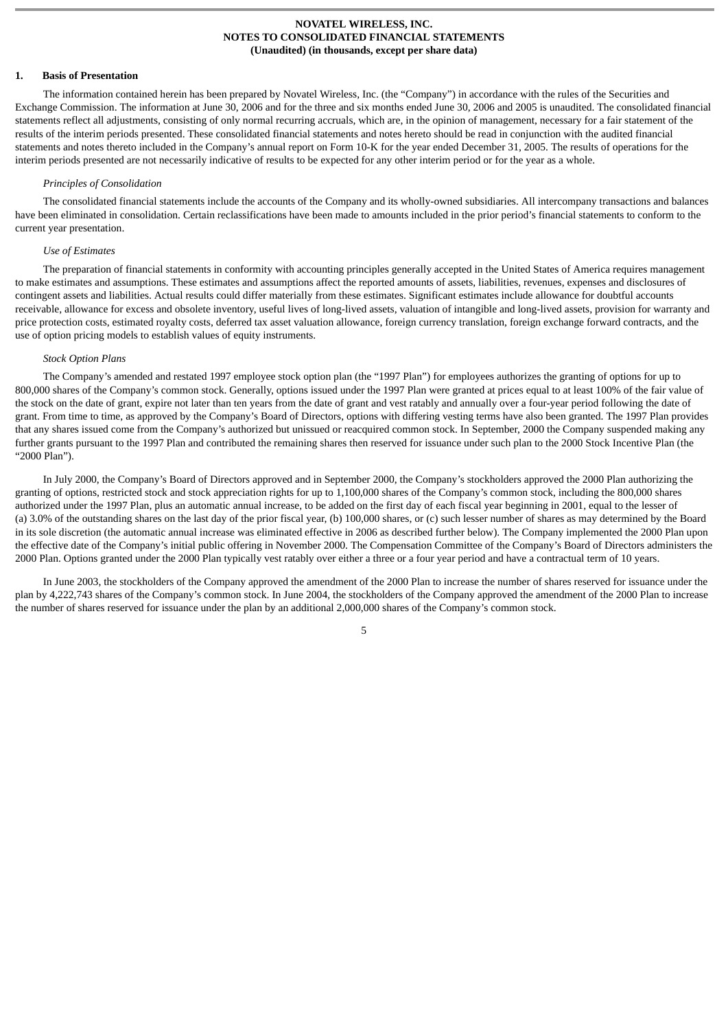**NOVATEL WIRELESS, INC.**
**NOTES TO CONSOLIDATED FINANCIAL STATEMENTS**
**(Unaudited) (in thousands, except per share data)**

## 1. Basis of Presentation

The information contained herein has been prepared by Novatel Wireless, Inc. (the "Company") in accordance with the rules of the Securities and Exchange Commission. The information at June 30, 2006 and for the three and six months ended June 30, 2006 and 2005 is unaudited. The consolidated financial statements reflect all adjustments, consisting of only normal recurring accruals, which are, in the opinion of management, necessary for a fair statement of the results of the interim periods presented. These consolidated financial statements and notes hereto should be read in conjunction with the audited financial statements and notes thereto included in the Company's annual report on Form 10-K for the year ended December 31, 2005. The results of operations for the interim periods presented are not necessarily indicative of results to be expected for any other interim period or for the year as a whole.

*Principles of Consolidation*

The consolidated financial statements include the accounts of the Company and its wholly-owned subsidiaries. All intercompany transactions and balances have been eliminated in consolidation. Certain reclassifications have been made to amounts included in the prior period's financial statements to conform to the current year presentation.

*Use of Estimates*

The preparation of financial statements in conformity with accounting principles generally accepted in the United States of America requires management to make estimates and assumptions. These estimates and assumptions affect the reported amounts of assets, liabilities, revenues, expenses and disclosures of contingent assets and liabilities. Actual results could differ materially from these estimates. Significant estimates include allowance for doubtful accounts receivable, allowance for excess and obsolete inventory, useful lives of long-lived assets, valuation of intangible and long-lived assets, provision for warranty and price protection costs, estimated royalty costs, deferred tax asset valuation allowance, foreign currency translation, foreign exchange forward contracts, and the use of option pricing models to establish values of equity instruments.

*Stock Option Plans*

The Company's amended and restated 1997 employee stock option plan (the "1997 Plan") for employees authorizes the granting of options for up to 800,000 shares of the Company's common stock. Generally, options issued under the 1997 Plan were granted at prices equal to at least 100% of the fair value of the stock on the date of grant, expire not later than ten years from the date of grant and vest ratably and annually over a four-year period following the date of grant. From time to time, as approved by the Company's Board of Directors, options with differing vesting terms have also been granted. The 1997 Plan provides that any shares issued come from the Company's authorized but unissued or reacquired common stock. In September, 2000 the Company suspended making any further grants pursuant to the 1997 Plan and contributed the remaining shares then reserved for issuance under such plan to the 2000 Stock Incentive Plan (the "2000 Plan").

In July 2000, the Company's Board of Directors approved and in September 2000, the Company's stockholders approved the 2000 Plan authorizing the granting of options, restricted stock and stock appreciation rights for up to 1,100,000 shares of the Company's common stock, including the 800,000 shares authorized under the 1997 Plan, plus an automatic annual increase, to be added on the first day of each fiscal year beginning in 2001, equal to the lesser of (a) 3.0% of the outstanding shares on the last day of the prior fiscal year, (b) 100,000 shares, or (c) such lesser number of shares as may determined by the Board in its sole discretion (the automatic annual increase was eliminated effective in 2006 as described further below). The Company implemented the 2000 Plan upon the effective date of the Company's initial public offering in November 2000. The Compensation Committee of the Company's Board of Directors administers the 2000 Plan. Options granted under the 2000 Plan typically vest ratably over either a three or a four year period and have a contractual term of 10 years.

In June 2003, the stockholders of the Company approved the amendment of the 2000 Plan to increase the number of shares reserved for issuance under the plan by 4,222,743 shares of the Company's common stock. In June 2004, the stockholders of the Company approved the amendment of the 2000 Plan to increase the number of shares reserved for issuance under the plan by an additional 2,000,000 shares of the Company's common stock.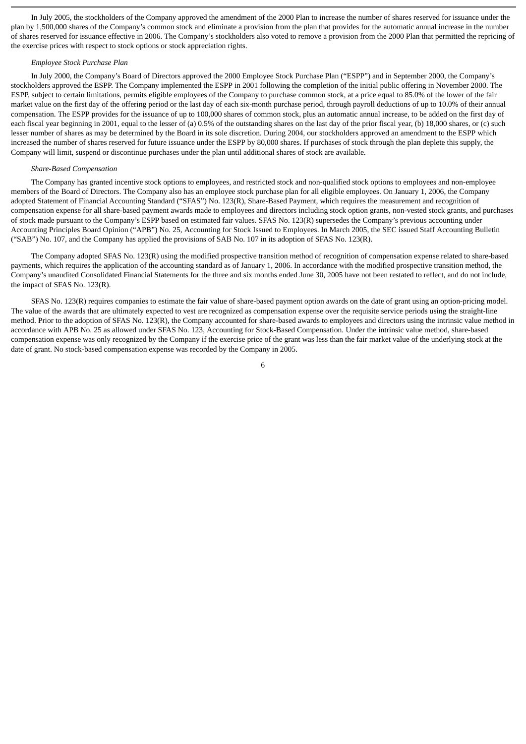In July 2005, the stockholders of the Company approved the amendment of the 2000 Plan to increase the number of shares reserved for issuance under the plan by 1,500,000 shares of the Company's common stock and eliminate a provision from the plan that provides for the automatic annual increase in the number of shares reserved for issuance effective in 2006. The Company's stockholders also voted to remove a provision from the 2000 Plan that permitted the repricing of the exercise prices with respect to stock options or stock appreciation rights.

*Employee Stock Purchase Plan*

In July 2000, the Company's Board of Directors approved the 2000 Employee Stock Purchase Plan ("ESPP") and in September 2000, the Company's stockholders approved the ESPP. The Company implemented the ESPP in 2001 following the completion of the initial public offering in November 2000. The ESPP, subject to certain limitations, permits eligible employees of the Company to purchase common stock, at a price equal to 85.0% of the lower of the fair market value on the first day of the offering period or the last day of each six-month purchase period, through payroll deductions of up to 10.0% of their annual compensation. The ESPP provides for the issuance of up to 100,000 shares of common stock, plus an automatic annual increase, to be added on the first day of each fiscal year beginning in 2001, equal to the lesser of (a) 0.5% of the outstanding shares on the last day of the prior fiscal year, (b) 18,000 shares, or (c) such lesser number of shares as may be determined by the Board in its sole discretion. During 2004, our stockholders approved an amendment to the ESPP which increased the number of shares reserved for future issuance under the ESPP by 80,000 shares. If purchases of stock through the plan deplete this supply, the Company will limit, suspend or discontinue purchases under the plan until additional shares of stock are available.

*Share-Based Compensation*

The Company has granted incentive stock options to employees, and restricted stock and non-qualified stock options to employees and non-employee members of the Board of Directors. The Company also has an employee stock purchase plan for all eligible employees. On January 1, 2006, the Company adopted Statement of Financial Accounting Standard ("SFAS") No. 123(R), Share-Based Payment, which requires the measurement and recognition of compensation expense for all share-based payment awards made to employees and directors including stock option grants, non-vested stock grants, and purchases of stock made pursuant to the Company's ESPP based on estimated fair values. SFAS No. 123(R) supersedes the Company's previous accounting under Accounting Principles Board Opinion ("APB") No. 25, Accounting for Stock Issued to Employees. In March 2005, the SEC issued Staff Accounting Bulletin ("SAB") No. 107, and the Company has applied the provisions of SAB No. 107 in its adoption of SFAS No. 123(R).

The Company adopted SFAS No. 123(R) using the modified prospective transition method of recognition of compensation expense related to share-based payments, which requires the application of the accounting standard as of January 1, 2006. In accordance with the modified prospective transition method, the Company's unaudited Consolidated Financial Statements for the three and six months ended June 30, 2005 have not been restated to reflect, and do not include, the impact of SFAS No. 123(R).

SFAS No. 123(R) requires companies to estimate the fair value of share-based payment option awards on the date of grant using an option-pricing model. The value of the awards that are ultimately expected to vest are recognized as compensation expense over the requisite service periods using the straight-line method. Prior to the adoption of SFAS No. 123(R), the Company accounted for share-based awards to employees and directors using the intrinsic value method in accordance with APB No. 25 as allowed under SFAS No. 123, Accounting for Stock-Based Compensation. Under the intrinsic value method, share-based compensation expense was only recognized by the Company if the exercise price of the grant was less than the fair market value of the underlying stock at the date of grant. No stock-based compensation expense was recorded by the Company in 2005.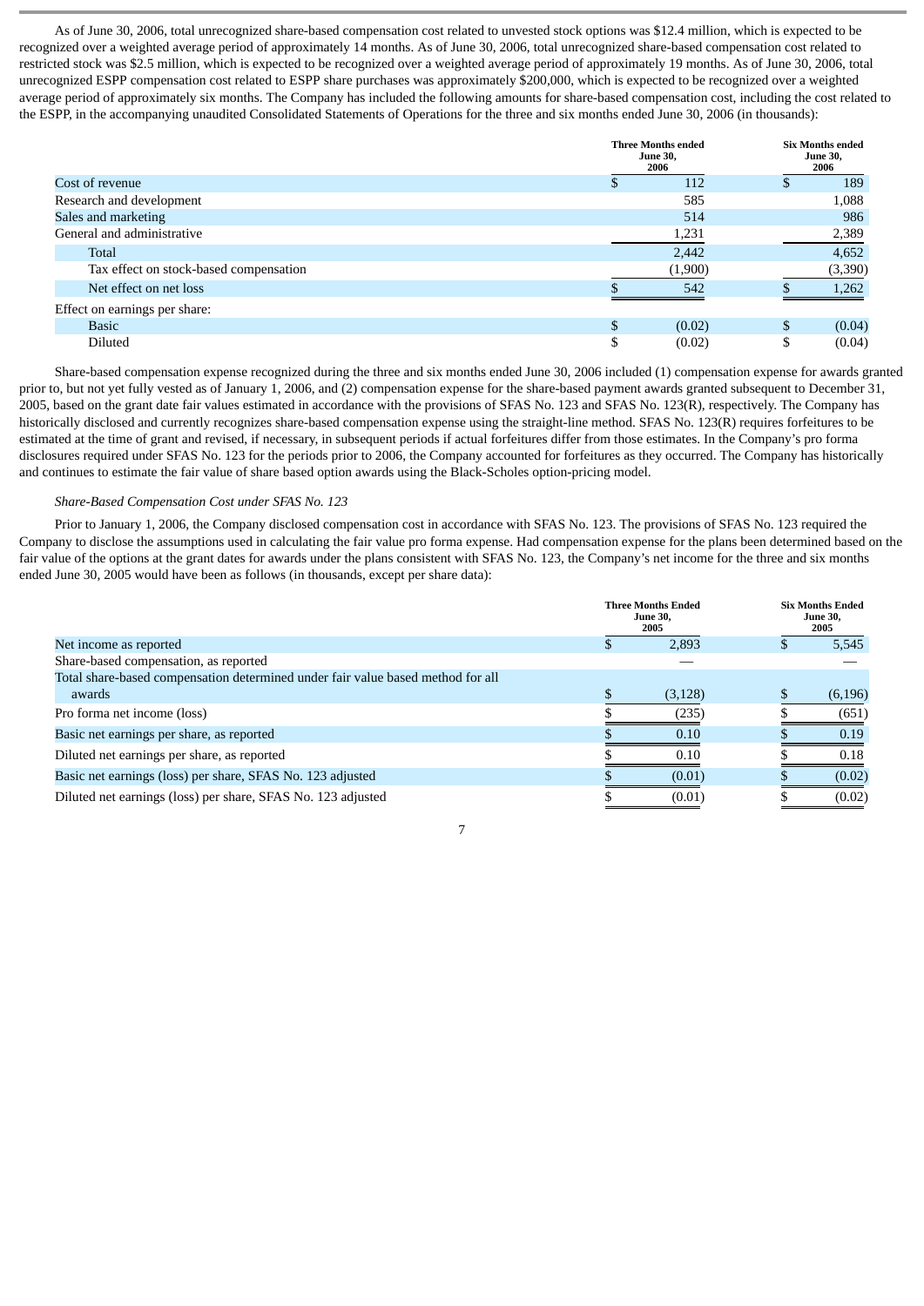As of June 30, 2006, total unrecognized share-based compensation cost related to unvested stock options was $12.4 million, which is expected to be recognized over a weighted average period of approximately 14 months. As of June 30, 2006, total unrecognized share-based compensation cost related to restricted stock was $2.5 million, which is expected to be recognized over a weighted average period of approximately 19 months. As of June 30, 2006, total unrecognized ESPP compensation cost related to ESPP share purchases was approximately $200,000, which is expected to be recognized over a weighted average period of approximately six months. The Company has included the following amounts for share-based compensation cost, including the cost related to the ESPP, in the accompanying unaudited Consolidated Statements of Operations for the three and six months ended June 30, 2006 (in thousands):

| | Three Months ended June 30, 2006 | Six Months ended June 30, 2006 |
|---|---|---|
| Cost of revenue | $ 112 | $ 189 |
| Research and development | 585 | 1,088 |
| Sales and marketing | 514 | 986 |
| General and administrative | 1,231 | 2,389 |
| Total | 2,442 | 4,652 |
| Tax effect on stock-based compensation | (1,900) | (3,390) |
| Net effect on net loss | $ 542 | $ 1,262 |
| Effect on earnings per share: | | |
| Basic | $ (0.02) | $ (0.04) |
| Diluted | $ (0.02) | $ (0.04) |

Share-based compensation expense recognized during the three and six months ended June 30, 2006 included (1) compensation expense for awards granted prior to, but not yet fully vested as of January 1, 2006, and (2) compensation expense for the share-based payment awards granted subsequent to December 31, 2005, based on the grant date fair values estimated in accordance with the provisions of SFAS No. 123 and SFAS No. 123(R), respectively. The Company has historically disclosed and currently recognizes share-based compensation expense using the straight-line method. SFAS No. 123(R) requires forfeitures to be estimated at the time of grant and revised, if necessary, in subsequent periods if actual forfeitures differ from those estimates. In the Company's pro forma disclosures required under SFAS No. 123 for the periods prior to 2006, the Company accounted for forfeitures as they occurred. The Company has historically and continues to estimate the fair value of share based option awards using the Black-Scholes option-pricing model.

*Share-Based Compensation Cost under SFAS No. 123*

Prior to January 1, 2006, the Company disclosed compensation cost in accordance with SFAS No. 123. The provisions of SFAS No. 123 required the Company to disclose the assumptions used in calculating the fair value pro forma expense. Had compensation expense for the plans been determined based on the fair value of the options at the grant dates for awards under the plans consistent with SFAS No. 123, the Company's net income for the three and six months ended June 30, 2005 would have been as follows (in thousands, except per share data):

| | Three Months Ended June 30, 2005 | Six Months Ended June 30, 2005 |
|---|---|---|
| Net income as reported | $ 2,893 | $ 5,545 |
| Share-based compensation, as reported | — | — |
| Total share-based compensation determined under fair value based method for all awards | $ (3,128) | $ (6,196) |
| Pro forma net income (loss) | $ (235) | $ (651) |
| Basic net earnings per share, as reported | $ 0.10 | $ 0.19 |
| Diluted net earnings per share, as reported | $ 0.10 | $ 0.18 |
| Basic net earnings (loss) per share, SFAS No. 123 adjusted | $ (0.01) | $ (0.02) |
| Diluted net earnings (loss) per share, SFAS No. 123 adjusted | $ (0.01) | $ (0.02) |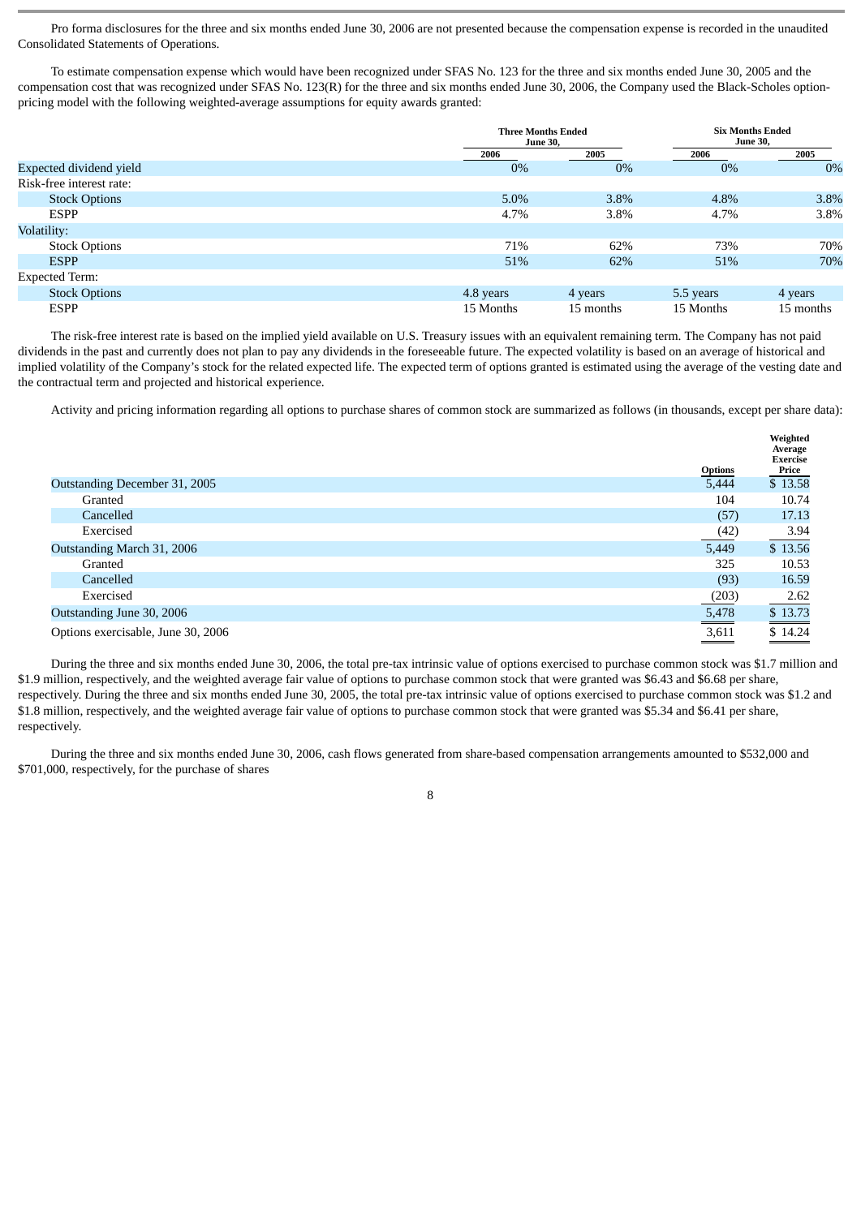Pro forma disclosures for the three and six months ended June 30, 2006 are not presented because the compensation expense is recorded in the unaudited Consolidated Statements of Operations.

To estimate compensation expense which would have been recognized under SFAS No. 123 for the three and six months ended June 30, 2005 and the compensation cost that was recognized under SFAS No. 123(R) for the three and six months ended June 30, 2006, the Company used the Black-Scholes option-pricing model with the following weighted-average assumptions for equity awards granted:

| | Three Months Ended June 30, | | Six Months Ended June 30, | |
|---|---|---|---|---|
| | 2006 | 2005 | 2006 | 2005 |
| Expected dividend yield | 0% | 0% | 0% | 0% |
| Risk-free interest rate: | | | | |
| Stock Options | 5.0% | 3.8% | 4.8% | 3.8% |
| ESPP | 4.7% | 3.8% | 4.7% | 3.8% |
| Volatility: | | | | |
| Stock Options | 71% | 62% | 73% | 70% |
| ESPP | 51% | 62% | 51% | 70% |
| Expected Term: | | | | |
| Stock Options | 4.8 years | 4 years | 5.5 years | 4 years |
| ESPP | 15 Months | 15 months | 15 Months | 15 months |

The risk-free interest rate is based on the implied yield available on U.S. Treasury issues with an equivalent remaining term. The Company has not paid dividends in the past and currently does not plan to pay any dividends in the foreseeable future. The expected volatility is based on an average of historical and implied volatility of the Company's stock for the related expected life. The expected term of options granted is estimated using the average of the vesting date and the contractual term and projected and historical experience.

Activity and pricing information regarding all options to purchase shares of common stock are summarized as follows (in thousands, except per share data):

| | Options | Weighted Average Exercise Price |
|---|---|---|
| Outstanding December 31, 2005 | 5,444 | $ 13.58 |
| Granted | 104 | 10.74 |
| Cancelled | (57) | 17.13 |
| Exercised | (42) | 3.94 |
| Outstanding March 31, 2006 | 5,449 | $ 13.56 |
| Granted | 325 | 10.53 |
| Cancelled | (93) | 16.59 |
| Exercised | (203) | 2.62 |
| Outstanding June 30, 2006 | 5,478 | $ 13.73 |
| Options exercisable, June 30, 2006 | 3,611 | $ 14.24 |

During the three and six months ended June 30, 2006, the total pre-tax intrinsic value of options exercised to purchase common stock was $1.7 million and $1.9 million, respectively, and the weighted average fair value of options to purchase common stock that were granted was $6.43 and $6.68 per share, respectively. During the three and six months ended June 30, 2005, the total pre-tax intrinsic value of options exercised to purchase common stock was $1.2 and $1.8 million, respectively, and the weighted average fair value of options to purchase common stock that were granted was $5.34 and $6.41 per share, respectively.

During the three and six months ended June 30, 2006, cash flows generated from share-based compensation arrangements amounted to $532,000 and $701,000, respectively, for the purchase of shares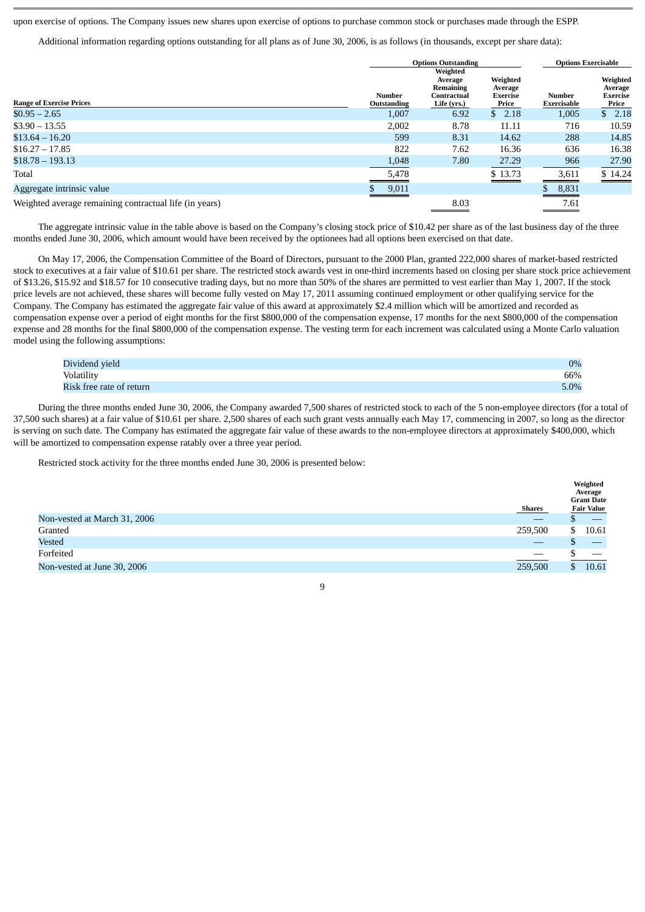upon exercise of options. The Company issues new shares upon exercise of options to purchase common stock or purchases made through the ESPP.

Additional information regarding options outstanding for all plans as of June 30, 2006, is as follows (in thousands, except per share data):

| | Options Outstanding | | | Options Exercisable | |
|---|---|---|---|---|---|
| Range of Exercise Prices | Number Outstanding | Weighted Average Remaining Contractual Life (yrs.) | Weighted Average Exercise Price | Number Exercisable | Weighted Average Exercise Price |
| $0.95 – 2.65 | 1,007 | 6.92 | $ 2.18 | 1,005 | $ 2.18 |
| $3.90 – 13.55 | 2,002 | 8.78 | 11.11 | 716 | 10.59 |
| $13.64 – 16.20 | 599 | 8.31 | 14.62 | 288 | 14.85 |
| $16.27 – 17.85 | 822 | 7.62 | 16.36 | 636 | 16.38 |
| $18.78 – 193.13 | 1,048 | 7.80 | 27.29 | 966 | 27.90 |
| Total | 5,478 | | $ 13.73 | 3,611 | $ 14.24 |
| Aggregate intrinsic value | $ 9,011 | | | $ 8,831 | |
| Weighted average remaining contractual life (in years) | | 8.03 | | 7.61 | |

The aggregate intrinsic value in the table above is based on the Company's closing stock price of $10.42 per share as of the last business day of the three months ended June 30, 2006, which amount would have been received by the optionees had all options been exercised on that date.

On May 17, 2006, the Compensation Committee of the Board of Directors, pursuant to the 2000 Plan, granted 222,000 shares of market-based restricted stock to executives at a fair value of $10.61 per share. The restricted stock awards vest in one-third increments based on closing per share stock price achievement of $13.26, $15.92 and $18.57 for 10 consecutive trading days, but no more than 50% of the shares are permitted to vest earlier than May 1, 2007. If the stock price levels are not achieved, these shares will become fully vested on May 17, 2011 assuming continued employment or other qualifying service for the Company. The Company has estimated the aggregate fair value of this award at approximately $2.4 million which will be amortized and recorded as compensation expense over a period of eight months for the first $800,000 of the compensation expense, 17 months for the next $800,000 of the compensation expense and 28 months for the final $800,000 of the compensation expense. The vesting term for each increment was calculated using a Monte Carlo valuation model using the following assumptions:

| | |
|---|---|
| Dividend yield | 0% |
| Volatility | 66% |
| Risk free rate of return | 5.0% |

During the three months ended June 30, 2006, the Company awarded 7,500 shares of restricted stock to each of the 5 non-employee directors (for a total of 37,500 such shares) at a fair value of $10.61 per share. 2,500 shares of each such grant vests annually each May 17, commencing in 2007, so long as the director is serving on such date. The Company has estimated the aggregate fair value of these awards to the non-employee directors at approximately $400,000, which will be amortized to compensation expense ratably over a three year period.

Restricted stock activity for the three months ended June 30, 2006 is presented below:

| | Shares | Weighted Average Grant Date Fair Value |
|---|---|---|
| Non-vested at March 31, 2006 | — | $ — |
| Granted | 259,500 | $ 10.61 |
| Vested | — | $ — |
| Forfeited | — | $ — |
| Non-vested at June 30, 2006 | 259,500 | $ 10.61 |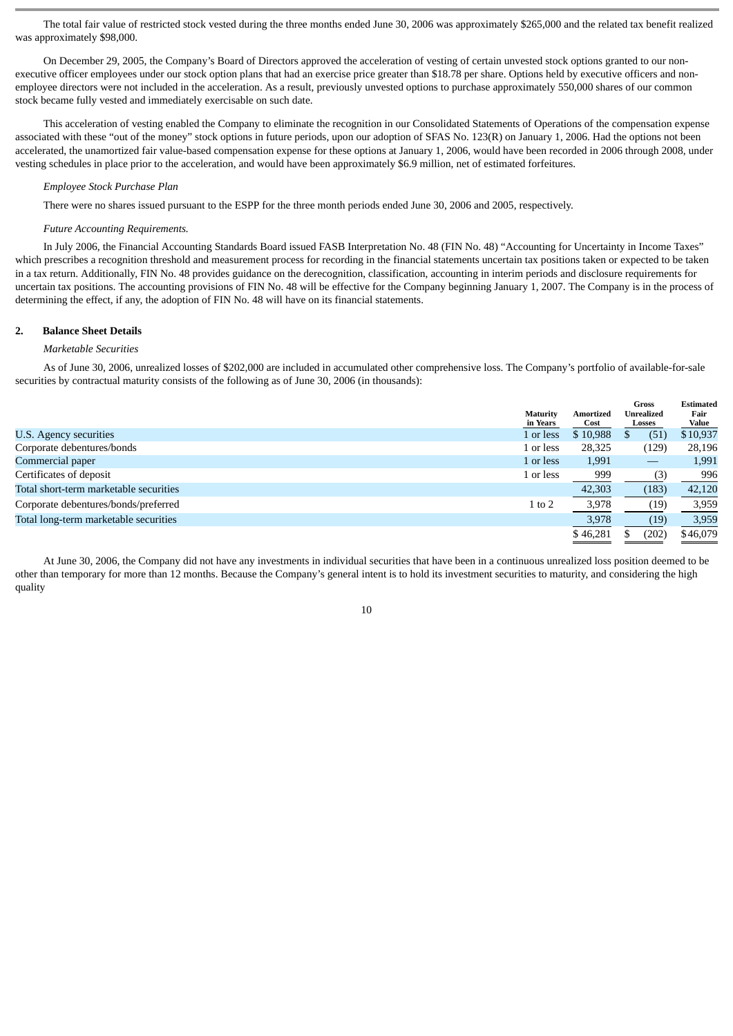The total fair value of restricted stock vested during the three months ended June 30, 2006 was approximately $265,000 and the related tax benefit realized was approximately $98,000.

On December 29, 2005, the Company's Board of Directors approved the acceleration of vesting of certain unvested stock options granted to our non-executive officer employees under our stock option plans that had an exercise price greater than $18.78 per share. Options held by executive officers and non-employee directors were not included in the acceleration. As a result, previously unvested options to purchase approximately 550,000 shares of our common stock became fully vested and immediately exercisable on such date.

This acceleration of vesting enabled the Company to eliminate the recognition in our Consolidated Statements of Operations of the compensation expense associated with these "out of the money" stock options in future periods, upon our adoption of SFAS No. 123(R) on January 1, 2006. Had the options not been accelerated, the unamortized fair value-based compensation expense for these options at January 1, 2006, would have been recorded in 2006 through 2008, under vesting schedules in place prior to the acceleration, and would have been approximately $6.9 million, net of estimated forfeitures.

*Employee Stock Purchase Plan*

There were no shares issued pursuant to the ESPP for the three month periods ended June 30, 2006 and 2005, respectively.

*Future Accounting Requirements.*

In July 2006, the Financial Accounting Standards Board issued FASB Interpretation No. 48 (FIN No. 48) "Accounting for Uncertainty in Income Taxes" which prescribes a recognition threshold and measurement process for recording in the financial statements uncertain tax positions taken or expected to be taken in a tax return. Additionally, FIN No. 48 provides guidance on the derecognition, classification, accounting in interim periods and disclosure requirements for uncertain tax positions. The accounting provisions of FIN No. 48 will be effective for the Company beginning January 1, 2007. The Company is in the process of determining the effect, if any, the adoption of FIN No. 48 will have on its financial statements.

## 2. Balance Sheet Details

*Marketable Securities*

As of June 30, 2006, unrealized losses of $202,000 are included in accumulated other comprehensive loss. The Company's portfolio of available-for-sale securities by contractual maturity consists of the following as of June 30, 2006 (in thousands):

| | Maturity in Years | Amortized Cost | Gross Unrealized Losses | Estimated Fair Value |
|---|---|---|---|---|
| U.S. Agency securities | 1 or less | $ 10,988 | $ (51) | $10,937 |
| Corporate debentures/bonds | 1 or less | 28,325 | (129) | 28,196 |
| Commercial paper | 1 or less | 1,991 | — | 1,991 |
| Certificates of deposit | 1 or less | 999 | (3) | 996 |
| Total short-term marketable securities | | 42,303 | (183) | 42,120 |
| Corporate debentures/bonds/preferred | 1 to 2 | 3,978 | (19) | 3,959 |
| Total long-term marketable securities | | 3,978 | (19) | 3,959 |
| | | $ 46,281 | $ (202) | $46,079 |

At June 30, 2006, the Company did not have any investments in individual securities that have been in a continuous unrealized loss position deemed to be other than temporary for more than 12 months. Because the Company's general intent is to hold its investment securities to maturity, and considering the high quality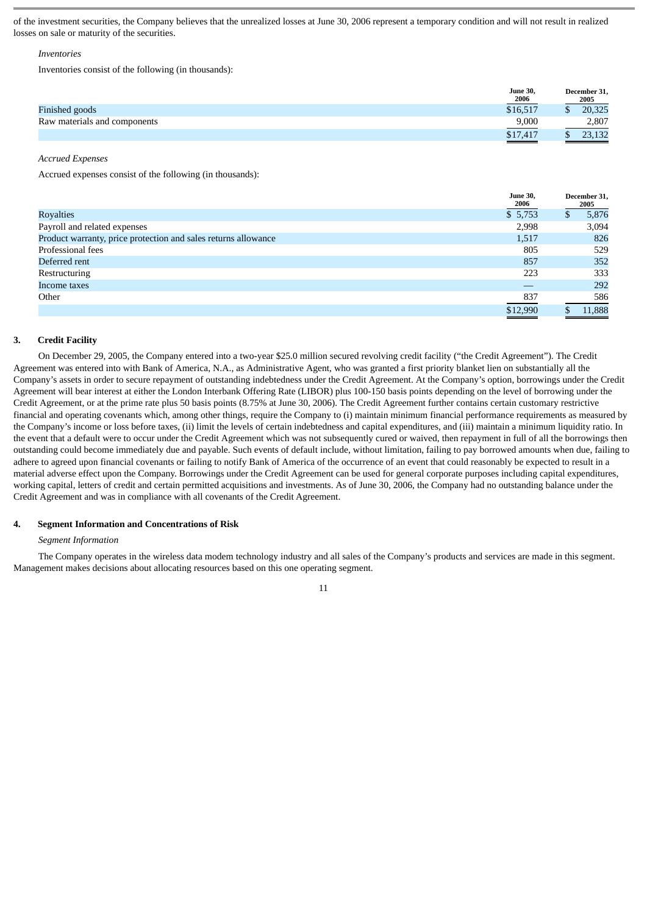of the investment securities, the Company believes that the unrealized losses at June 30, 2006 represent a temporary condition and will not result in realized losses on sale or maturity of the securities.

*Inventories*

Inventories consist of the following (in thousands):

| | June 30, 2006 | December 31, 2005 |
|---|---|---|
| Finished goods | $16,517 | $ 20,325 |
| Raw materials and components | 9,000 | 2,807 |
| | $17,417 | $ 23,132 |

*Accrued Expenses*

Accrued expenses consist of the following (in thousands):

| | June 30, 2006 | December 31, 2005 |
|---|---|---|
| Royalties | $ 5,753 | $ 5,876 |
| Payroll and related expenses | 2,998 | 3,094 |
| Product warranty, price protection and sales returns allowance | 1,517 | 826 |
| Professional fees | 805 | 529 |
| Deferred rent | 857 | 352 |
| Restructuring | 223 | 333 |
| Income taxes | — | 292 |
| Other | 837 | 586 |
| | $12,990 | $ 11,888 |

## 3. Credit Facility

On December 29, 2005, the Company entered into a two-year $25.0 million secured revolving credit facility ("the Credit Agreement"). The Credit Agreement was entered into with Bank of America, N.A., as Administrative Agent, who was granted a first priority blanket lien on substantially all the Company's assets in order to secure repayment of outstanding indebtedness under the Credit Agreement. At the Company's option, borrowings under the Credit Agreement will bear interest at either the London Interbank Offering Rate (LIBOR) plus 100-150 basis points depending on the level of borrowing under the Credit Agreement, or at the prime rate plus 50 basis points (8.75% at June 30, 2006). The Credit Agreement further contains certain customary restrictive financial and operating covenants which, among other things, require the Company to (i) maintain minimum financial performance requirements as measured by the Company's income or loss before taxes, (ii) limit the levels of certain indebtedness and capital expenditures, and (iii) maintain a minimum liquidity ratio. In the event that a default were to occur under the Credit Agreement which was not subsequently cured or waived, then repayment in full of all the borrowings then outstanding could become immediately due and payable. Such events of default include, without limitation, failing to pay borrowed amounts when due, failing to adhere to agreed upon financial covenants or failing to notify Bank of America of the occurrence of an event that could reasonably be expected to result in a material adverse effect upon the Company. Borrowings under the Credit Agreement can be used for general corporate purposes including capital expenditures, working capital, letters of credit and certain permitted acquisitions and investments. As of June 30, 2006, the Company had no outstanding balance under the Credit Agreement and was in compliance with all covenants of the Credit Agreement.

## 4. Segment Information and Concentrations of Risk

*Segment Information*

The Company operates in the wireless data modem technology industry and all sales of the Company's products and services are made in this segment. Management makes decisions about allocating resources based on this one operating segment.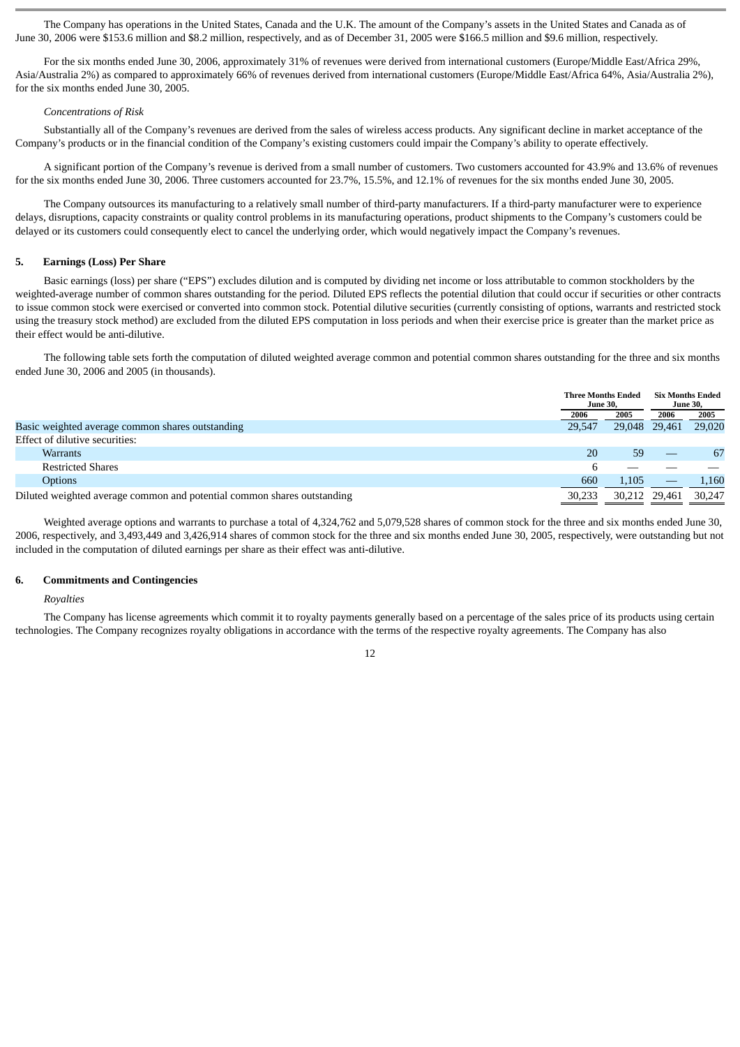The Company has operations in the United States, Canada and the U.K. The amount of the Company's assets in the United States and Canada as of June 30, 2006 were $153.6 million and $8.2 million, respectively, and as of December 31, 2005 were $166.5 million and $9.6 million, respectively.

For the six months ended June 30, 2006, approximately 31% of revenues were derived from international customers (Europe/Middle East/Africa 29%, Asia/Australia 2%) as compared to approximately 66% of revenues derived from international customers (Europe/Middle East/Africa 64%, Asia/Australia 2%), for the six months ended June 30, 2005.

*Concentrations of Risk*

Substantially all of the Company's revenues are derived from the sales of wireless access products. Any significant decline in market acceptance of the Company's products or in the financial condition of the Company's existing customers could impair the Company's ability to operate effectively.

A significant portion of the Company's revenue is derived from a small number of customers. Two customers accounted for 43.9% and 13.6% of revenues for the six months ended June 30, 2006. Three customers accounted for 23.7%, 15.5%, and 12.1% of revenues for the six months ended June 30, 2005.

The Company outsources its manufacturing to a relatively small number of third-party manufacturers. If a third-party manufacturer were to experience delays, disruptions, capacity constraints or quality control problems in its manufacturing operations, product shipments to the Company's customers could be delayed or its customers could consequently elect to cancel the underlying order, which would negatively impact the Company's revenues.

## 5. Earnings (Loss) Per Share

Basic earnings (loss) per share ("EPS") excludes dilution and is computed by dividing net income or loss attributable to common stockholders by the weighted-average number of common shares outstanding for the period. Diluted EPS reflects the potential dilution that could occur if securities or other contracts to issue common stock were exercised or converted into common stock. Potential dilutive securities (currently consisting of options, warrants and restricted stock using the treasury stock method) are excluded from the diluted EPS computation in loss periods and when their exercise price is greater than the market price as their effect would be anti-dilutive.

The following table sets forth the computation of diluted weighted average common and potential common shares outstanding for the three and six months ended June 30, 2006 and 2005 (in thousands).

| | Three Months Ended June 30, | | Six Months Ended June 30, | |
|---|---|---|---|---|
| | 2006 | 2005 | 2006 | 2005 |
| Basic weighted average common shares outstanding | 29,547 | 29,048 | 29,461 | 29,020 |
| Effect of dilutive securities: | | | | |
| Warrants | 20 | 59 | — | 67 |
| Restricted Shares | 6 | — | — | — |
| Options | 660 | 1,105 | — | 1,160 |
| Diluted weighted average common and potential common shares outstanding | 30,233 | 30,212 | 29,461 | 30,247 |

Weighted average options and warrants to purchase a total of 4,324,762 and 5,079,528 shares of common stock for the three and six months ended June 30, 2006, respectively, and 3,493,449 and 3,426,914 shares of common stock for the three and six months ended June 30, 2005, respectively, were outstanding but not included in the computation of diluted earnings per share as their effect was anti-dilutive.

## 6. Commitments and Contingencies

*Royalties*

The Company has license agreements which commit it to royalty payments generally based on a percentage of the sales price of its products using certain technologies. The Company recognizes royalty obligations in accordance with the terms of the respective royalty agreements. The Company has also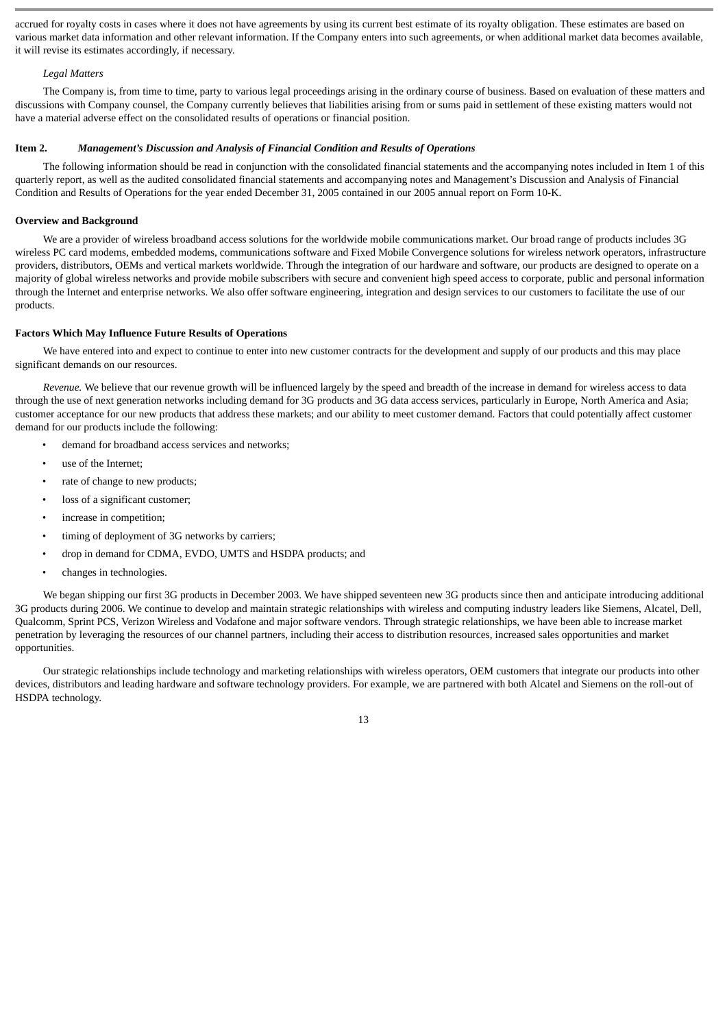accrued for royalty costs in cases where it does not have agreements by using its current best estimate of its royalty obligation. These estimates are based on various market data information and other relevant information. If the Company enters into such agreements, or when additional market data becomes available, it will revise its estimates accordingly, if necessary.

*Legal Matters*

The Company is, from time to time, party to various legal proceedings arising in the ordinary course of business. Based on evaluation of these matters and discussions with Company counsel, the Company currently believes that liabilities arising from or sums paid in settlement of these existing matters would not have a material adverse effect on the consolidated results of operations or financial position.

## Item 2. *Management's Discussion and Analysis of Financial Condition and Results of Operations*

The following information should be read in conjunction with the consolidated financial statements and the accompanying notes included in Item 1 of this quarterly report, as well as the audited consolidated financial statements and accompanying notes and Management's Discussion and Analysis of Financial Condition and Results of Operations for the year ended December 31, 2005 contained in our 2005 annual report on Form 10-K.

### Overview and Background

We are a provider of wireless broadband access solutions for the worldwide mobile communications market. Our broad range of products includes 3G wireless PC card modems, embedded modems, communications software and Fixed Mobile Convergence solutions for wireless network operators, infrastructure providers, distributors, OEMs and vertical markets worldwide. Through the integration of our hardware and software, our products are designed to operate on a majority of global wireless networks and provide mobile subscribers with secure and convenient high speed access to corporate, public and personal information through the Internet and enterprise networks. We also offer software engineering, integration and design services to our customers to facilitate the use of our products.

### Factors Which May Influence Future Results of Operations

We have entered into and expect to continue to enter into new customer contracts for the development and supply of our products and this may place significant demands on our resources.

*Revenue.* We believe that our revenue growth will be influenced largely by the speed and breadth of the increase in demand for wireless access to data through the use of next generation networks including demand for 3G products and 3G data access services, particularly in Europe, North America and Asia; customer acceptance for our new products that address these markets; and our ability to meet customer demand. Factors that could potentially affect customer demand for our products include the following:

- demand for broadband access services and networks;
- use of the Internet;
- rate of change to new products;
- loss of a significant customer;
- increase in competition;
- timing of deployment of 3G networks by carriers;
- drop in demand for CDMA, EVDO, UMTS and HSDPA products; and
- changes in technologies.

We began shipping our first 3G products in December 2003. We have shipped seventeen new 3G products since then and anticipate introducing additional 3G products during 2006. We continue to develop and maintain strategic relationships with wireless and computing industry leaders like Siemens, Alcatel, Dell, Qualcomm, Sprint PCS, Verizon Wireless and Vodafone and major software vendors. Through strategic relationships, we have been able to increase market penetration by leveraging the resources of our channel partners, including their access to distribution resources, increased sales opportunities and market opportunities.

Our strategic relationships include technology and marketing relationships with wireless operators, OEM customers that integrate our products into other devices, distributors and leading hardware and software technology providers. For example, we are partnered with both Alcatel and Siemens on the roll-out of HSDPA technology.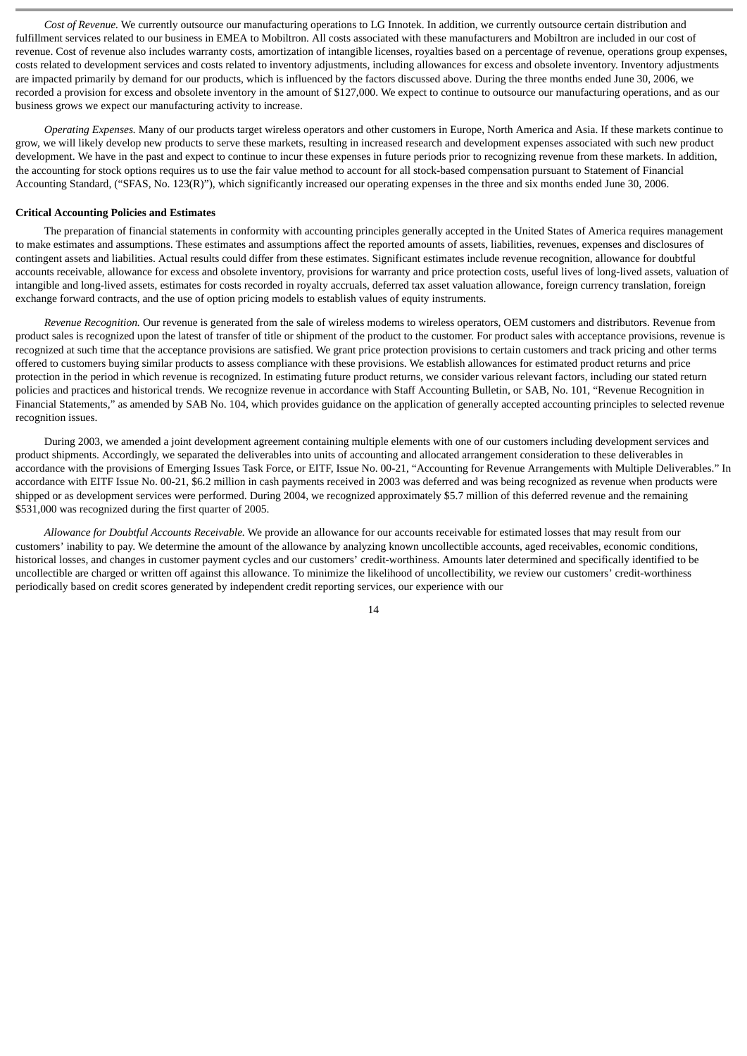*Cost of Revenue.* We currently outsource our manufacturing operations to LG Innotek. In addition, we currently outsource certain distribution and fulfillment services related to our business in EMEA to Mobiltron. All costs associated with these manufacturers and Mobiltron are included in our cost of revenue. Cost of revenue also includes warranty costs, amortization of intangible licenses, royalties based on a percentage of revenue, operations group expenses, costs related to development services and costs related to inventory adjustments, including allowances for excess and obsolete inventory. Inventory adjustments are impacted primarily by demand for our products, which is influenced by the factors discussed above. During the three months ended June 30, 2006, we recorded a provision for excess and obsolete inventory in the amount of $127,000. We expect to continue to outsource our manufacturing operations, and as our business grows we expect our manufacturing activity to increase.

*Operating Expenses.* Many of our products target wireless operators and other customers in Europe, North America and Asia. If these markets continue to grow, we will likely develop new products to serve these markets, resulting in increased research and development expenses associated with such new product development. We have in the past and expect to continue to incur these expenses in future periods prior to recognizing revenue from these markets. In addition, the accounting for stock options requires us to use the fair value method to account for all stock-based compensation pursuant to Statement of Financial Accounting Standard, ("SFAS, No. 123(R)"), which significantly increased our operating expenses in the three and six months ended June 30, 2006.

**Critical Accounting Policies and Estimates**

The preparation of financial statements in conformity with accounting principles generally accepted in the United States of America requires management to make estimates and assumptions. These estimates and assumptions affect the reported amounts of assets, liabilities, revenues, expenses and disclosures of contingent assets and liabilities. Actual results could differ from these estimates. Significant estimates include revenue recognition, allowance for doubtful accounts receivable, allowance for excess and obsolete inventory, provisions for warranty and price protection costs, useful lives of long-lived assets, valuation of intangible and long-lived assets, estimates for costs recorded in royalty accruals, deferred tax asset valuation allowance, foreign currency translation, foreign exchange forward contracts, and the use of option pricing models to establish values of equity instruments.

*Revenue Recognition.* Our revenue is generated from the sale of wireless modems to wireless operators, OEM customers and distributors. Revenue from product sales is recognized upon the latest of transfer of title or shipment of the product to the customer. For product sales with acceptance provisions, revenue is recognized at such time that the acceptance provisions are satisfied. We grant price protection provisions to certain customers and track pricing and other terms offered to customers buying similar products to assess compliance with these provisions. We establish allowances for estimated product returns and price protection in the period in which revenue is recognized. In estimating future product returns, we consider various relevant factors, including our stated return policies and practices and historical trends. We recognize revenue in accordance with Staff Accounting Bulletin, or SAB, No. 101, "Revenue Recognition in Financial Statements," as amended by SAB No. 104, which provides guidance on the application of generally accepted accounting principles to selected revenue recognition issues.

During 2003, we amended a joint development agreement containing multiple elements with one of our customers including development services and product shipments. Accordingly, we separated the deliverables into units of accounting and allocated arrangement consideration to these deliverables in accordance with the provisions of Emerging Issues Task Force, or EITF, Issue No. 00-21, "Accounting for Revenue Arrangements with Multiple Deliverables." In accordance with EITF Issue No. 00-21, $6.2 million in cash payments received in 2003 was deferred and was being recognized as revenue when products were shipped or as development services were performed. During 2004, we recognized approximately $5.7 million of this deferred revenue and the remaining $531,000 was recognized during the first quarter of 2005.

*Allowance for Doubtful Accounts Receivable.* We provide an allowance for our accounts receivable for estimated losses that may result from our customers' inability to pay. We determine the amount of the allowance by analyzing known uncollectible accounts, aged receivables, economic conditions, historical losses, and changes in customer payment cycles and our customers' credit-worthiness. Amounts later determined and specifically identified to be uncollectible are charged or written off against this allowance. To minimize the likelihood of uncollectibility, we review our customers' credit-worthiness periodically based on credit scores generated by independent credit reporting services, our experience with our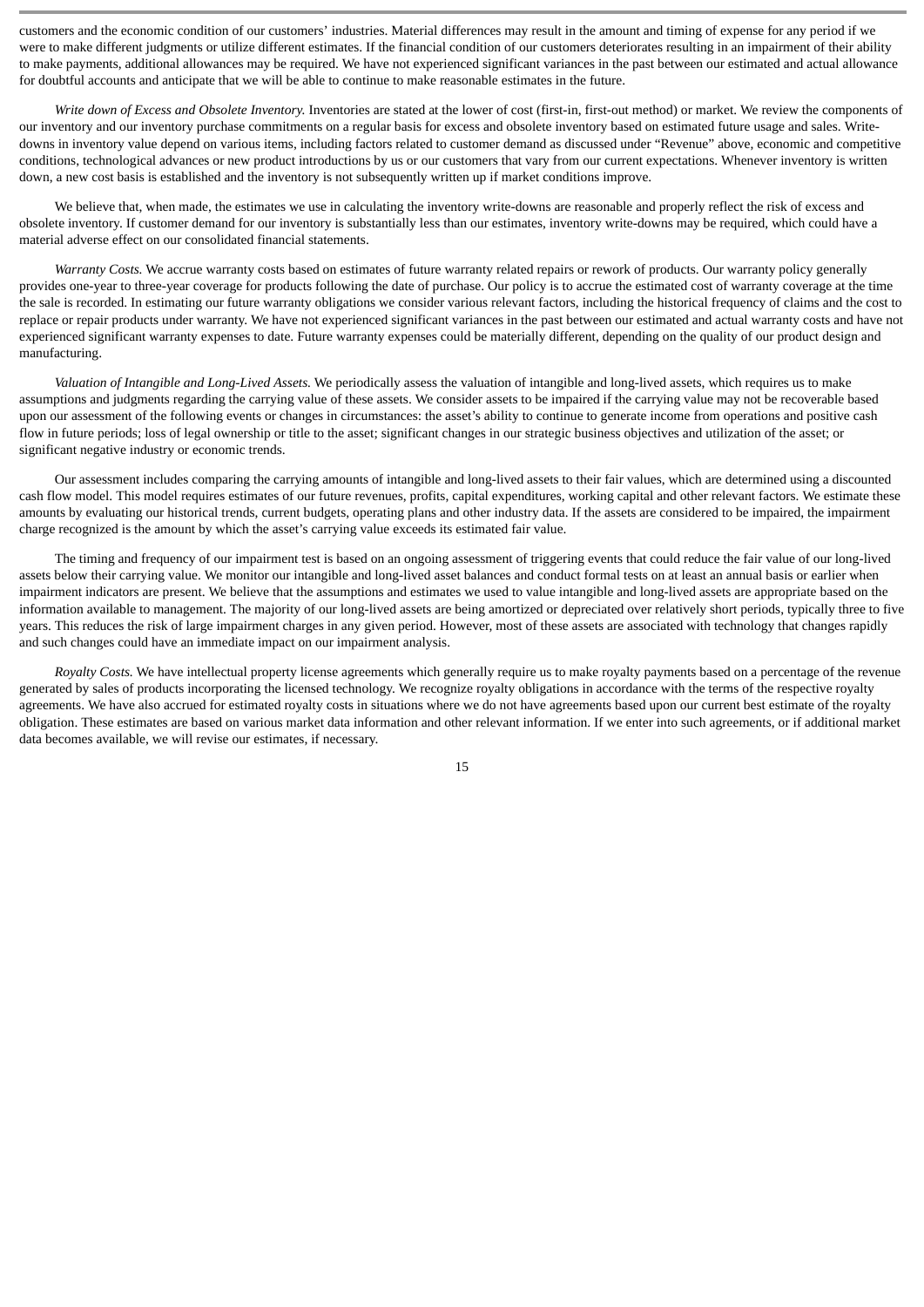customers and the economic condition of our customers' industries. Material differences may result in the amount and timing of expense for any period if we were to make different judgments or utilize different estimates. If the financial condition of our customers deteriorates resulting in an impairment of their ability to make payments, additional allowances may be required. We have not experienced significant variances in the past between our estimated and actual allowance for doubtful accounts and anticipate that we will be able to continue to make reasonable estimates in the future.

*Write down of Excess and Obsolete Inventory.* Inventories are stated at the lower of cost (first-in, first-out method) or market. We review the components of our inventory and our inventory purchase commitments on a regular basis for excess and obsolete inventory based on estimated future usage and sales. Write-downs in inventory value depend on various items, including factors related to customer demand as discussed under "Revenue" above, economic and competitive conditions, technological advances or new product introductions by us or our customers that vary from our current expectations. Whenever inventory is written down, a new cost basis is established and the inventory is not subsequently written up if market conditions improve.

We believe that, when made, the estimates we use in calculating the inventory write-downs are reasonable and properly reflect the risk of excess and obsolete inventory. If customer demand for our inventory is substantially less than our estimates, inventory write-downs may be required, which could have a material adverse effect on our consolidated financial statements.

*Warranty Costs.* We accrue warranty costs based on estimates of future warranty related repairs or rework of products. Our warranty policy generally provides one-year to three-year coverage for products following the date of purchase. Our policy is to accrue the estimated cost of warranty coverage at the time the sale is recorded. In estimating our future warranty obligations we consider various relevant factors, including the historical frequency of claims and the cost to replace or repair products under warranty. We have not experienced significant variances in the past between our estimated and actual warranty costs and have not experienced significant warranty expenses to date. Future warranty expenses could be materially different, depending on the quality of our product design and manufacturing.

*Valuation of Intangible and Long-Lived Assets.* We periodically assess the valuation of intangible and long-lived assets, which requires us to make assumptions and judgments regarding the carrying value of these assets. We consider assets to be impaired if the carrying value may not be recoverable based upon our assessment of the following events or changes in circumstances: the asset's ability to continue to generate income from operations and positive cash flow in future periods; loss of legal ownership or title to the asset; significant changes in our strategic business objectives and utilization of the asset; or significant negative industry or economic trends.

Our assessment includes comparing the carrying amounts of intangible and long-lived assets to their fair values, which are determined using a discounted cash flow model. This model requires estimates of our future revenues, profits, capital expenditures, working capital and other relevant factors. We estimate these amounts by evaluating our historical trends, current budgets, operating plans and other industry data. If the assets are considered to be impaired, the impairment charge recognized is the amount by which the asset's carrying value exceeds its estimated fair value.

The timing and frequency of our impairment test is based on an ongoing assessment of triggering events that could reduce the fair value of our long-lived assets below their carrying value. We monitor our intangible and long-lived asset balances and conduct formal tests on at least an annual basis or earlier when impairment indicators are present. We believe that the assumptions and estimates we used to value intangible and long-lived assets are appropriate based on the information available to management. The majority of our long-lived assets are being amortized or depreciated over relatively short periods, typically three to five years. This reduces the risk of large impairment charges in any given period. However, most of these assets are associated with technology that changes rapidly and such changes could have an immediate impact on our impairment analysis.

*Royalty Costs.* We have intellectual property license agreements which generally require us to make royalty payments based on a percentage of the revenue generated by sales of products incorporating the licensed technology. We recognize royalty obligations in accordance with the terms of the respective royalty agreements. We have also accrued for estimated royalty costs in situations where we do not have agreements based upon our current best estimate of the royalty obligation. These estimates are based on various market data information and other relevant information. If we enter into such agreements, or if additional market data becomes available, we will revise our estimates, if necessary.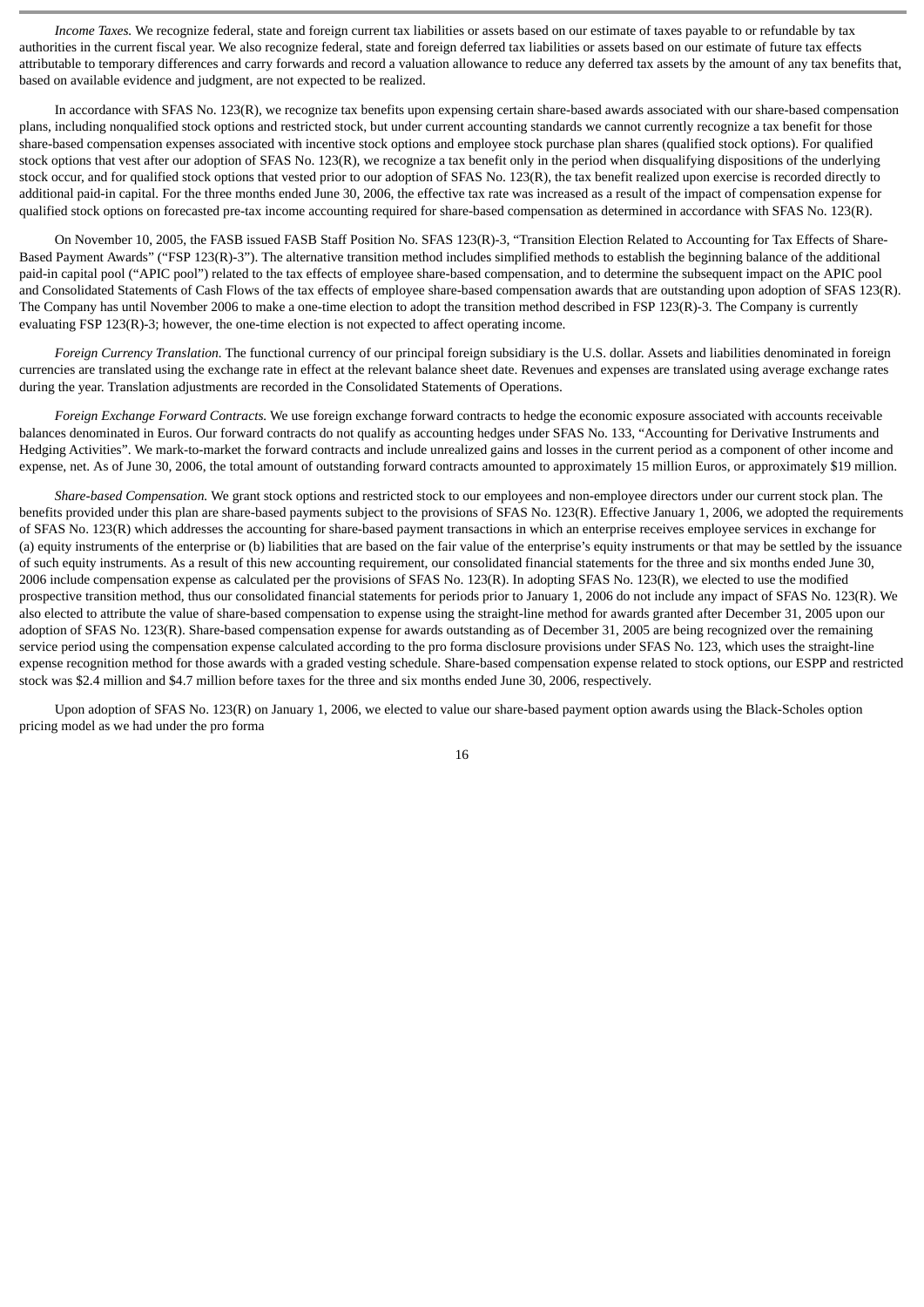*Income Taxes.* We recognize federal, state and foreign current tax liabilities or assets based on our estimate of taxes payable to or refundable by tax authorities in the current fiscal year. We also recognize federal, state and foreign deferred tax liabilities or assets based on our estimate of future tax effects attributable to temporary differences and carry forwards and record a valuation allowance to reduce any deferred tax assets by the amount of any tax benefits that, based on available evidence and judgment, are not expected to be realized.

In accordance with SFAS No. 123(R), we recognize tax benefits upon expensing certain share-based awards associated with our share-based compensation plans, including nonqualified stock options and restricted stock, but under current accounting standards we cannot currently recognize a tax benefit for those share-based compensation expenses associated with incentive stock options and employee stock purchase plan shares (qualified stock options). For qualified stock options that vest after our adoption of SFAS No. 123(R), we recognize a tax benefit only in the period when disqualifying dispositions of the underlying stock occur, and for qualified stock options that vested prior to our adoption of SFAS No. 123(R), the tax benefit realized upon exercise is recorded directly to additional paid-in capital. For the three months ended June 30, 2006, the effective tax rate was increased as a result of the impact of compensation expense for qualified stock options on forecasted pre-tax income accounting required for share-based compensation as determined in accordance with SFAS No. 123(R).

On November 10, 2005, the FASB issued FASB Staff Position No. SFAS 123(R)-3, "Transition Election Related to Accounting for Tax Effects of Share-Based Payment Awards" ("FSP 123(R)-3"). The alternative transition method includes simplified methods to establish the beginning balance of the additional paid-in capital pool ("APIC pool") related to the tax effects of employee share-based compensation, and to determine the subsequent impact on the APIC pool and Consolidated Statements of Cash Flows of the tax effects of employee share-based compensation awards that are outstanding upon adoption of SFAS 123(R). The Company has until November 2006 to make a one-time election to adopt the transition method described in FSP 123(R)-3. The Company is currently evaluating FSP 123(R)-3; however, the one-time election is not expected to affect operating income.

*Foreign Currency Translation.* The functional currency of our principal foreign subsidiary is the U.S. dollar. Assets and liabilities denominated in foreign currencies are translated using the exchange rate in effect at the relevant balance sheet date. Revenues and expenses are translated using average exchange rates during the year. Translation adjustments are recorded in the Consolidated Statements of Operations.

*Foreign Exchange Forward Contracts.* We use foreign exchange forward contracts to hedge the economic exposure associated with accounts receivable balances denominated in Euros. Our forward contracts do not qualify as accounting hedges under SFAS No. 133, "Accounting for Derivative Instruments and Hedging Activities". We mark-to-market the forward contracts and include unrealized gains and losses in the current period as a component of other income and expense, net. As of June 30, 2006, the total amount of outstanding forward contracts amounted to approximately 15 million Euros, or approximately $19 million.

*Share-based Compensation.* We grant stock options and restricted stock to our employees and non-employee directors under our current stock plan. The benefits provided under this plan are share-based payments subject to the provisions of SFAS No. 123(R). Effective January 1, 2006, we adopted the requirements of SFAS No. 123(R) which addresses the accounting for share-based payment transactions in which an enterprise receives employee services in exchange for (a) equity instruments of the enterprise or (b) liabilities that are based on the fair value of the enterprise's equity instruments or that may be settled by the issuance of such equity instruments. As a result of this new accounting requirement, our consolidated financial statements for the three and six months ended June 30, 2006 include compensation expense as calculated per the provisions of SFAS No. 123(R). In adopting SFAS No. 123(R), we elected to use the modified prospective transition method, thus our consolidated financial statements for periods prior to January 1, 2006 do not include any impact of SFAS No. 123(R). We also elected to attribute the value of share-based compensation to expense using the straight-line method for awards granted after December 31, 2005 upon our adoption of SFAS No. 123(R). Share-based compensation expense for awards outstanding as of December 31, 2005 are being recognized over the remaining service period using the compensation expense calculated according to the pro forma disclosure provisions under SFAS No. 123, which uses the straight-line expense recognition method for those awards with a graded vesting schedule. Share-based compensation expense related to stock options, our ESPP and restricted stock was $2.4 million and $4.7 million before taxes for the three and six months ended June 30, 2006, respectively.

Upon adoption of SFAS No. 123(R) on January 1, 2006, we elected to value our share-based payment option awards using the Black-Scholes option pricing model as we had under the pro forma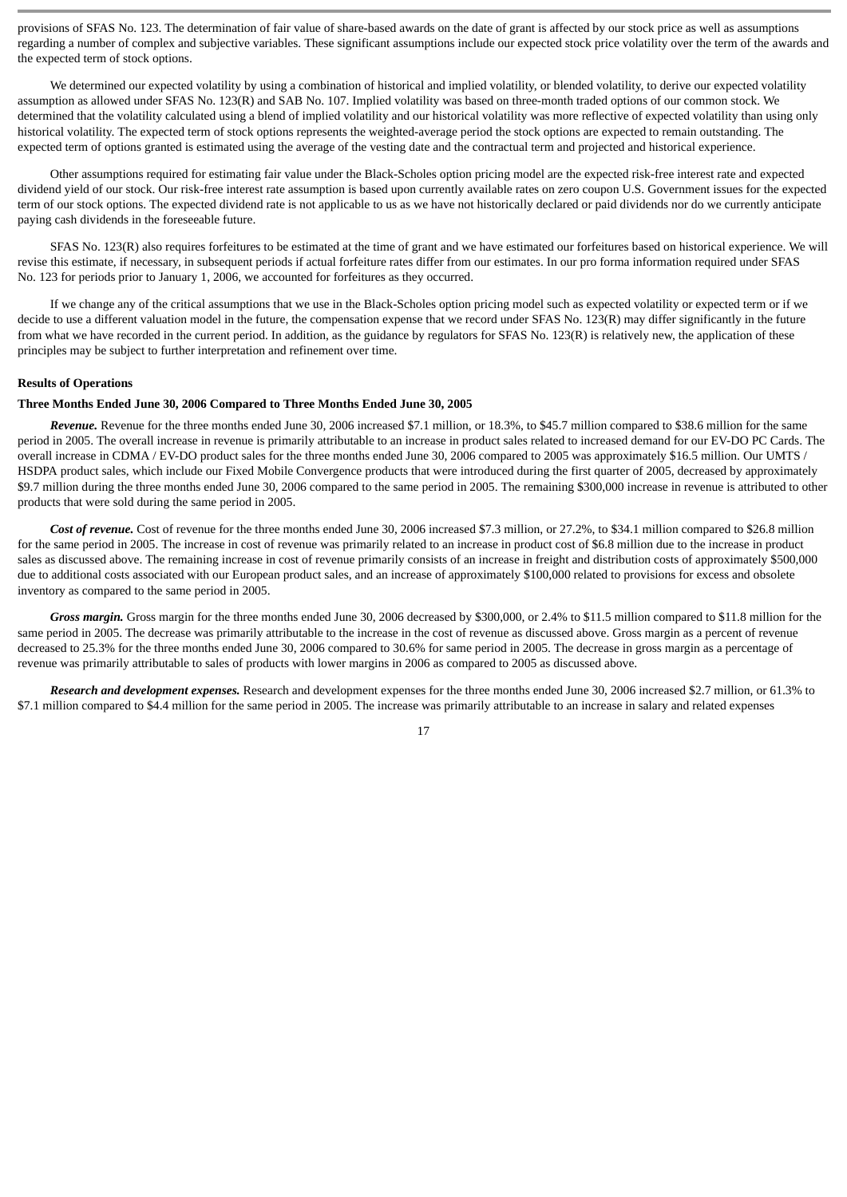provisions of SFAS No. 123. The determination of fair value of share-based awards on the date of grant is affected by our stock price as well as assumptions regarding a number of complex and subjective variables. These significant assumptions include our expected stock price volatility over the term of the awards and the expected term of stock options.

We determined our expected volatility by using a combination of historical and implied volatility, or blended volatility, to derive our expected volatility assumption as allowed under SFAS No. 123(R) and SAB No. 107. Implied volatility was based on three-month traded options of our common stock. We determined that the volatility calculated using a blend of implied volatility and our historical volatility was more reflective of expected volatility than using only historical volatility. The expected term of stock options represents the weighted-average period the stock options are expected to remain outstanding. The expected term of options granted is estimated using the average of the vesting date and the contractual term and projected and historical experience.

Other assumptions required for estimating fair value under the Black-Scholes option pricing model are the expected risk-free interest rate and expected dividend yield of our stock. Our risk-free interest rate assumption is based upon currently available rates on zero coupon U.S. Government issues for the expected term of our stock options. The expected dividend rate is not applicable to us as we have not historically declared or paid dividends nor do we currently anticipate paying cash dividends in the foreseeable future.

SFAS No. 123(R) also requires forfeitures to be estimated at the time of grant and we have estimated our forfeitures based on historical experience. We will revise this estimate, if necessary, in subsequent periods if actual forfeiture rates differ from our estimates. In our pro forma information required under SFAS No. 123 for periods prior to January 1, 2006, we accounted for forfeitures as they occurred.

If we change any of the critical assumptions that we use in the Black-Scholes option pricing model such as expected volatility or expected term or if we decide to use a different valuation model in the future, the compensation expense that we record under SFAS No. 123(R) may differ significantly in the future from what we have recorded in the current period. In addition, as the guidance by regulators for SFAS No. 123(R) is relatively new, the application of these principles may be subject to further interpretation and refinement over time.

**Results of Operations**

**Three Months Ended June 30, 2006 Compared to Three Months Ended June 30, 2005**

***Revenue.*** Revenue for the three months ended June 30, 2006 increased $7.1 million, or 18.3%, to $45.7 million compared to $38.6 million for the same period in 2005. The overall increase in revenue is primarily attributable to an increase in product sales related to increased demand for our EV-DO PC Cards. The overall increase in CDMA / EV-DO product sales for the three months ended June 30, 2006 compared to 2005 was approximately $16.5 million. Our UMTS / HSDPA product sales, which include our Fixed Mobile Convergence products that were introduced during the first quarter of 2005, decreased by approximately $9.7 million during the three months ended June 30, 2006 compared to the same period in 2005. The remaining $300,000 increase in revenue is attributed to other products that were sold during the same period in 2005.

***Cost of revenue.*** Cost of revenue for the three months ended June 30, 2006 increased $7.3 million, or 27.2%, to $34.1 million compared to $26.8 million for the same period in 2005. The increase in cost of revenue was primarily related to an increase in product cost of $6.8 million due to the increase in product sales as discussed above. The remaining increase in cost of revenue primarily consists of an increase in freight and distribution costs of approximately $500,000 due to additional costs associated with our European product sales, and an increase of approximately $100,000 related to provisions for excess and obsolete inventory as compared to the same period in 2005.

***Gross margin.*** Gross margin for the three months ended June 30, 2006 decreased by $300,000, or 2.4% to $11.5 million compared to $11.8 million for the same period in 2005. The decrease was primarily attributable to the increase in the cost of revenue as discussed above. Gross margin as a percent of revenue decreased to 25.3% for the three months ended June 30, 2006 compared to 30.6% for same period in 2005. The decrease in gross margin as a percentage of revenue was primarily attributable to sales of products with lower margins in 2006 as compared to 2005 as discussed above.

***Research and development expenses.*** Research and development expenses for the three months ended June 30, 2006 increased $2.7 million, or 61.3% to $7.1 million compared to $4.4 million for the same period in 2005. The increase was primarily attributable to an increase in salary and related expenses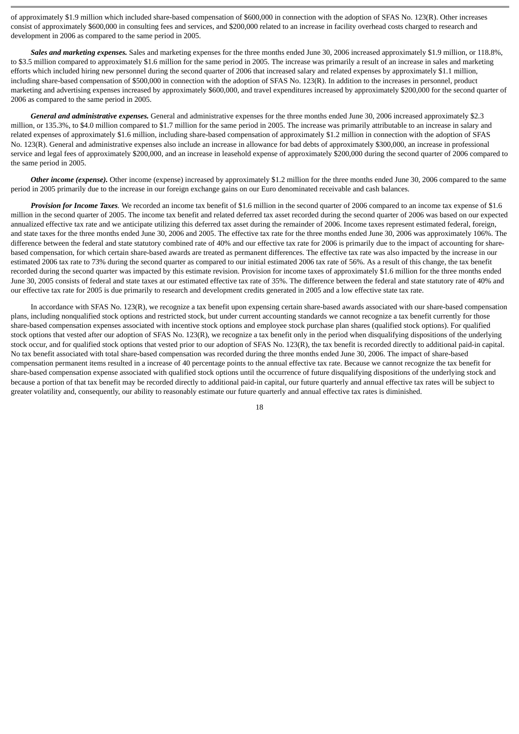of approximately $1.9 million which included share-based compensation of $600,000 in connection with the adoption of SFAS No. 123(R). Other increases consist of approximately $600,000 in consulting fees and services, and $200,000 related to an increase in facility overhead costs charged to research and development in 2006 as compared to the same period in 2005.

***Sales and marketing expenses.*** Sales and marketing expenses for the three months ended June 30, 2006 increased approximately $1.9 million, or 118.8%, to $3.5 million compared to approximately $1.6 million for the same period in 2005. The increase was primarily a result of an increase in sales and marketing efforts which included hiring new personnel during the second quarter of 2006 that increased salary and related expenses by approximately $1.1 million, including share-based compensation of $500,000 in connection with the adoption of SFAS No. 123(R). In addition to the increases in personnel, product marketing and advertising expenses increased by approximately $600,000, and travel expenditures increased by approximately $200,000 for the second quarter of 2006 as compared to the same period in 2005.

***General and administrative expenses.*** General and administrative expenses for the three months ended June 30, 2006 increased approximately $2.3 million, or 135.3%, to $4.0 million compared to $1.7 million for the same period in 2005. The increase was primarily attributable to an increase in salary and related expenses of approximately $1.6 million, including share-based compensation of approximately $1.2 million in connection with the adoption of SFAS No. 123(R). General and administrative expenses also include an increase in allowance for bad debts of approximately $300,000, an increase in professional service and legal fees of approximately $200,000, and an increase in leasehold expense of approximately $200,000 during the second quarter of 2006 compared to the same period in 2005.

***Other income (expense).*** Other income (expense) increased by approximately $1.2 million for the three months ended June 30, 2006 compared to the same period in 2005 primarily due to the increase in our foreign exchange gains on our Euro denominated receivable and cash balances.

***Provision for Income Taxes.*** We recorded an income tax benefit of $1.6 million in the second quarter of 2006 compared to an income tax expense of $1.6 million in the second quarter of 2005. The income tax benefit and related deferred tax asset recorded during the second quarter of 2006 was based on our expected annualized effective tax rate and we anticipate utilizing this deferred tax asset during the remainder of 2006. Income taxes represent estimated federal, foreign, and state taxes for the three months ended June 30, 2006 and 2005. The effective tax rate for the three months ended June 30, 2006 was approximately 106%. The difference between the federal and state statutory combined rate of 40% and our effective tax rate for 2006 is primarily due to the impact of accounting for share-based compensation, for which certain share-based awards are treated as permanent differences. The effective tax rate was also impacted by the increase in our estimated 2006 tax rate to 73% during the second quarter as compared to our initial estimated 2006 tax rate of 56%. As a result of this change, the tax benefit recorded during the second quarter was impacted by this estimate revision. Provision for income taxes of approximately $1.6 million for the three months ended June 30, 2005 consists of federal and state taxes at our estimated effective tax rate of 35%. The difference between the federal and state statutory rate of 40% and our effective tax rate for 2005 is due primarily to research and development credits generated in 2005 and a low effective state tax rate.

In accordance with SFAS No. 123(R), we recognize a tax benefit upon expensing certain share-based awards associated with our share-based compensation plans, including nonqualified stock options and restricted stock, but under current accounting standards we cannot recognize a tax benefit currently for those share-based compensation expenses associated with incentive stock options and employee stock purchase plan shares (qualified stock options). For qualified stock options that vested after our adoption of SFAS No. 123(R), we recognize a tax benefit only in the period when disqualifying dispositions of the underlying stock occur, and for qualified stock options that vested prior to our adoption of SFAS No. 123(R), the tax benefit is recorded directly to additional paid-in capital. No tax benefit associated with total share-based compensation was recorded during the three months ended June 30, 2006. The impact of share-based compensation permanent items resulted in a increase of 40 percentage points to the annual effective tax rate. Because we cannot recognize the tax benefit for share-based compensation expense associated with qualified stock options until the occurrence of future disqualifying dispositions of the underlying stock and because a portion of that tax benefit may be recorded directly to additional paid-in capital, our future quarterly and annual effective tax rates will be subject to greater volatility and, consequently, our ability to reasonably estimate our future quarterly and annual effective tax rates is diminished.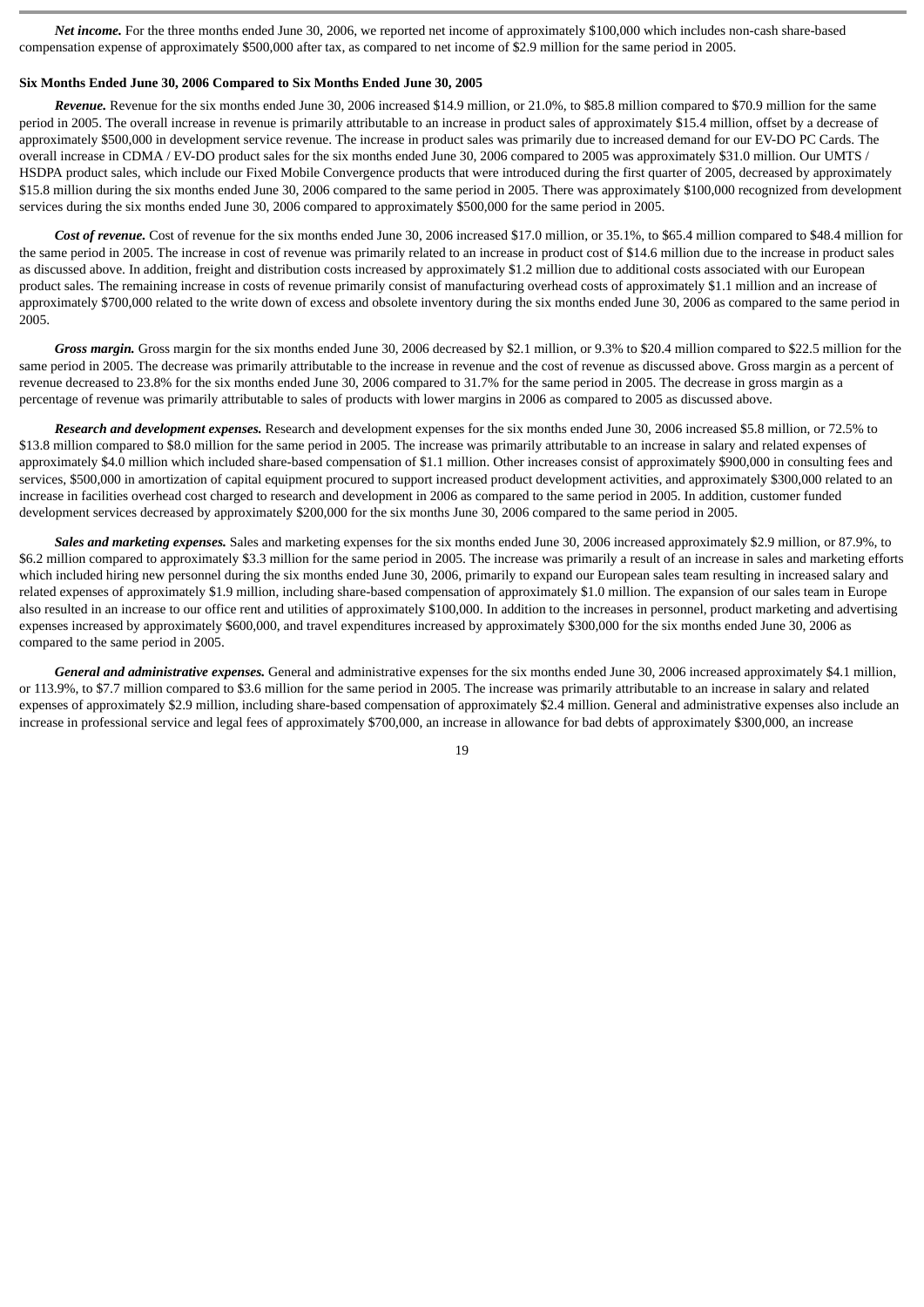***Net income.*** For the three months ended June 30, 2006, we reported net income of approximately $100,000 which includes non-cash share-based compensation expense of approximately $500,000 after tax, as compared to net income of $2.9 million for the same period in 2005.

**Six Months Ended June 30, 2006 Compared to Six Months Ended June 30, 2005**

***Revenue.*** Revenue for the six months ended June 30, 2006 increased $14.9 million, or 21.0%, to $85.8 million compared to $70.9 million for the same period in 2005. The overall increase in revenue is primarily attributable to an increase in product sales of approximately $15.4 million, offset by a decrease of approximately $500,000 in development service revenue. The increase in product sales was primarily due to increased demand for our EV-DO PC Cards. The overall increase in CDMA / EV-DO product sales for the six months ended June 30, 2006 compared to 2005 was approximately $31.0 million. Our UMTS / HSDPA product sales, which include our Fixed Mobile Convergence products that were introduced during the first quarter of 2005, decreased by approximately $15.8 million during the six months ended June 30, 2006 compared to the same period in 2005. There was approximately $100,000 recognized from development services during the six months ended June 30, 2006 compared to approximately $500,000 for the same period in 2005.

***Cost of revenue.*** Cost of revenue for the six months ended June 30, 2006 increased $17.0 million, or 35.1%, to $65.4 million compared to $48.4 million for the same period in 2005. The increase in cost of revenue was primarily related to an increase in product cost of $14.6 million due to the increase in product sales as discussed above. In addition, freight and distribution costs increased by approximately $1.2 million due to additional costs associated with our European product sales. The remaining increase in costs of revenue primarily consist of manufacturing overhead costs of approximately $1.1 million and an increase of approximately $700,000 related to the write down of excess and obsolete inventory during the six months ended June 30, 2006 as compared to the same period in 2005.

***Gross margin.*** Gross margin for the six months ended June 30, 2006 decreased by $2.1 million, or 9.3% to $20.4 million compared to $22.5 million for the same period in 2005. The decrease was primarily attributable to the increase in revenue and the cost of revenue as discussed above. Gross margin as a percent of revenue decreased to 23.8% for the six months ended June 30, 2006 compared to 31.7% for the same period in 2005. The decrease in gross margin as a percentage of revenue was primarily attributable to sales of products with lower margins in 2006 as compared to 2005 as discussed above.

***Research and development expenses.*** Research and development expenses for the six months ended June 30, 2006 increased $5.8 million, or 72.5% to $13.8 million compared to $8.0 million for the same period in 2005. The increase was primarily attributable to an increase in salary and related expenses of approximately $4.0 million which included share-based compensation of $1.1 million. Other increases consist of approximately $900,000 in consulting fees and services, $500,000 in amortization of capital equipment procured to support increased product development activities, and approximately $300,000 related to an increase in facilities overhead cost charged to research and development in 2006 as compared to the same period in 2005. In addition, customer funded development services decreased by approximately $200,000 for the six months June 30, 2006 compared to the same period in 2005.

***Sales and marketing expenses.*** Sales and marketing expenses for the six months ended June 30, 2006 increased approximately $2.9 million, or 87.9%, to $6.2 million compared to approximately $3.3 million for the same period in 2005. The increase was primarily a result of an increase in sales and marketing efforts which included hiring new personnel during the six months ended June 30, 2006, primarily to expand our European sales team resulting in increased salary and related expenses of approximately $1.9 million, including share-based compensation of approximately $1.0 million. The expansion of our sales team in Europe also resulted in an increase to our office rent and utilities of approximately $100,000. In addition to the increases in personnel, product marketing and advertising expenses increased by approximately $600,000, and travel expenditures increased by approximately $300,000 for the six months ended June 30, 2006 as compared to the same period in 2005.

***General and administrative expenses.*** General and administrative expenses for the six months ended June 30, 2006 increased approximately $4.1 million, or 113.9%, to $7.7 million compared to $3.6 million for the same period in 2005. The increase was primarily attributable to an increase in salary and related expenses of approximately $2.9 million, including share-based compensation of approximately $2.4 million. General and administrative expenses also include an increase in professional service and legal fees of approximately $700,000, an increase in allowance for bad debts of approximately $300,000, an increase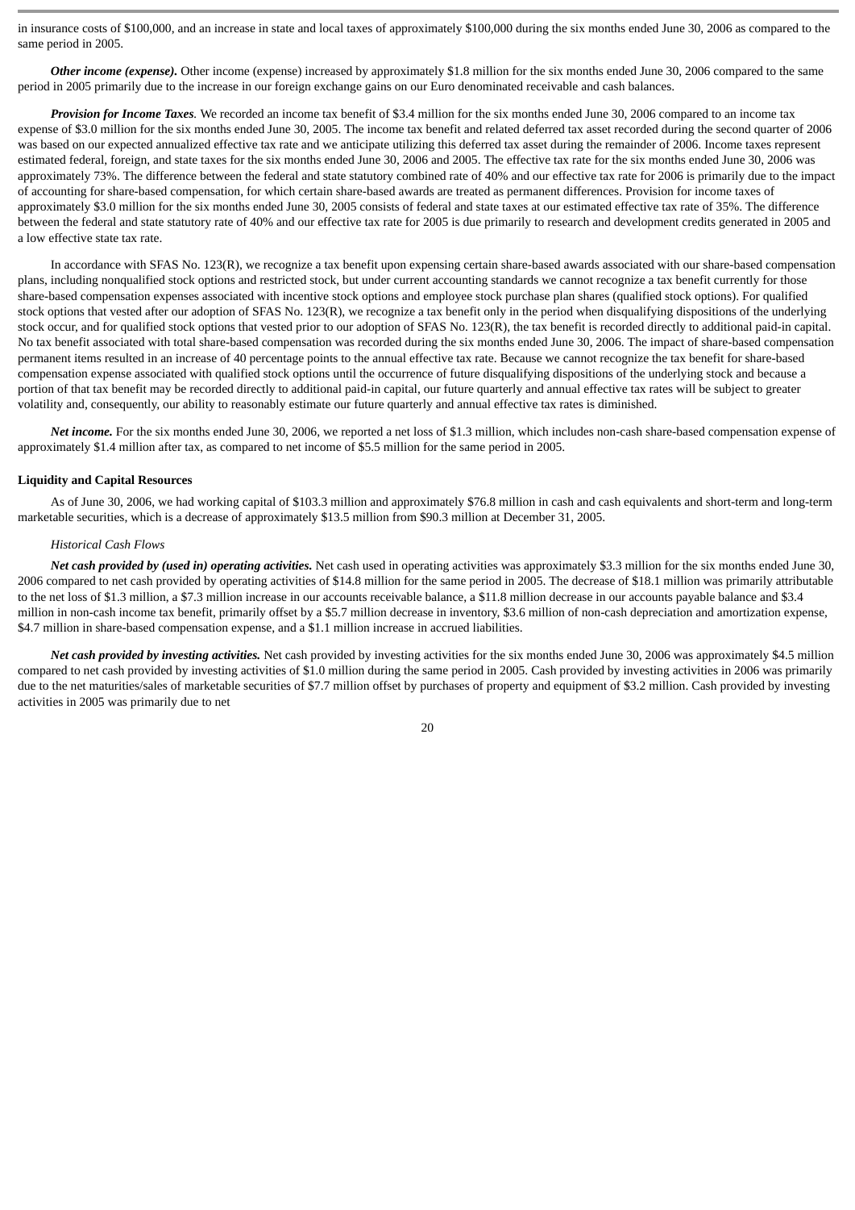in insurance costs of $100,000, and an increase in state and local taxes of approximately $100,000 during the six months ended June 30, 2006 as compared to the same period in 2005.

***Other income (expense).*** Other income (expense) increased by approximately $1.8 million for the six months ended June 30, 2006 compared to the same period in 2005 primarily due to the increase in our foreign exchange gains on our Euro denominated receivable and cash balances.

***Provision for Income Taxes.*** We recorded an income tax benefit of $3.4 million for the six months ended June 30, 2006 compared to an income tax expense of $3.0 million for the six months ended June 30, 2005. The income tax benefit and related deferred tax asset recorded during the second quarter of 2006 was based on our expected annualized effective tax rate and we anticipate utilizing this deferred tax asset during the remainder of 2006. Income taxes represent estimated federal, foreign, and state taxes for the six months ended June 30, 2006 and 2005. The effective tax rate for the six months ended June 30, 2006 was approximately 73%. The difference between the federal and state statutory combined rate of 40% and our effective tax rate for 2006 is primarily due to the impact of accounting for share-based compensation, for which certain share-based awards are treated as permanent differences. Provision for income taxes of approximately $3.0 million for the six months ended June 30, 2005 consists of federal and state taxes at our estimated effective tax rate of 35%. The difference between the federal and state statutory rate of 40% and our effective tax rate for 2005 is due primarily to research and development credits generated in 2005 and a low effective state tax rate.

In accordance with SFAS No. 123(R), we recognize a tax benefit upon expensing certain share-based awards associated with our share-based compensation plans, including nonqualified stock options and restricted stock, but under current accounting standards we cannot recognize a tax benefit currently for those share-based compensation expenses associated with incentive stock options and employee stock purchase plan shares (qualified stock options). For qualified stock options that vested after our adoption of SFAS No. 123(R), we recognize a tax benefit only in the period when disqualifying dispositions of the underlying stock occur, and for qualified stock options that vested prior to our adoption of SFAS No. 123(R), the tax benefit is recorded directly to additional paid-in capital. No tax benefit associated with total share-based compensation was recorded during the six months ended June 30, 2006. The impact of share-based compensation permanent items resulted in an increase of 40 percentage points to the annual effective tax rate. Because we cannot recognize the tax benefit for share-based compensation expense associated with qualified stock options until the occurrence of future disqualifying dispositions of the underlying stock and because a portion of that tax benefit may be recorded directly to additional paid-in capital, our future quarterly and annual effective tax rates will be subject to greater volatility and, consequently, our ability to reasonably estimate our future quarterly and annual effective tax rates is diminished.

***Net income.*** For the six months ended June 30, 2006, we reported a net loss of $1.3 million, which includes non-cash share-based compensation expense of approximately $1.4 million after tax, as compared to net income of $5.5 million for the same period in 2005.

**Liquidity and Capital Resources**

As of June 30, 2006, we had working capital of $103.3 million and approximately $76.8 million in cash and cash equivalents and short-term and long-term marketable securities, which is a decrease of approximately $13.5 million from $90.3 million at December 31, 2005.

*Historical Cash Flows*

***Net cash provided by (used in) operating activities.*** Net cash used in operating activities was approximately $3.3 million for the six months ended June 30, 2006 compared to net cash provided by operating activities of $14.8 million for the same period in 2005. The decrease of $18.1 million was primarily attributable to the net loss of $1.3 million, a $7.3 million increase in our accounts receivable balance, a $11.8 million decrease in our accounts payable balance and $3.4 million in non-cash income tax benefit, primarily offset by a $5.7 million decrease in inventory, $3.6 million of non-cash depreciation and amortization expense, $4.7 million in share-based compensation expense, and a $1.1 million increase in accrued liabilities.

***Net cash provided by investing activities.*** Net cash provided by investing activities for the six months ended June 30, 2006 was approximately $4.5 million compared to net cash provided by investing activities of $1.0 million during the same period in 2005. Cash provided by investing activities in 2006 was primarily due to the net maturities/sales of marketable securities of $7.7 million offset by purchases of property and equipment of $3.2 million. Cash provided by investing activities in 2005 was primarily due to net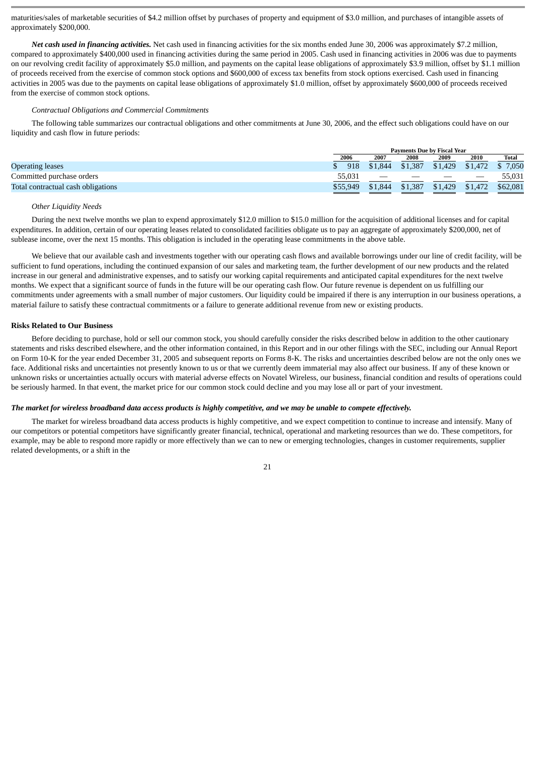maturities/sales of marketable securities of $4.2 million offset by purchases of property and equipment of $3.0 million, and purchases of intangible assets of approximately $200,000.

***Net cash used in financing activities.*** Net cash used in financing activities for the six months ended June 30, 2006 was approximately $7.2 million, compared to approximately $400,000 used in financing activities during the same period in 2005. Cash used in financing activities in 2006 was due to payments on our revolving credit facility of approximately $5.0 million, and payments on the capital lease obligations of approximately $3.9 million, offset by $1.1 million of proceeds received from the exercise of common stock options and $600,000 of excess tax benefits from stock options exercised. Cash used in financing activities in 2005 was due to the payments on capital lease obligations of approximately $1.0 million, offset by approximately $600,000 of proceeds received from the exercise of common stock options.

*Contractual Obligations and Commercial Commitments*

The following table summarizes our contractual obligations and other commitments at June 30, 2006, and the effect such obligations could have on our liquidity and cash flow in future periods:

| | Payments Due by Fiscal Year | | | | | |
|---|---|---|---|---|---|---|
| | 2006 | 2007 | 2008 | 2009 | 2010 | Total |
| Operating leases | $ 918 | $1,844 | $1,387 | $1,429 | $1,472 | $ 7,050 |
| Committed purchase orders | 55,031 | — | — | — | — | 55,031 |
| Total contractual cash obligations | $55,949 | $1,844 | $1,387 | $1,429 | $1,472 | $62,081 |

*Other Liquidity Needs*

During the next twelve months we plan to expend approximately $12.0 million to $15.0 million for the acquisition of additional licenses and for capital expenditures. In addition, certain of our operating leases related to consolidated facilities obligate us to pay an aggregate of approximately $200,000, net of sublease income, over the next 15 months. This obligation is included in the operating lease commitments in the above table.

We believe that our available cash and investments together with our operating cash flows and available borrowings under our line of credit facility, will be sufficient to fund operations, including the continued expansion of our sales and marketing team, the further development of our new products and the related increase in our general and administrative expenses, and to satisfy our working capital requirements and anticipated capital expenditures for the next twelve months. We expect that a significant source of funds in the future will be our operating cash flow. Our future revenue is dependent on us fulfilling our commitments under agreements with a small number of major customers. Our liquidity could be impaired if there is any interruption in our business operations, a material failure to satisfy these contractual commitments or a failure to generate additional revenue from new or existing products.

**Risks Related to Our Business**

Before deciding to purchase, hold or sell our common stock, you should carefully consider the risks described below in addition to the other cautionary statements and risks described elsewhere, and the other information contained, in this Report and in our other filings with the SEC, including our Annual Report on Form 10-K for the year ended December 31, 2005 and subsequent reports on Forms 8-K. The risks and uncertainties described below are not the only ones we face. Additional risks and uncertainties not presently known to us or that we currently deem immaterial may also affect our business. If any of these known or unknown risks or uncertainties actually occurs with material adverse effects on Novatel Wireless, our business, financial condition and results of operations could be seriously harmed. In that event, the market price for our common stock could decline and you may lose all or part of your investment.

***The market for wireless broadband data access products is highly competitive, and we may be unable to compete effectively.***

The market for wireless broadband data access products is highly competitive, and we expect competition to continue to increase and intensify. Many of our competitors or potential competitors have significantly greater financial, technical, operational and marketing resources than we do. These competitors, for example, may be able to respond more rapidly or more effectively than we can to new or emerging technologies, changes in customer requirements, supplier related developments, or a shift in the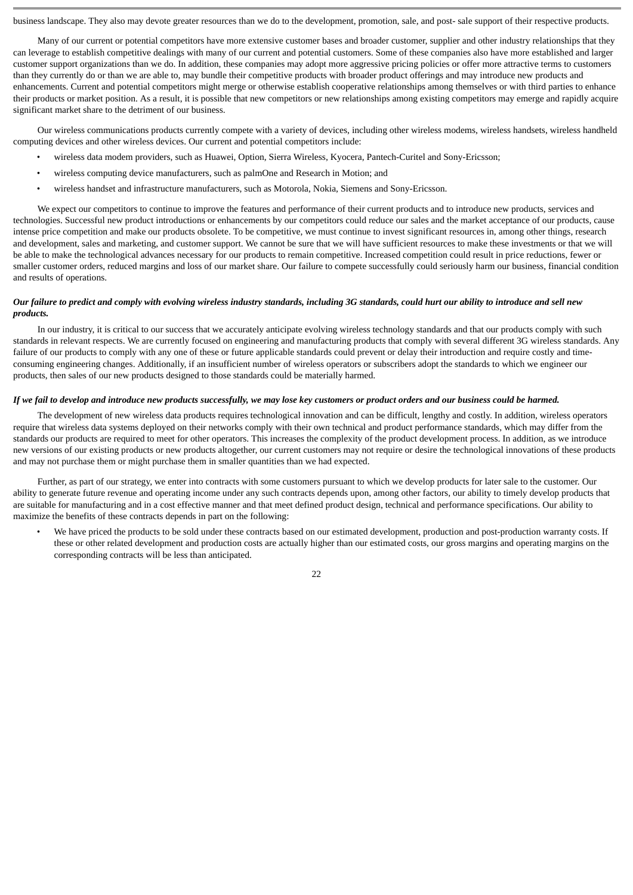business landscape. They also may devote greater resources than we do to the development, promotion, sale, and post- sale support of their respective products.

Many of our current or potential competitors have more extensive customer bases and broader customer, supplier and other industry relationships that they can leverage to establish competitive dealings with many of our current and potential customers. Some of these companies also have more established and larger customer support organizations than we do. In addition, these companies may adopt more aggressive pricing policies or offer more attractive terms to customers than they currently do or than we are able to, may bundle their competitive products with broader product offerings and may introduce new products and enhancements. Current and potential competitors might merge or otherwise establish cooperative relationships among themselves or with third parties to enhance their products or market position. As a result, it is possible that new competitors or new relationships among existing competitors may emerge and rapidly acquire significant market share to the detriment of our business.

Our wireless communications products currently compete with a variety of devices, including other wireless modems, wireless handsets, wireless handheld computing devices and other wireless devices. Our current and potential competitors include:

- wireless data modem providers, such as Huawei, Option, Sierra Wireless, Kyocera, Pantech-Curitel and Sony-Ericsson;
- wireless computing device manufacturers, such as palmOne and Research in Motion; and
- wireless handset and infrastructure manufacturers, such as Motorola, Nokia, Siemens and Sony-Ericsson.

We expect our competitors to continue to improve the features and performance of their current products and to introduce new products, services and technologies. Successful new product introductions or enhancements by our competitors could reduce our sales and the market acceptance of our products, cause intense price competition and make our products obsolete. To be competitive, we must continue to invest significant resources in, among other things, research and development, sales and marketing, and customer support. We cannot be sure that we will have sufficient resources to make these investments or that we will be able to make the technological advances necessary for our products to remain competitive. Increased competition could result in price reductions, fewer or smaller customer orders, reduced margins and loss of our market share. Our failure to compete successfully could seriously harm our business, financial condition and results of operations.

***Our failure to predict and comply with evolving wireless industry standards, including 3G standards, could hurt our ability to introduce and sell new products.***

In our industry, it is critical to our success that we accurately anticipate evolving wireless technology standards and that our products comply with such standards in relevant respects. We are currently focused on engineering and manufacturing products that comply with several different 3G wireless standards. Any failure of our products to comply with any one of these or future applicable standards could prevent or delay their introduction and require costly and time-consuming engineering changes. Additionally, if an insufficient number of wireless operators or subscribers adopt the standards to which we engineer our products, then sales of our new products designed to those standards could be materially harmed.

***If we fail to develop and introduce new products successfully, we may lose key customers or product orders and our business could be harmed.***

The development of new wireless data products requires technological innovation and can be difficult, lengthy and costly. In addition, wireless operators require that wireless data systems deployed on their networks comply with their own technical and product performance standards, which may differ from the standards our products are required to meet for other operators. This increases the complexity of the product development process. In addition, as we introduce new versions of our existing products or new products altogether, our current customers may not require or desire the technological innovations of these products and may not purchase them or might purchase them in smaller quantities than we had expected.

Further, as part of our strategy, we enter into contracts with some customers pursuant to which we develop products for later sale to the customer. Our ability to generate future revenue and operating income under any such contracts depends upon, among other factors, our ability to timely develop products that are suitable for manufacturing and in a cost effective manner and that meet defined product design, technical and performance specifications. Our ability to maximize the benefits of these contracts depends in part on the following:

- We have priced the products to be sold under these contracts based on our estimated development, production and post-production warranty costs. If these or other related development and production costs are actually higher than our estimated costs, our gross margins and operating margins on the corresponding contracts will be less than anticipated.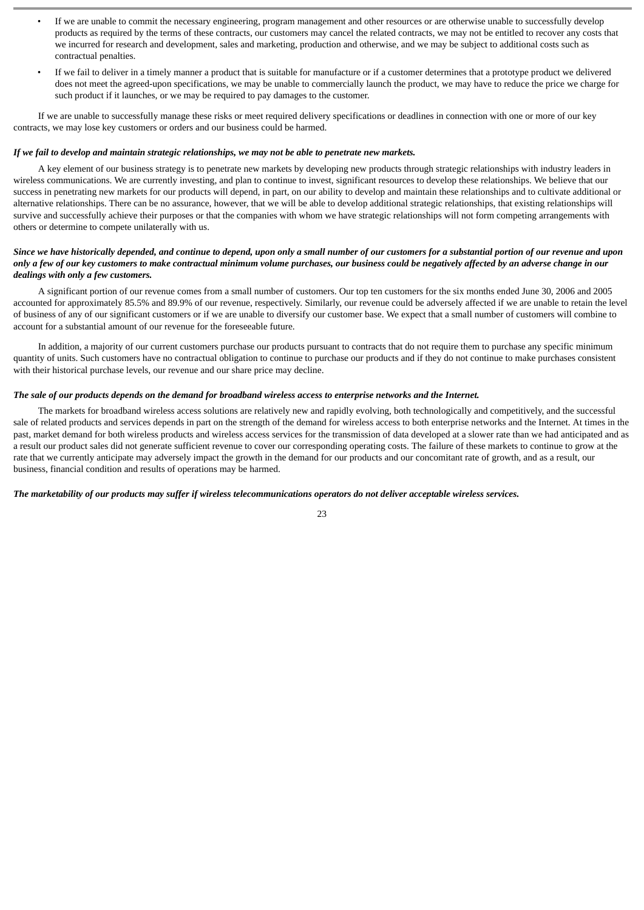- If we are unable to commit the necessary engineering, program management and other resources or are otherwise unable to successfully develop products as required by the terms of these contracts, our customers may cancel the related contracts, we may not be entitled to recover any costs that we incurred for research and development, sales and marketing, production and otherwise, and we may be subject to additional costs such as contractual penalties.
- If we fail to deliver in a timely manner a product that is suitable for manufacture or if a customer determines that a prototype product we delivered does not meet the agreed-upon specifications, we may be unable to commercially launch the product, we may have to reduce the price we charge for such product if it launches, or we may be required to pay damages to the customer.

If we are unable to successfully manage these risks or meet required delivery specifications or deadlines in connection with one or more of our key contracts, we may lose key customers or orders and our business could be harmed.

***If we fail to develop and maintain strategic relationships, we may not be able to penetrate new markets.***

A key element of our business strategy is to penetrate new markets by developing new products through strategic relationships with industry leaders in wireless communications. We are currently investing, and plan to continue to invest, significant resources to develop these relationships. We believe that our success in penetrating new markets for our products will depend, in part, on our ability to develop and maintain these relationships and to cultivate additional or alternative relationships. There can be no assurance, however, that we will be able to develop additional strategic relationships, that existing relationships will survive and successfully achieve their purposes or that the companies with whom we have strategic relationships will not form competing arrangements with others or determine to compete unilaterally with us.

***Since we have historically depended, and continue to depend, upon only a small number of our customers for a substantial portion of our revenue and upon only a few of our key customers to make contractual minimum volume purchases, our business could be negatively affected by an adverse change in our dealings with only a few customers.***

A significant portion of our revenue comes from a small number of customers. Our top ten customers for the six months ended June 30, 2006 and 2005 accounted for approximately 85.5% and 89.9% of our revenue, respectively. Similarly, our revenue could be adversely affected if we are unable to retain the level of business of any of our significant customers or if we are unable to diversify our customer base. We expect that a small number of customers will combine to account for a substantial amount of our revenue for the foreseeable future.

In addition, a majority of our current customers purchase our products pursuant to contracts that do not require them to purchase any specific minimum quantity of units. Such customers have no contractual obligation to continue to purchase our products and if they do not continue to make purchases consistent with their historical purchase levels, our revenue and our share price may decline.

***The sale of our products depends on the demand for broadband wireless access to enterprise networks and the Internet.***

The markets for broadband wireless access solutions are relatively new and rapidly evolving, both technologically and competitively, and the successful sale of related products and services depends in part on the strength of the demand for wireless access to both enterprise networks and the Internet. At times in the past, market demand for both wireless products and wireless access services for the transmission of data developed at a slower rate than we had anticipated and as a result our product sales did not generate sufficient revenue to cover our corresponding operating costs. The failure of these markets to continue to grow at the rate that we currently anticipate may adversely impact the growth in the demand for our products and our concomitant rate of growth, and as a result, our business, financial condition and results of operations may be harmed.

***The marketability of our products may suffer if wireless telecommunications operators do not deliver acceptable wireless services.***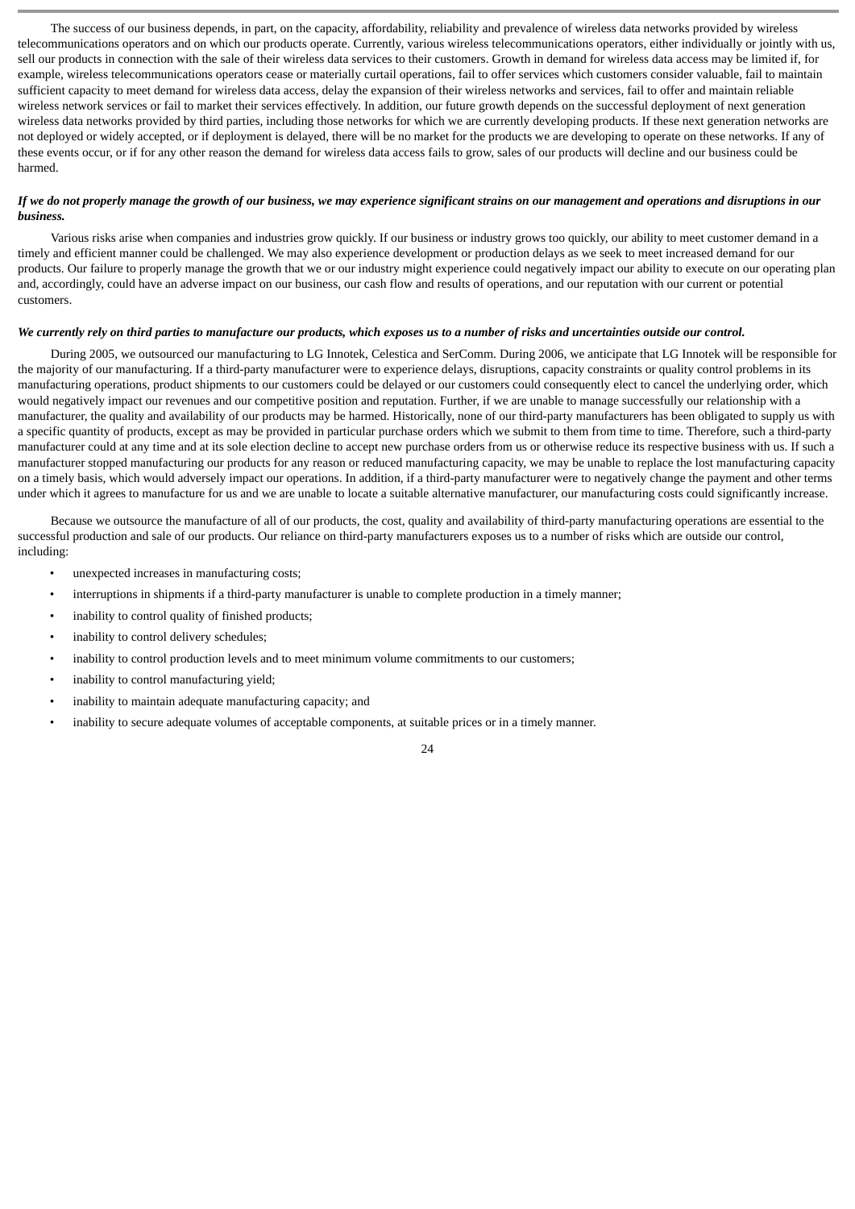The success of our business depends, in part, on the capacity, affordability, reliability and prevalence of wireless data networks provided by wireless telecommunications operators and on which our products operate. Currently, various wireless telecommunications operators, either individually or jointly with us, sell our products in connection with the sale of their wireless data services to their customers. Growth in demand for wireless data access may be limited if, for example, wireless telecommunications operators cease or materially curtail operations, fail to offer services which customers consider valuable, fail to maintain sufficient capacity to meet demand for wireless data access, delay the expansion of their wireless networks and services, fail to offer and maintain reliable wireless network services or fail to market their services effectively. In addition, our future growth depends on the successful deployment of next generation wireless data networks provided by third parties, including those networks for which we are currently developing products. If these next generation networks are not deployed or widely accepted, or if deployment is delayed, there will be no market for the products we are developing to operate on these networks. If any of these events occur, or if for any other reason the demand for wireless data access fails to grow, sales of our products will decline and our business could be harmed.

***If we do not properly manage the growth of our business, we may experience significant strains on our management and operations and disruptions in our business.***

Various risks arise when companies and industries grow quickly. If our business or industry grows too quickly, our ability to meet customer demand in a timely and efficient manner could be challenged. We may also experience development or production delays as we seek to meet increased demand for our products. Our failure to properly manage the growth that we or our industry might experience could negatively impact our ability to execute on our operating plan and, accordingly, could have an adverse impact on our business, our cash flow and results of operations, and our reputation with our current or potential customers.

***We currently rely on third parties to manufacture our products, which exposes us to a number of risks and uncertainties outside our control.***

During 2005, we outsourced our manufacturing to LG Innotek, Celestica and SerComm. During 2006, we anticipate that LG Innotek will be responsible for the majority of our manufacturing. If a third-party manufacturer were to experience delays, disruptions, capacity constraints or quality control problems in its manufacturing operations, product shipments to our customers could be delayed or our customers could consequently elect to cancel the underlying order, which would negatively impact our revenues and our competitive position and reputation. Further, if we are unable to manage successfully our relationship with a manufacturer, the quality and availability of our products may be harmed. Historically, none of our third-party manufacturers has been obligated to supply us with a specific quantity of products, except as may be provided in particular purchase orders which we submit to them from time to time. Therefore, such a third-party manufacturer could at any time and at its sole election decline to accept new purchase orders from us or otherwise reduce its respective business with us. If such a manufacturer stopped manufacturing our products for any reason or reduced manufacturing capacity, we may be unable to replace the lost manufacturing capacity on a timely basis, which would adversely impact our operations. In addition, if a third-party manufacturer were to negatively change the payment and other terms under which it agrees to manufacture for us and we are unable to locate a suitable alternative manufacturer, our manufacturing costs could significantly increase.

Because we outsource the manufacture of all of our products, the cost, quality and availability of third-party manufacturing operations are essential to the successful production and sale of our products. Our reliance on third-party manufacturers exposes us to a number of risks which are outside our control, including:

- unexpected increases in manufacturing costs;
- interruptions in shipments if a third-party manufacturer is unable to complete production in a timely manner;
- inability to control quality of finished products;
- inability to control delivery schedules;
- inability to control production levels and to meet minimum volume commitments to our customers;
- inability to control manufacturing yield;
- inability to maintain adequate manufacturing capacity; and
- inability to secure adequate volumes of acceptable components, at suitable prices or in a timely manner.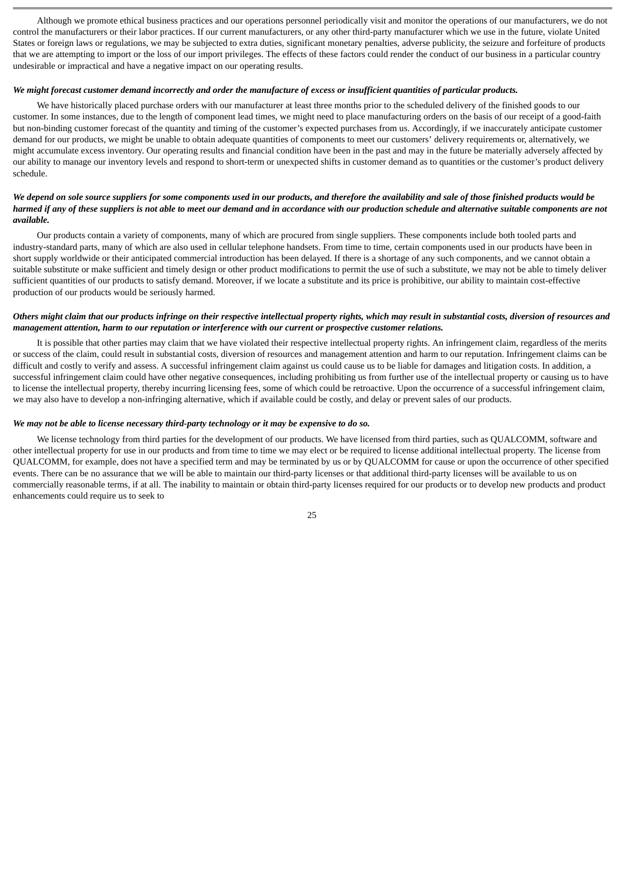Although we promote ethical business practices and our operations personnel periodically visit and monitor the operations of our manufacturers, we do not control the manufacturers or their labor practices. If our current manufacturers, or any other third-party manufacturer which we use in the future, violate United States or foreign laws or regulations, we may be subjected to extra duties, significant monetary penalties, adverse publicity, the seizure and forfeiture of products that we are attempting to import or the loss of our import privileges. The effects of these factors could render the conduct of our business in a particular country undesirable or impractical and have a negative impact on our operating results.

***We might forecast customer demand incorrectly and order the manufacture of excess or insufficient quantities of particular products.***

We have historically placed purchase orders with our manufacturer at least three months prior to the scheduled delivery of the finished goods to our customer. In some instances, due to the length of component lead times, we might need to place manufacturing orders on the basis of our receipt of a good-faith but non-binding customer forecast of the quantity and timing of the customer's expected purchases from us. Accordingly, if we inaccurately anticipate customer demand for our products, we might be unable to obtain adequate quantities of components to meet our customers' delivery requirements or, alternatively, we might accumulate excess inventory. Our operating results and financial condition have been in the past and may in the future be materially adversely affected by our ability to manage our inventory levels and respond to short-term or unexpected shifts in customer demand as to quantities or the customer's product delivery schedule.

***We depend on sole source suppliers for some components used in our products, and therefore the availability and sale of those finished products would be harmed if any of these suppliers is not able to meet our demand and in accordance with our production schedule and alternative suitable components are not available.***

Our products contain a variety of components, many of which are procured from single suppliers. These components include both tooled parts and industry-standard parts, many of which are also used in cellular telephone handsets. From time to time, certain components used in our products have been in short supply worldwide or their anticipated commercial introduction has been delayed. If there is a shortage of any such components, and we cannot obtain a suitable substitute or make sufficient and timely design or other product modifications to permit the use of such a substitute, we may not be able to timely deliver sufficient quantities of our products to satisfy demand. Moreover, if we locate a substitute and its price is prohibitive, our ability to maintain cost-effective production of our products would be seriously harmed.

***Others might claim that our products infringe on their respective intellectual property rights, which may result in substantial costs, diversion of resources and management attention, harm to our reputation or interference with our current or prospective customer relations.***

It is possible that other parties may claim that we have violated their respective intellectual property rights. An infringement claim, regardless of the merits or success of the claim, could result in substantial costs, diversion of resources and management attention and harm to our reputation. Infringement claims can be difficult and costly to verify and assess. A successful infringement claim against us could cause us to be liable for damages and litigation costs. In addition, a successful infringement claim could have other negative consequences, including prohibiting us from further use of the intellectual property or causing us to have to license the intellectual property, thereby incurring licensing fees, some of which could be retroactive. Upon the occurrence of a successful infringement claim, we may also have to develop a non-infringing alternative, which if available could be costly, and delay or prevent sales of our products.

***We may not be able to license necessary third-party technology or it may be expensive to do so.***

We license technology from third parties for the development of our products. We have licensed from third parties, such as QUALCOMM, software and other intellectual property for use in our products and from time to time we may elect or be required to license additional intellectual property. The license from QUALCOMM, for example, does not have a specified term and may be terminated by us or by QUALCOMM for cause or upon the occurrence of other specified events. There can be no assurance that we will be able to maintain our third-party licenses or that additional third-party licenses will be available to us on commercially reasonable terms, if at all. The inability to maintain or obtain third-party licenses required for our products or to develop new products and product enhancements could require us to seek to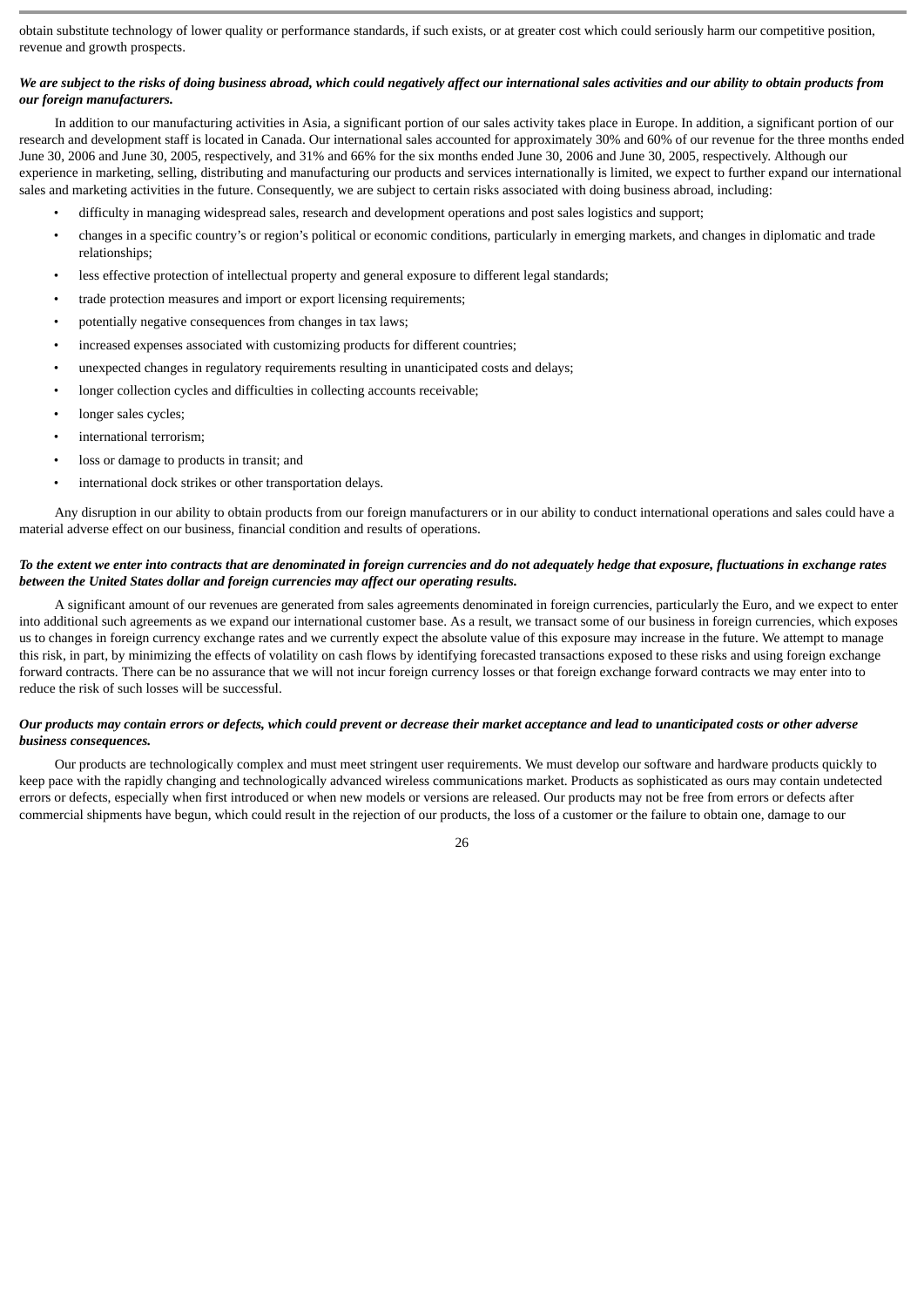obtain substitute technology of lower quality or performance standards, if such exists, or at greater cost which could seriously harm our competitive position, revenue and growth prospects.

***We are subject to the risks of doing business abroad, which could negatively affect our international sales activities and our ability to obtain products from our foreign manufacturers.***

In addition to our manufacturing activities in Asia, a significant portion of our sales activity takes place in Europe. In addition, a significant portion of our research and development staff is located in Canada. Our international sales accounted for approximately 30% and 60% of our revenue for the three months ended June 30, 2006 and June 30, 2005, respectively, and 31% and 66% for the six months ended June 30, 2006 and June 30, 2005, respectively. Although our experience in marketing, selling, distributing and manufacturing our products and services internationally is limited, we expect to further expand our international sales and marketing activities in the future. Consequently, we are subject to certain risks associated with doing business abroad, including:

- difficulty in managing widespread sales, research and development operations and post sales logistics and support;
- changes in a specific country's or region's political or economic conditions, particularly in emerging markets, and changes in diplomatic and trade relationships;
- less effective protection of intellectual property and general exposure to different legal standards;
- trade protection measures and import or export licensing requirements;
- potentially negative consequences from changes in tax laws;
- increased expenses associated with customizing products for different countries;
- unexpected changes in regulatory requirements resulting in unanticipated costs and delays;
- longer collection cycles and difficulties in collecting accounts receivable;
- longer sales cycles;
- international terrorism;
- loss or damage to products in transit; and
- international dock strikes or other transportation delays.

Any disruption in our ability to obtain products from our foreign manufacturers or in our ability to conduct international operations and sales could have a material adverse effect on our business, financial condition and results of operations.

***To the extent we enter into contracts that are denominated in foreign currencies and do not adequately hedge that exposure, fluctuations in exchange rates between the United States dollar and foreign currencies may affect our operating results.***

A significant amount of our revenues are generated from sales agreements denominated in foreign currencies, particularly the Euro, and we expect to enter into additional such agreements as we expand our international customer base. As a result, we transact some of our business in foreign currencies, which exposes us to changes in foreign currency exchange rates and we currently expect the absolute value of this exposure may increase in the future. We attempt to manage this risk, in part, by minimizing the effects of volatility on cash flows by identifying forecasted transactions exposed to these risks and using foreign exchange forward contracts. There can be no assurance that we will not incur foreign currency losses or that foreign exchange forward contracts we may enter into to reduce the risk of such losses will be successful.

***Our products may contain errors or defects, which could prevent or decrease their market acceptance and lead to unanticipated costs or other adverse business consequences.***

Our products are technologically complex and must meet stringent user requirements. We must develop our software and hardware products quickly to keep pace with the rapidly changing and technologically advanced wireless communications market. Products as sophisticated as ours may contain undetected errors or defects, especially when first introduced or when new models or versions are released. Our products may not be free from errors or defects after commercial shipments have begun, which could result in the rejection of our products, the loss of a customer or the failure to obtain one, damage to our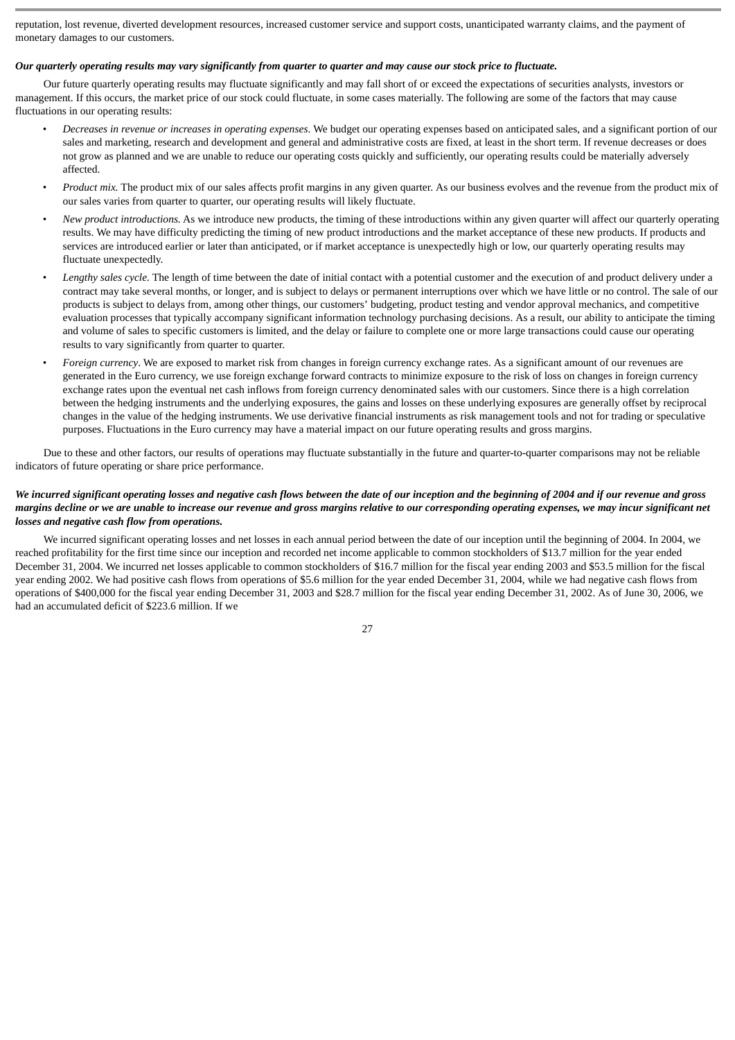reputation, lost revenue, diverted development resources, increased customer service and support costs, unanticipated warranty claims, and the payment of monetary damages to our customers.

***Our quarterly operating results may vary significantly from quarter to quarter and may cause our stock price to fluctuate.***

Our future quarterly operating results may fluctuate significantly and may fall short of or exceed the expectations of securities analysts, investors or management. If this occurs, the market price of our stock could fluctuate, in some cases materially. The following are some of the factors that may cause fluctuations in our operating results:

- *Decreases in revenue or increases in operating expenses*. We budget our operating expenses based on anticipated sales, and a significant portion of our sales and marketing, research and development and general and administrative costs are fixed, at least in the short term. If revenue decreases or does not grow as planned and we are unable to reduce our operating costs quickly and sufficiently, our operating results could be materially adversely affected.
- *Product mix.* The product mix of our sales affects profit margins in any given quarter. As our business evolves and the revenue from the product mix of our sales varies from quarter to quarter, our operating results will likely fluctuate.
- *New product introductions.* As we introduce new products, the timing of these introductions within any given quarter will affect our quarterly operating results. We may have difficulty predicting the timing of new product introductions and the market acceptance of these new products. If products and services are introduced earlier or later than anticipated, or if market acceptance is unexpectedly high or low, our quarterly operating results may fluctuate unexpectedly.
- *Lengthy sales cycle.* The length of time between the date of initial contact with a potential customer and the execution of and product delivery under a contract may take several months, or longer, and is subject to delays or permanent interruptions over which we have little or no control. The sale of our products is subject to delays from, among other things, our customers' budgeting, product testing and vendor approval mechanics, and competitive evaluation processes that typically accompany significant information technology purchasing decisions. As a result, our ability to anticipate the timing and volume of sales to specific customers is limited, and the delay or failure to complete one or more large transactions could cause our operating results to vary significantly from quarter to quarter.
- *Foreign currency*. We are exposed to market risk from changes in foreign currency exchange rates. As a significant amount of our revenues are generated in the Euro currency, we use foreign exchange forward contracts to minimize exposure to the risk of loss on changes in foreign currency exchange rates upon the eventual net cash inflows from foreign currency denominated sales with our customers. Since there is a high correlation between the hedging instruments and the underlying exposures, the gains and losses on these underlying exposures are generally offset by reciprocal changes in the value of the hedging instruments. We use derivative financial instruments as risk management tools and not for trading or speculative purposes. Fluctuations in the Euro currency may have a material impact on our future operating results and gross margins.

Due to these and other factors, our results of operations may fluctuate substantially in the future and quarter-to-quarter comparisons may not be reliable indicators of future operating or share price performance.

***We incurred significant operating losses and negative cash flows between the date of our inception and the beginning of 2004 and if our revenue and gross margins decline or we are unable to increase our revenue and gross margins relative to our corresponding operating expenses, we may incur significant net losses and negative cash flow from operations.***

We incurred significant operating losses and net losses in each annual period between the date of our inception until the beginning of 2004. In 2004, we reached profitability for the first time since our inception and recorded net income applicable to common stockholders of $13.7 million for the year ended December 31, 2004. We incurred net losses applicable to common stockholders of $16.7 million for the fiscal year ending 2003 and $53.5 million for the fiscal year ending 2002. We had positive cash flows from operations of $5.6 million for the year ended December 31, 2004, while we had negative cash flows from operations of $400,000 for the fiscal year ending December 31, 2003 and $28.7 million for the fiscal year ending December 31, 2002. As of June 30, 2006, we had an accumulated deficit of $223.6 million. If we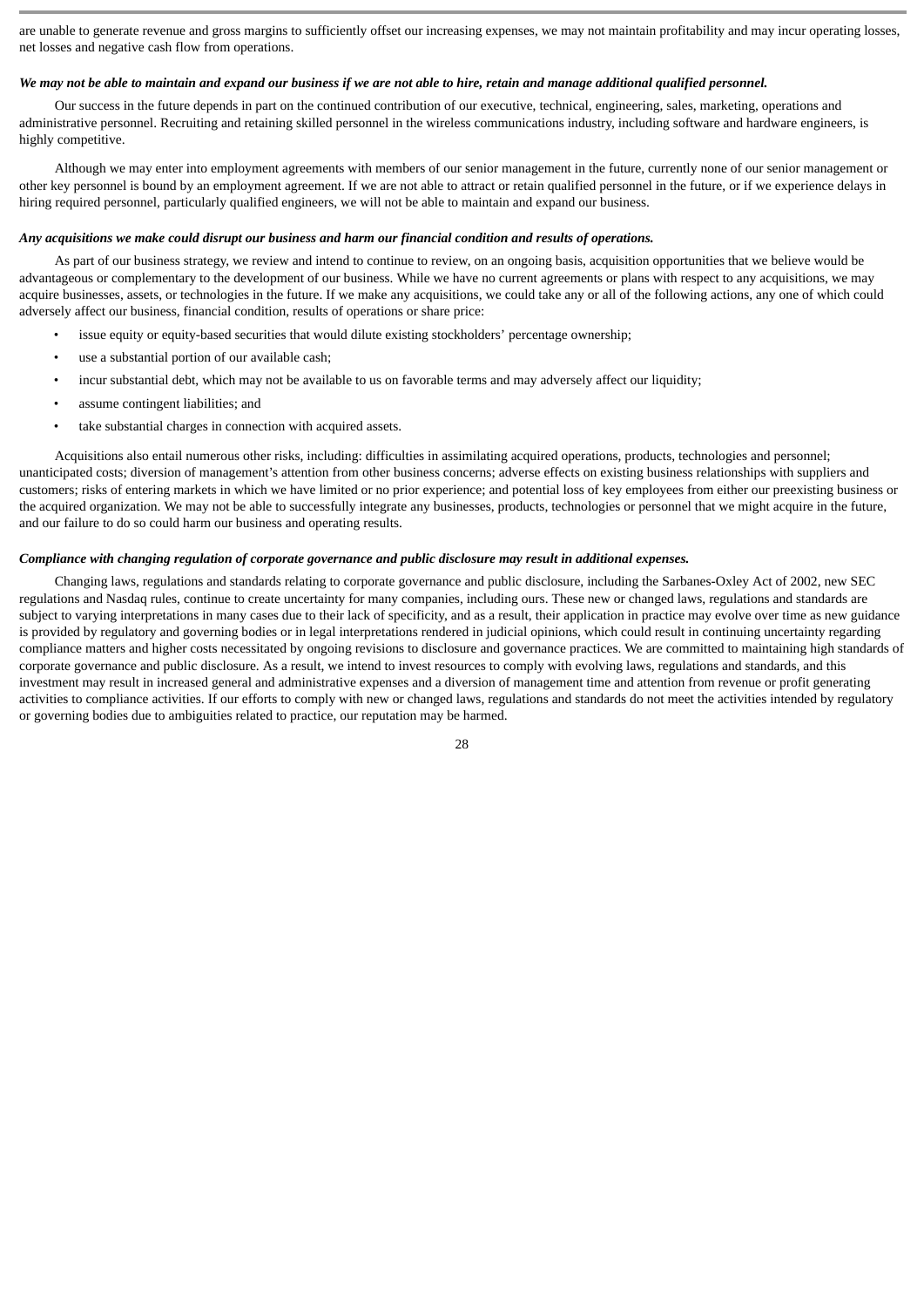are unable to generate revenue and gross margins to sufficiently offset our increasing expenses, we may not maintain profitability and may incur operating losses, net losses and negative cash flow from operations.

***We may not be able to maintain and expand our business if we are not able to hire, retain and manage additional qualified personnel.***

Our success in the future depends in part on the continued contribution of our executive, technical, engineering, sales, marketing, operations and administrative personnel. Recruiting and retaining skilled personnel in the wireless communications industry, including software and hardware engineers, is highly competitive.

Although we may enter into employment agreements with members of our senior management in the future, currently none of our senior management or other key personnel is bound by an employment agreement. If we are not able to attract or retain qualified personnel in the future, or if we experience delays in hiring required personnel, particularly qualified engineers, we will not be able to maintain and expand our business.

***Any acquisitions we make could disrupt our business and harm our financial condition and results of operations.***

As part of our business strategy, we review and intend to continue to review, on an ongoing basis, acquisition opportunities that we believe would be advantageous or complementary to the development of our business. While we have no current agreements or plans with respect to any acquisitions, we may acquire businesses, assets, or technologies in the future. If we make any acquisitions, we could take any or all of the following actions, any one of which could adversely affect our business, financial condition, results of operations or share price:

- issue equity or equity-based securities that would dilute existing stockholders' percentage ownership;
- use a substantial portion of our available cash;
- incur substantial debt, which may not be available to us on favorable terms and may adversely affect our liquidity;
- assume contingent liabilities; and
- take substantial charges in connection with acquired assets.

Acquisitions also entail numerous other risks, including: difficulties in assimilating acquired operations, products, technologies and personnel; unanticipated costs; diversion of management's attention from other business concerns; adverse effects on existing business relationships with suppliers and customers; risks of entering markets in which we have limited or no prior experience; and potential loss of key employees from either our preexisting business or the acquired organization. We may not be able to successfully integrate any businesses, products, technologies or personnel that we might acquire in the future, and our failure to do so could harm our business and operating results.

***Compliance with changing regulation of corporate governance and public disclosure may result in additional expenses.***

Changing laws, regulations and standards relating to corporate governance and public disclosure, including the Sarbanes-Oxley Act of 2002, new SEC regulations and Nasdaq rules, continue to create uncertainty for many companies, including ours. These new or changed laws, regulations and standards are subject to varying interpretations in many cases due to their lack of specificity, and as a result, their application in practice may evolve over time as new guidance is provided by regulatory and governing bodies or in legal interpretations rendered in judicial opinions, which could result in continuing uncertainty regarding compliance matters and higher costs necessitated by ongoing revisions to disclosure and governance practices. We are committed to maintaining high standards of corporate governance and public disclosure. As a result, we intend to invest resources to comply with evolving laws, regulations and standards, and this investment may result in increased general and administrative expenses and a diversion of management time and attention from revenue or profit generating activities to compliance activities. If our efforts to comply with new or changed laws, regulations and standards do not meet the activities intended by regulatory or governing bodies due to ambiguities related to practice, our reputation may be harmed.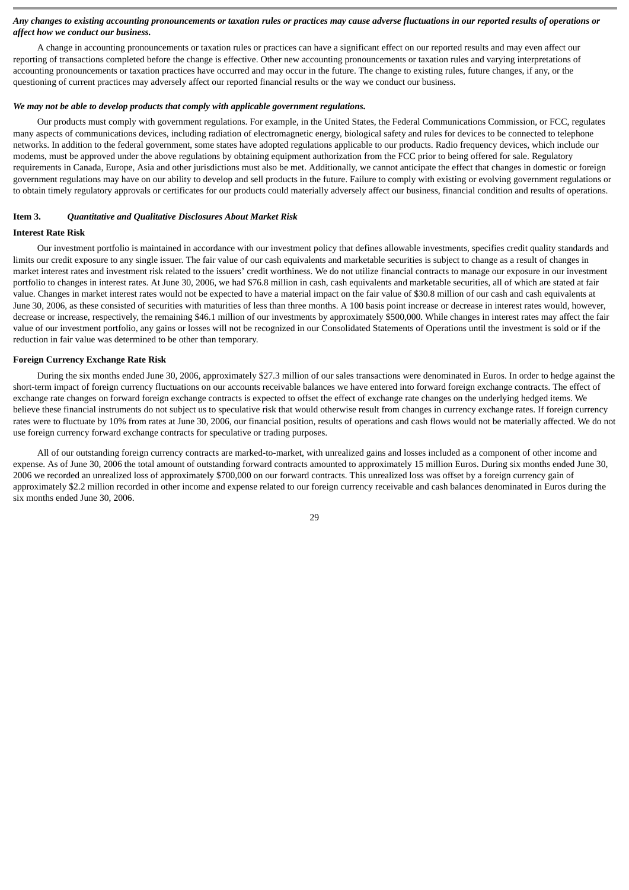***Any changes to existing accounting pronouncements or taxation rules or practices may cause adverse fluctuations in our reported results of operations or affect how we conduct our business.***

A change in accounting pronouncements or taxation rules or practices can have a significant effect on our reported results and may even affect our reporting of transactions completed before the change is effective. Other new accounting pronouncements or taxation rules and varying interpretations of accounting pronouncements or taxation practices have occurred and may occur in the future. The change to existing rules, future changes, if any, or the questioning of current practices may adversely affect our reported financial results or the way we conduct our business.

***We may not be able to develop products that comply with applicable government regulations.***

Our products must comply with government regulations. For example, in the United States, the Federal Communications Commission, or FCC, regulates many aspects of communications devices, including radiation of electromagnetic energy, biological safety and rules for devices to be connected to telephone networks. In addition to the federal government, some states have adopted regulations applicable to our products. Radio frequency devices, which include our modems, must be approved under the above regulations by obtaining equipment authorization from the FCC prior to being offered for sale. Regulatory requirements in Canada, Europe, Asia and other jurisdictions must also be met. Additionally, we cannot anticipate the effect that changes in domestic or foreign government regulations may have on our ability to develop and sell products in the future. Failure to comply with existing or evolving government regulations or to obtain timely regulatory approvals or certificates for our products could materially adversely affect our business, financial condition and results of operations.

## Item 3. *Quantitative and Qualitative Disclosures About Market Risk*

**Interest Rate Risk**

Our investment portfolio is maintained in accordance with our investment policy that defines allowable investments, specifies credit quality standards and limits our credit exposure to any single issuer. The fair value of our cash equivalents and marketable securities is subject to change as a result of changes in market interest rates and investment risk related to the issuers' credit worthiness. We do not utilize financial contracts to manage our exposure in our investment portfolio to changes in interest rates. At June 30, 2006, we had $76.8 million in cash, cash equivalents and marketable securities, all of which are stated at fair value. Changes in market interest rates would not be expected to have a material impact on the fair value of $30.8 million of our cash and cash equivalents at June 30, 2006, as these consisted of securities with maturities of less than three months. A 100 basis point increase or decrease in interest rates would, however, decrease or increase, respectively, the remaining $46.1 million of our investments by approximately $500,000. While changes in interest rates may affect the fair value of our investment portfolio, any gains or losses will not be recognized in our Consolidated Statements of Operations until the investment is sold or if the reduction in fair value was determined to be other than temporary.

**Foreign Currency Exchange Rate Risk**

During the six months ended June 30, 2006, approximately $27.3 million of our sales transactions were denominated in Euros. In order to hedge against the short-term impact of foreign currency fluctuations on our accounts receivable balances we have entered into forward foreign exchange contracts. The effect of exchange rate changes on forward foreign exchange contracts is expected to offset the effect of exchange rate changes on the underlying hedged items. We believe these financial instruments do not subject us to speculative risk that would otherwise result from changes in currency exchange rates. If foreign currency rates were to fluctuate by 10% from rates at June 30, 2006, our financial position, results of operations and cash flows would not be materially affected. We do not use foreign currency forward exchange contracts for speculative or trading purposes.

All of our outstanding foreign currency contracts are marked-to-market, with unrealized gains and losses included as a component of other income and expense. As of June 30, 2006 the total amount of outstanding forward contracts amounted to approximately 15 million Euros. During six months ended June 30, 2006 we recorded an unrealized loss of approximately $700,000 on our forward contracts. This unrealized loss was offset by a foreign currency gain of approximately $2.2 million recorded in other income and expense related to our foreign currency receivable and cash balances denominated in Euros during the six months ended June 30, 2006.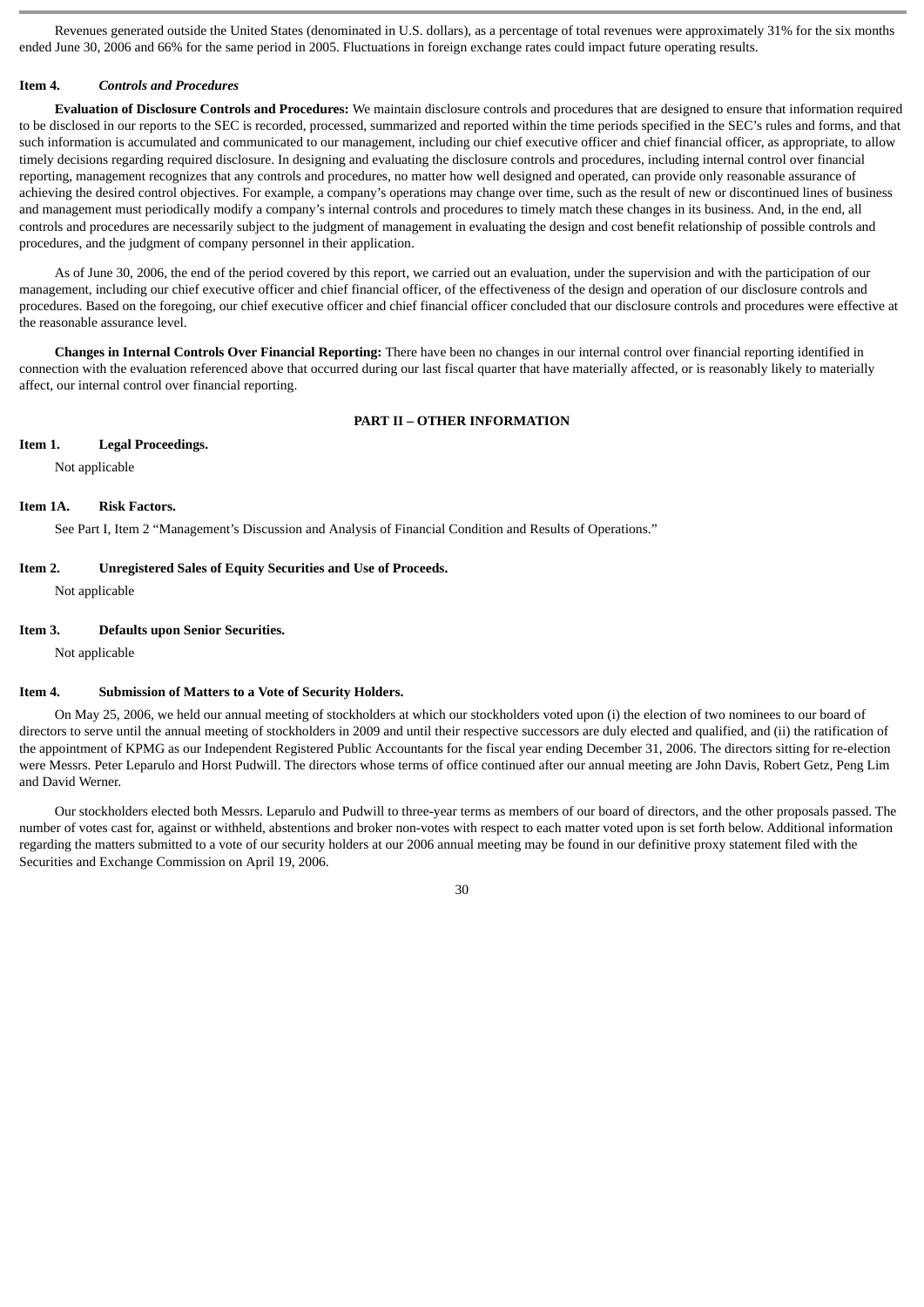Revenues generated outside the United States (denominated in U.S. dollars), as a percentage of total revenues were approximately 31% for the six months ended June 30, 2006 and 66% for the same period in 2005. Fluctuations in foreign exchange rates could impact future operating results.

### Item 4. *Controls and Procedures*

**Evaluation of Disclosure Controls and Procedures:** We maintain disclosure controls and procedures that are designed to ensure that information required to be disclosed in our reports to the SEC is recorded, processed, summarized and reported within the time periods specified in the SEC's rules and forms, and that such information is accumulated and communicated to our management, including our chief executive officer and chief financial officer, as appropriate, to allow timely decisions regarding required disclosure. In designing and evaluating the disclosure controls and procedures, including internal control over financial reporting, management recognizes that any controls and procedures, no matter how well designed and operated, can provide only reasonable assurance of achieving the desired control objectives. For example, a company's operations may change over time, such as the result of new or discontinued lines of business and management must periodically modify a company's internal controls and procedures to timely match these changes in its business. And, in the end, all controls and procedures are necessarily subject to the judgment of management in evaluating the design and cost benefit relationship of possible controls and procedures, and the judgment of company personnel in their application.

As of June 30, 2006, the end of the period covered by this report, we carried out an evaluation, under the supervision and with the participation of our management, including our chief executive officer and chief financial officer, of the effectiveness of the design and operation of our disclosure controls and procedures. Based on the foregoing, our chief executive officer and chief financial officer concluded that our disclosure controls and procedures were effective at the reasonable assurance level.

**Changes in Internal Controls Over Financial Reporting:** There have been no changes in our internal control over financial reporting identified in connection with the evaluation referenced above that occurred during our last fiscal quarter that have materially affected, or is reasonably likely to materially affect, our internal control over financial reporting.

## PART II – OTHER INFORMATION

### Item 1. Legal Proceedings.

Not applicable

### Item 1A. Risk Factors.

See Part I, Item 2 "Management's Discussion and Analysis of Financial Condition and Results of Operations."

### Item 2. Unregistered Sales of Equity Securities and Use of Proceeds.

Not applicable

### Item 3. Defaults upon Senior Securities.

Not applicable

### Item 4. Submission of Matters to a Vote of Security Holders.

On May 25, 2006, we held our annual meeting of stockholders at which our stockholders voted upon (i) the election of two nominees to our board of directors to serve until the annual meeting of stockholders in 2009 and until their respective successors are duly elected and qualified, and (ii) the ratification of the appointment of KPMG as our Independent Registered Public Accountants for the fiscal year ending December 31, 2006. The directors sitting for re-election were Messrs. Peter Leparulo and Horst Pudwill. The directors whose terms of office continued after our annual meeting are John Davis, Robert Getz, Peng Lim and David Werner.

Our stockholders elected both Messrs. Leparulo and Pudwill to three-year terms as members of our board of directors, and the other proposals passed. The number of votes cast for, against or withheld, abstentions and broker non-votes with respect to each matter voted upon is set forth below. Additional information regarding the matters submitted to a vote of our security holders at our 2006 annual meeting may be found in our definitive proxy statement filed with the Securities and Exchange Commission on April 19, 2006.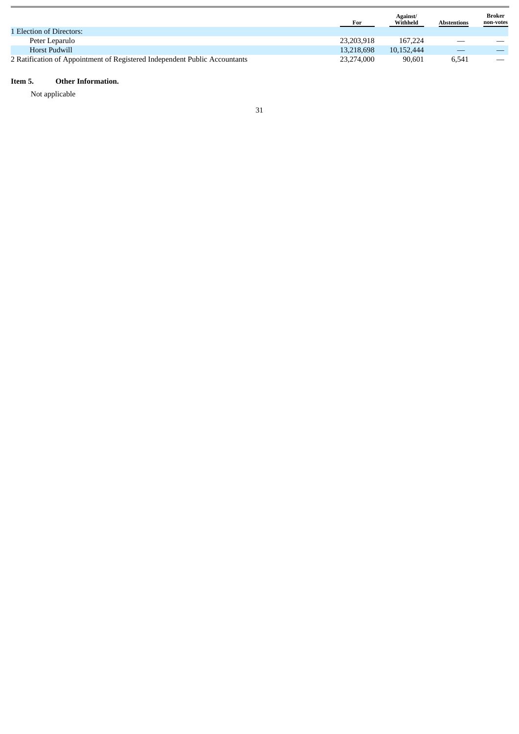| | For | Against/ Withheld | Abstentions | Broker non-votes |
|---|---|---|---|---|
| 1 Election of Directors: | | | | |
| Peter Leparulo | 23,203,918 | 167,224 | — | — |
| Horst Pudwill | 13,218,698 | 10,152,444 | — | — |
| 2 Ratification of Appointment of Registered Independent Public Accountants | 23,274,000 | 90,601 | 6,541 | — |

**Item 5. Other Information.**

Not applicable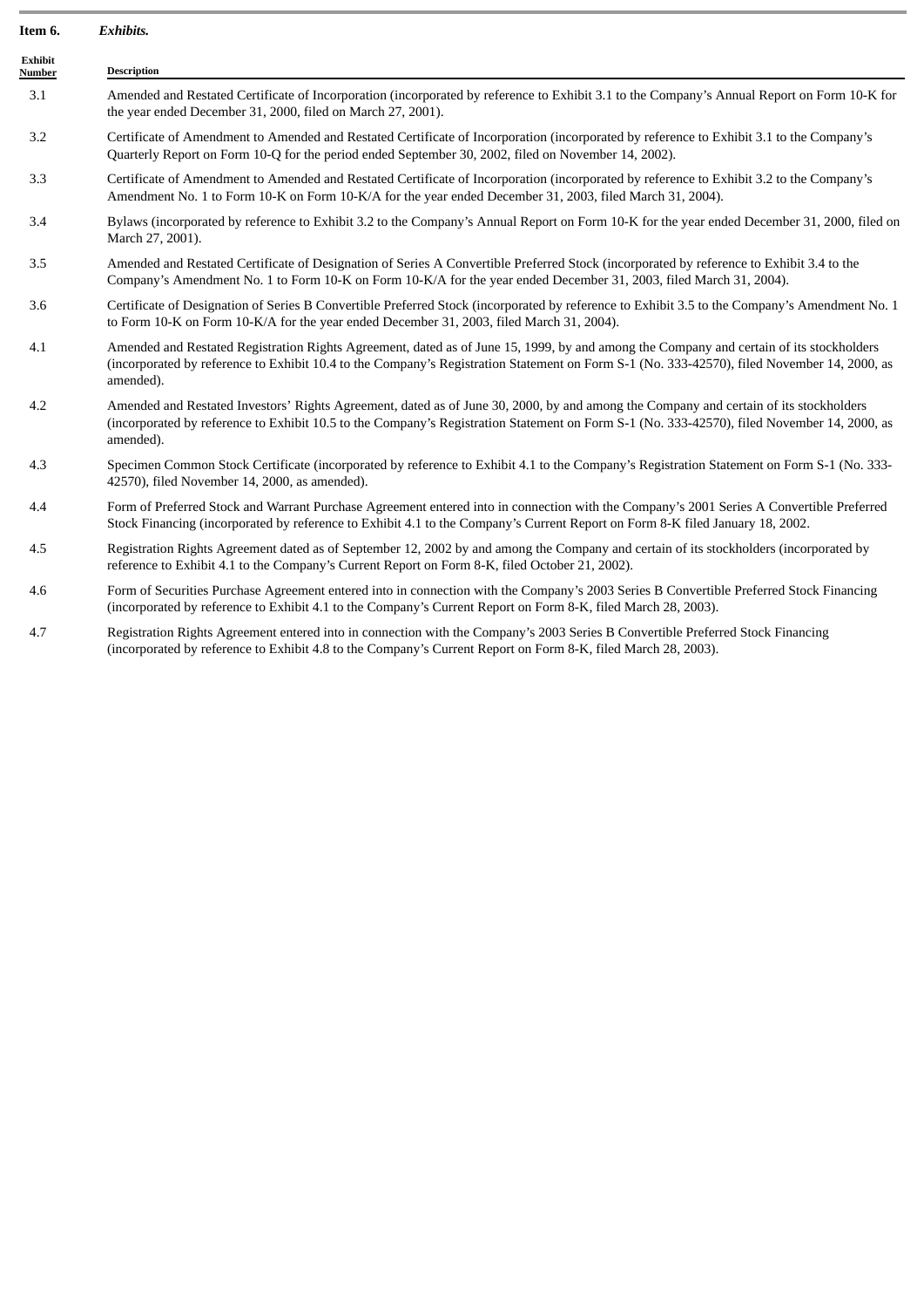**Item 6.** ***Exhibits.***

| Exhibit Number | Description |
|---|---|
| 3.1 | Amended and Restated Certificate of Incorporation (incorporated by reference to Exhibit 3.1 to the Company's Annual Report on Form 10-K for the year ended December 31, 2000, filed on March 27, 2001). |
| 3.2 | Certificate of Amendment to Amended and Restated Certificate of Incorporation (incorporated by reference to Exhibit 3.1 to the Company's Quarterly Report on Form 10-Q for the period ended September 30, 2002, filed on November 14, 2002). |
| 3.3 | Certificate of Amendment to Amended and Restated Certificate of Incorporation (incorporated by reference to Exhibit 3.2 to the Company's Amendment No. 1 to Form 10-K on Form 10-K/A for the year ended December 31, 2003, filed March 31, 2004). |
| 3.4 | Bylaws (incorporated by reference to Exhibit 3.2 to the Company's Annual Report on Form 10-K for the year ended December 31, 2000, filed on March 27, 2001). |
| 3.5 | Amended and Restated Certificate of Designation of Series A Convertible Preferred Stock (incorporated by reference to Exhibit 3.4 to the Company's Amendment No. 1 to Form 10-K on Form 10-K/A for the year ended December 31, 2003, filed March 31, 2004). |
| 3.6 | Certificate of Designation of Series B Convertible Preferred Stock (incorporated by reference to Exhibit 3.5 to the Company's Amendment No. 1 to Form 10-K on Form 10-K/A for the year ended December 31, 2003, filed March 31, 2004). |
| 4.1 | Amended and Restated Registration Rights Agreement, dated as of June 15, 1999, by and among the Company and certain of its stockholders (incorporated by reference to Exhibit 10.4 to the Company's Registration Statement on Form S-1 (No. 333-42570), filed November 14, 2000, as amended). |
| 4.2 | Amended and Restated Investors' Rights Agreement, dated as of June 30, 2000, by and among the Company and certain of its stockholders (incorporated by reference to Exhibit 10.5 to the Company's Registration Statement on Form S-1 (No. 333-42570), filed November 14, 2000, as amended). |
| 4.3 | Specimen Common Stock Certificate (incorporated by reference to Exhibit 4.1 to the Company's Registration Statement on Form S-1 (No. 333-42570), filed November 14, 2000, as amended). |
| 4.4 | Form of Preferred Stock and Warrant Purchase Agreement entered into in connection with the Company's 2001 Series A Convertible Preferred Stock Financing (incorporated by reference to Exhibit 4.1 to the Company's Current Report on Form 8-K filed January 18, 2002. |
| 4.5 | Registration Rights Agreement dated as of September 12, 2002 by and among the Company and certain of its stockholders (incorporated by reference to Exhibit 4.1 to the Company's Current Report on Form 8-K, filed October 21, 2002). |
| 4.6 | Form of Securities Purchase Agreement entered into in connection with the Company's 2003 Series B Convertible Preferred Stock Financing (incorporated by reference to Exhibit 4.1 to the Company's Current Report on Form 8-K, filed March 28, 2003). |
| 4.7 | Registration Rights Agreement entered into in connection with the Company's 2003 Series B Convertible Preferred Stock Financing (incorporated by reference to Exhibit 4.8 to the Company's Current Report on Form 8-K, filed March 28, 2003). |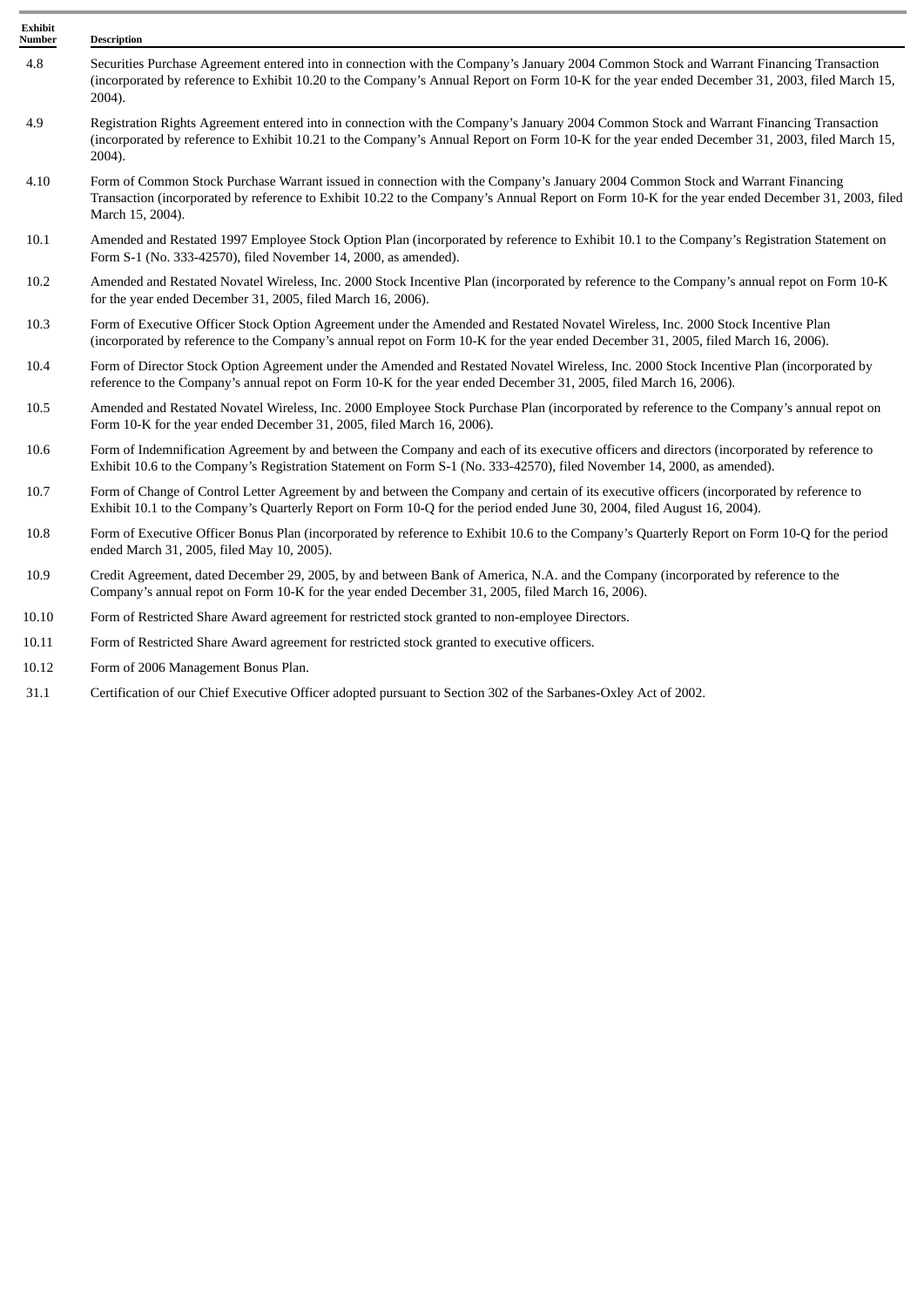| Exhibit Number | Description |
|---|---|
| 4.8 | Securities Purchase Agreement entered into in connection with the Company's January 2004 Common Stock and Warrant Financing Transaction (incorporated by reference to Exhibit 10.20 to the Company's Annual Report on Form 10-K for the year ended December 31, 2003, filed March 15, 2004). |
| 4.9 | Registration Rights Agreement entered into in connection with the Company's January 2004 Common Stock and Warrant Financing Transaction (incorporated by reference to Exhibit 10.21 to the Company's Annual Report on Form 10-K for the year ended December 31, 2003, filed March 15, 2004). |
| 4.10 | Form of Common Stock Purchase Warrant issued in connection with the Company's January 2004 Common Stock and Warrant Financing Transaction (incorporated by reference to Exhibit 10.22 to the Company's Annual Report on Form 10-K for the year ended December 31, 2003, filed March 15, 2004). |
| 10.1 | Amended and Restated 1997 Employee Stock Option Plan (incorporated by reference to Exhibit 10.1 to the Company's Registration Statement on Form S-1 (No. 333-42570), filed November 14, 2000, as amended). |
| 10.2 | Amended and Restated Novatel Wireless, Inc. 2000 Stock Incentive Plan (incorporated by reference to the Company's annual repot on Form 10-K for the year ended December 31, 2005, filed March 16, 2006). |
| 10.3 | Form of Executive Officer Stock Option Agreement under the Amended and Restated Novatel Wireless, Inc. 2000 Stock Incentive Plan (incorporated by reference to the Company's annual repot on Form 10-K for the year ended December 31, 2005, filed March 16, 2006). |
| 10.4 | Form of Director Stock Option Agreement under the Amended and Restated Novatel Wireless, Inc. 2000 Stock Incentive Plan (incorporated by reference to the Company's annual repot on Form 10-K for the year ended December 31, 2005, filed March 16, 2006). |
| 10.5 | Amended and Restated Novatel Wireless, Inc. 2000 Employee Stock Purchase Plan (incorporated by reference to the Company's annual repot on Form 10-K for the year ended December 31, 2005, filed March 16, 2006). |
| 10.6 | Form of Indemnification Agreement by and between the Company and each of its executive officers and directors (incorporated by reference to Exhibit 10.6 to the Company's Registration Statement on Form S-1 (No. 333-42570), filed November 14, 2000, as amended). |
| 10.7 | Form of Change of Control Letter Agreement by and between the Company and certain of its executive officers (incorporated by reference to Exhibit 10.1 to the Company's Quarterly Report on Form 10-Q for the period ended June 30, 2004, filed August 16, 2004). |
| 10.8 | Form of Executive Officer Bonus Plan (incorporated by reference to Exhibit 10.6 to the Company's Quarterly Report on Form 10-Q for the period ended March 31, 2005, filed May 10, 2005). |
| 10.9 | Credit Agreement, dated December 29, 2005, by and between Bank of America, N.A. and the Company (incorporated by reference to the Company's annual repot on Form 10-K for the year ended December 31, 2005, filed March 16, 2006). |
| 10.10 | Form of Restricted Share Award agreement for restricted stock granted to non-employee Directors. |
| 10.11 | Form of Restricted Share Award agreement for restricted stock granted to executive officers. |
| 10.12 | Form of 2006 Management Bonus Plan. |
| 31.1 | Certification of our Chief Executive Officer adopted pursuant to Section 302 of the Sarbanes-Oxley Act of 2002. |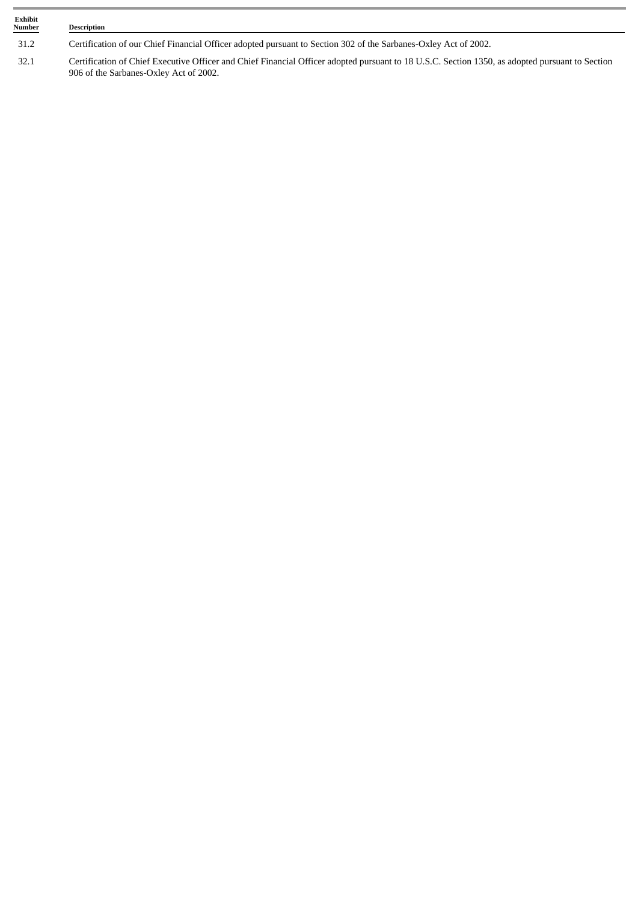| Exhibit Number | Description |
| --- | --- |
| 31.2 | Certification of our Chief Financial Officer adopted pursuant to Section 302 of the Sarbanes-Oxley Act of 2002. |
| 32.1 | Certification of Chief Executive Officer and Chief Financial Officer adopted pursuant to 18 U.S.C. Section 1350, as adopted pursuant to Section 906 of the Sarbanes-Oxley Act of 2002. |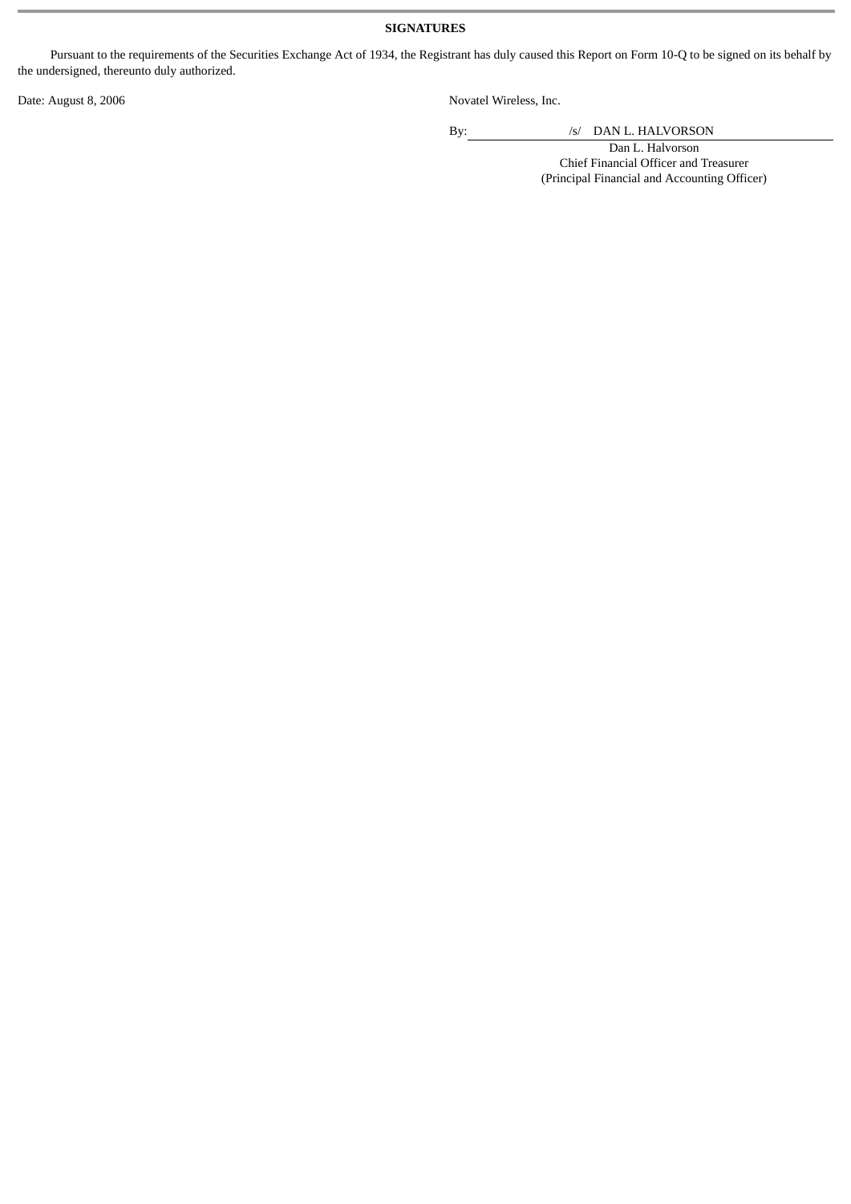**SIGNATURES**

Pursuant to the requirements of the Securities Exchange Act of 1934, the Registrant has duly caused this Report on Form 10-Q to be signed on its behalf by the undersigned, thereunto duly authorized.

Date: August 8, 2006

Novatel Wireless, Inc.

By: /s/ DAN L. HALVORSON

Dan L. Halvorson
Chief Financial Officer and Treasurer
(Principal Financial and Accounting Officer)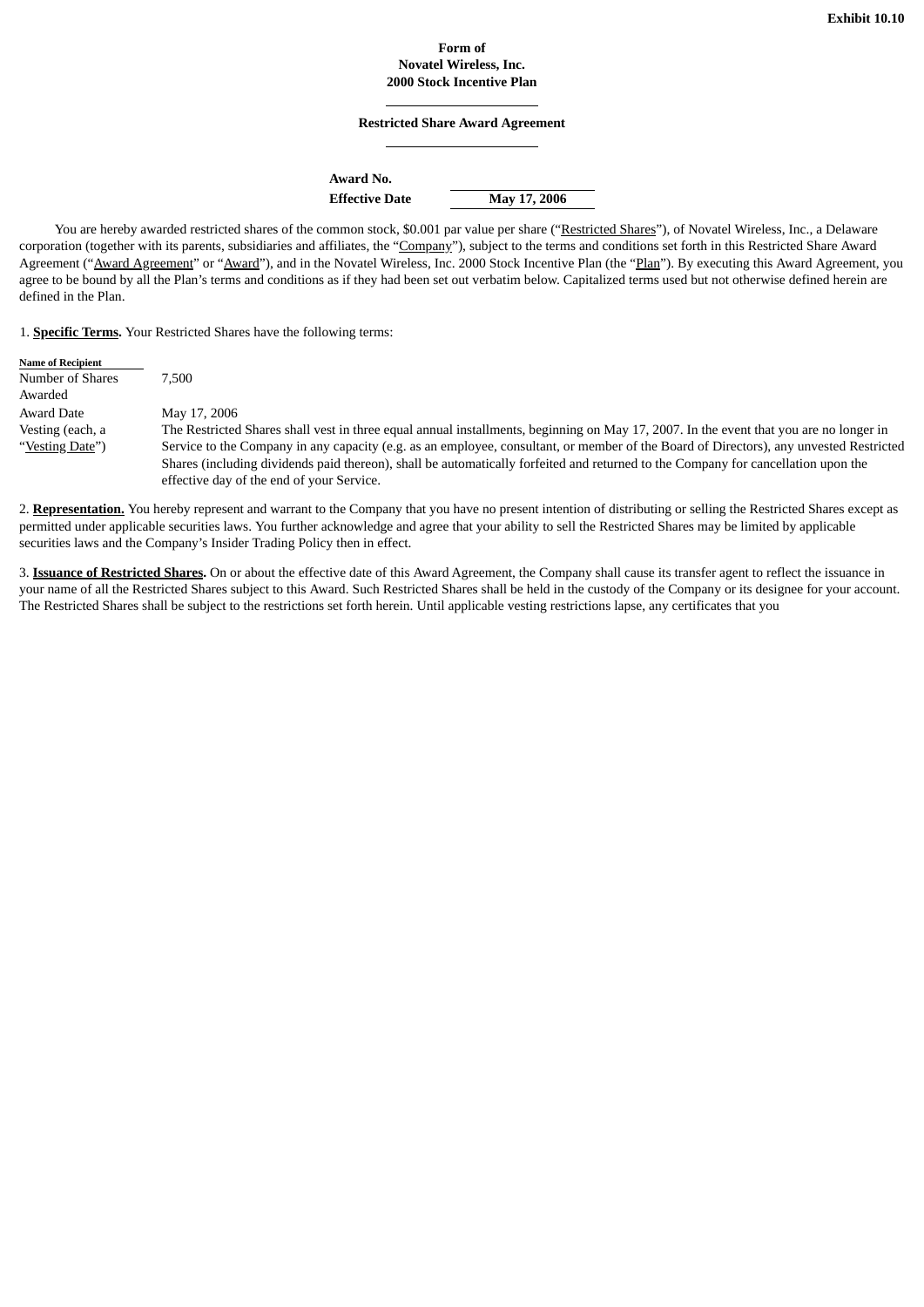**Exhibit 10.10**

**Form of**
**Novatel Wireless, Inc.**
**2000 Stock Incentive Plan**

**Restricted Share Award Agreement**

| | |
|---|---|
| **Award No.** | |
| **Effective Date** | **May 17, 2006** |

You are hereby awarded restricted shares of the common stock, $0.001 par value per share ("Restricted Shares"), of Novatel Wireless, Inc., a Delaware corporation (together with its parents, subsidiaries and affiliates, the "Company"), subject to the terms and conditions set forth in this Restricted Share Award Agreement ("Award Agreement" or "Award"), and in the Novatel Wireless, Inc. 2000 Stock Incentive Plan (the "Plan"). By executing this Award Agreement, you agree to be bound by all the Plan's terms and conditions as if they had been set out verbatim below. Capitalized terms used but not otherwise defined herein are defined in the Plan.

1. **Specific Terms.** Your Restricted Shares have the following terms:

| Name of Recipient | |
|---|---|
| Number of Shares Awarded | 7,500 |
| Award Date | May 17, 2006 |
| Vesting (each, a "Vesting Date") | The Restricted Shares shall vest in three equal annual installments, beginning on May 17, 2007. In the event that you are no longer in Service to the Company in any capacity (e.g. as an employee, consultant, or member of the Board of Directors), any unvested Restricted Shares (including dividends paid thereon), shall be automatically forfeited and returned to the Company for cancellation upon the effective day of the end of your Service. |

2. **Representation.** You hereby represent and warrant to the Company that you have no present intention of distributing or selling the Restricted Shares except as permitted under applicable securities laws. You further acknowledge and agree that your ability to sell the Restricted Shares may be limited by applicable securities laws and the Company's Insider Trading Policy then in effect.

3. **Issuance of Restricted Shares.** On or about the effective date of this Award Agreement, the Company shall cause its transfer agent to reflect the issuance in your name of all the Restricted Shares subject to this Award. Such Restricted Shares shall be held in the custody of the Company or its designee for your account. The Restricted Shares shall be subject to the restrictions set forth herein. Until applicable vesting restrictions lapse, any certificates that you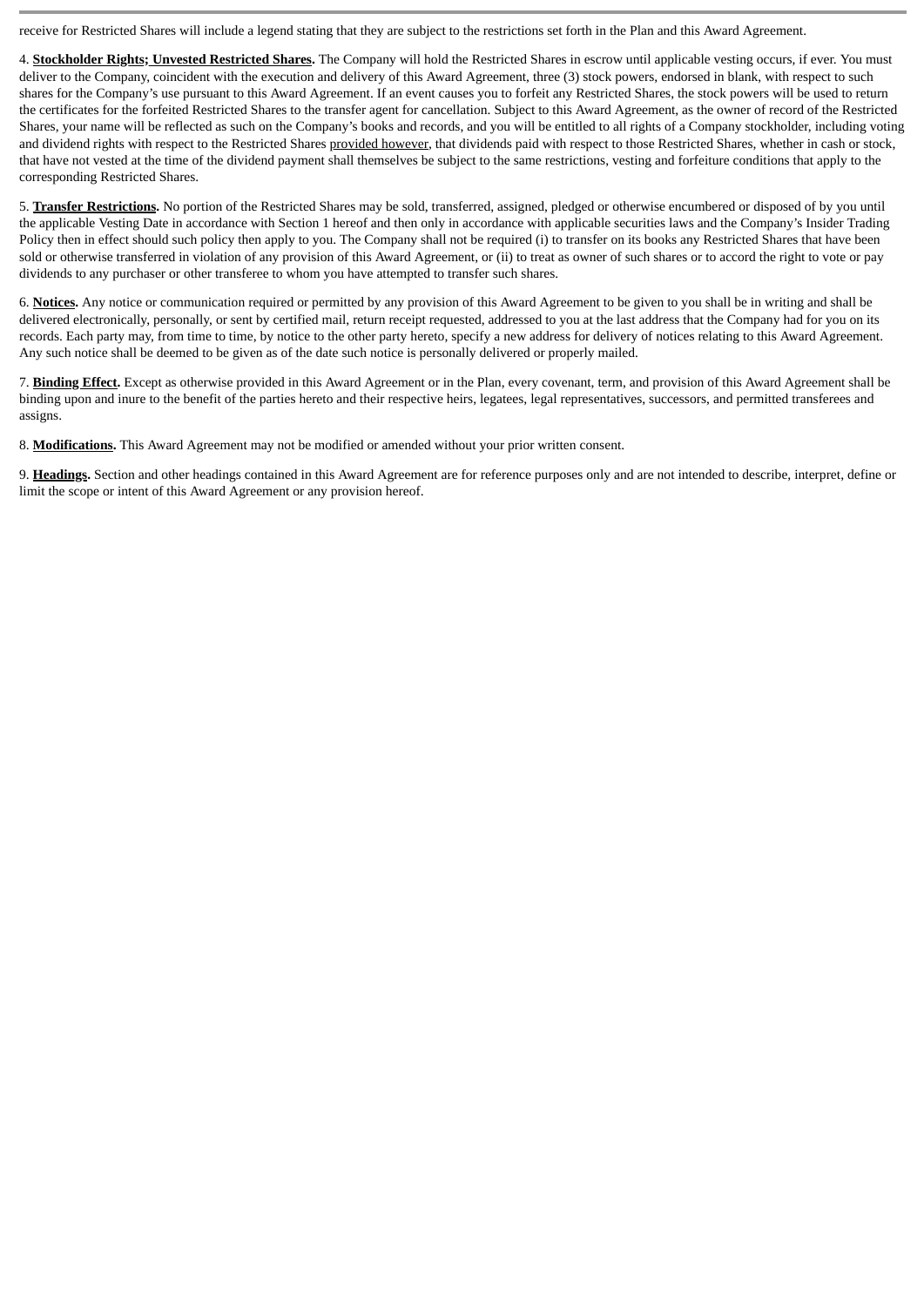receive for Restricted Shares will include a legend stating that they are subject to the restrictions set forth in the Plan and this Award Agreement.

4. **Stockholder Rights; Unvested Restricted Shares.** The Company will hold the Restricted Shares in escrow until applicable vesting occurs, if ever. You must deliver to the Company, coincident with the execution and delivery of this Award Agreement, three (3) stock powers, endorsed in blank, with respect to such shares for the Company's use pursuant to this Award Agreement. If an event causes you to forfeit any Restricted Shares, the stock powers will be used to return the certificates for the forfeited Restricted Shares to the transfer agent for cancellation. Subject to this Award Agreement, as the owner of record of the Restricted Shares, your name will be reflected as such on the Company's books and records, and you will be entitled to all rights of a Company stockholder, including voting and dividend rights with respect to the Restricted Shares provided however, that dividends paid with respect to those Restricted Shares, whether in cash or stock, that have not vested at the time of the dividend payment shall themselves be subject to the same restrictions, vesting and forfeiture conditions that apply to the corresponding Restricted Shares.

5. **Transfer Restrictions.** No portion of the Restricted Shares may be sold, transferred, assigned, pledged or otherwise encumbered or disposed of by you until the applicable Vesting Date in accordance with Section 1 hereof and then only in accordance with applicable securities laws and the Company's Insider Trading Policy then in effect should such policy then apply to you. The Company shall not be required (i) to transfer on its books any Restricted Shares that have been sold or otherwise transferred in violation of any provision of this Award Agreement, or (ii) to treat as owner of such shares or to accord the right to vote or pay dividends to any purchaser or other transferee to whom you have attempted to transfer such shares.

6. **Notices.** Any notice or communication required or permitted by any provision of this Award Agreement to be given to you shall be in writing and shall be delivered electronically, personally, or sent by certified mail, return receipt requested, addressed to you at the last address that the Company had for you on its records. Each party may, from time to time, by notice to the other party hereto, specify a new address for delivery of notices relating to this Award Agreement. Any such notice shall be deemed to be given as of the date such notice is personally delivered or properly mailed.

7. **Binding Effect.** Except as otherwise provided in this Award Agreement or in the Plan, every covenant, term, and provision of this Award Agreement shall be binding upon and inure to the benefit of the parties hereto and their respective heirs, legatees, legal representatives, successors, and permitted transferees and assigns.

8. **Modifications.** This Award Agreement may not be modified or amended without your prior written consent.

9. **Headings.** Section and other headings contained in this Award Agreement are for reference purposes only and are not intended to describe, interpret, define or limit the scope or intent of this Award Agreement or any provision hereof.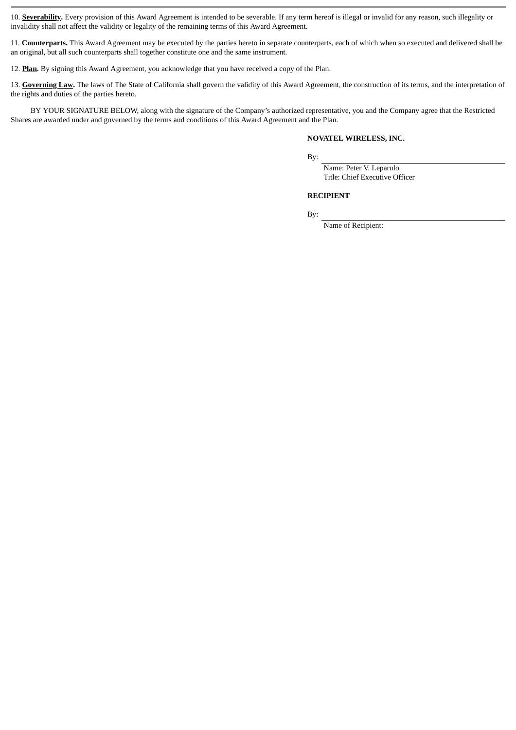10. **Severability.** Every provision of this Award Agreement is intended to be severable. If any term hereof is illegal or invalid for any reason, such illegality or invalidity shall not affect the validity or legality of the remaining terms of this Award Agreement.

11. **Counterparts.** This Award Agreement may be executed by the parties hereto in separate counterparts, each of which when so executed and delivered shall be an original, but all such counterparts shall together constitute one and the same instrument.

12. **Plan.** By signing this Award Agreement, you acknowledge that you have received a copy of the Plan.

13. **Governing Law.** The laws of The State of California shall govern the validity of this Award Agreement, the construction of its terms, and the interpretation of the rights and duties of the parties hereto.

BY YOUR SIGNATURE BELOW, along with the signature of the Company's authorized representative, you and the Company agree that the Restricted Shares are awarded under and governed by the terms and conditions of this Award Agreement and the Plan.

**NOVATEL WIRELESS, INC.**

By: ______________________________

Name: Peter V. Leparulo
Title: Chief Executive Officer

**RECIPIENT**

By: ______________________________

Name of Recipient: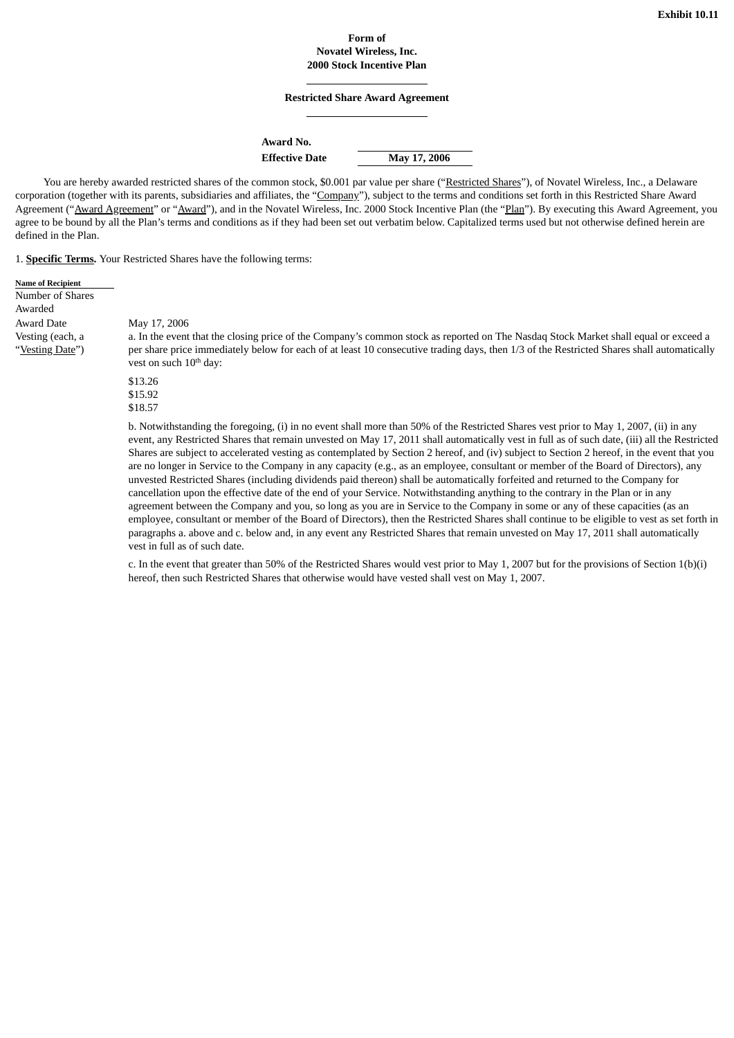**Exhibit 10.11**

**Form of**
**Novatel Wireless, Inc.**
**2000 Stock Incentive Plan**

**Restricted Share Award Agreement**

| | |
|---|---|
| **Award No.** | |
| **Effective Date** | **May 17, 2006** |

You are hereby awarded restricted shares of the common stock, $0.001 par value per share ("Restricted Shares"), of Novatel Wireless, Inc., a Delaware corporation (together with its parents, subsidiaries and affiliates, the "Company"), subject to the terms and conditions set forth in this Restricted Share Award Agreement ("Award Agreement" or "Award"), and in the Novatel Wireless, Inc. 2000 Stock Incentive Plan (the "Plan"). By executing this Award Agreement, you agree to be bound by all the Plan's terms and conditions as if they had been set out verbatim below. Capitalized terms used but not otherwise defined herein are defined in the Plan.

1. **Specific Terms.** Your Restricted Shares have the following terms:

| | |
|---|---|
| **Name of Recipient** | |
| Number of Shares Awarded | |
| Award Date | May 17, 2006 |
| Vesting (each, a "Vesting Date") | a. In the event that the closing price of the Company's common stock as reported on The Nasdaq Stock Market shall equal or exceed a per share price immediately below for each of at least 10 consecutive trading days, then 1/3 of the Restricted Shares shall automatically vest on such 10th day:<br><br>$13.26<br>$15.92<br>$18.57<br><br>b. Notwithstanding the foregoing, (i) in no event shall more than 50% of the Restricted Shares vest prior to May 1, 2007, (ii) in any event, any Restricted Shares that remain unvested on May 17, 2011 shall automatically vest in full as of such date, (iii) all the Restricted Shares are subject to accelerated vesting as contemplated by Section 2 hereof, and (iv) subject to Section 2 hereof, in the event that you are no longer in Service to the Company in any capacity (e.g., as an employee, consultant or member of the Board of Directors), any unvested Restricted Shares (including dividends paid thereon) shall be automatically forfeited and returned to the Company for cancellation upon the effective date of the end of your Service. Notwithstanding anything to the contrary in the Plan or in any agreement between the Company and you, so long as you are in Service to the Company in some or any of these capacities (as an employee, consultant or member of the Board of Directors), then the Restricted Shares shall continue to be eligible to vest as set forth in paragraphs a. above and c. below and, in any event any Restricted Shares that remain unvested on May 17, 2011 shall automatically vest in full as of such date.<br><br>c. In the event that greater than 50% of the Restricted Shares would vest prior to May 1, 2007 but for the provisions of Section 1(b)(i) hereof, then such Restricted Shares that otherwise would have vested shall vest on May 1, 2007. |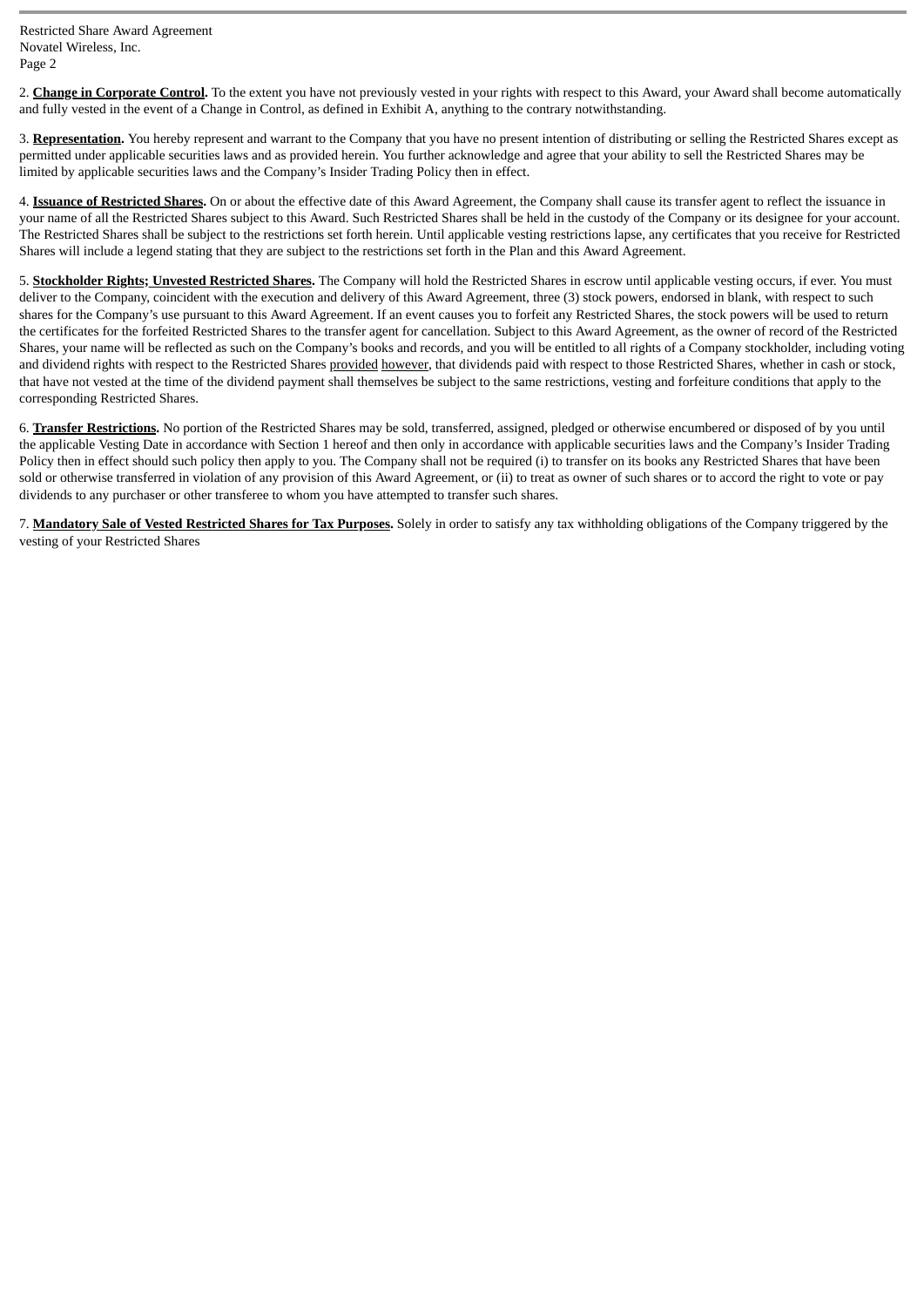2. **Change in Corporate Control.** To the extent you have not previously vested in your rights with respect to this Award, your Award shall become automatically and fully vested in the event of a Change in Control, as defined in Exhibit A, anything to the contrary notwithstanding.

3. **Representation.** You hereby represent and warrant to the Company that you have no present intention of distributing or selling the Restricted Shares except as permitted under applicable securities laws and as provided herein. You further acknowledge and agree that your ability to sell the Restricted Shares may be limited by applicable securities laws and the Company's Insider Trading Policy then in effect.

4. **Issuance of Restricted Shares.** On or about the effective date of this Award Agreement, the Company shall cause its transfer agent to reflect the issuance in your name of all the Restricted Shares subject to this Award. Such Restricted Shares shall be held in the custody of the Company or its designee for your account. The Restricted Shares shall be subject to the restrictions set forth herein. Until applicable vesting restrictions lapse, any certificates that you receive for Restricted Shares will include a legend stating that they are subject to the restrictions set forth in the Plan and this Award Agreement.

5. **Stockholder Rights; Unvested Restricted Shares.** The Company will hold the Restricted Shares in escrow until applicable vesting occurs, if ever. You must deliver to the Company, coincident with the execution and delivery of this Award Agreement, three (3) stock powers, endorsed in blank, with respect to such shares for the Company's use pursuant to this Award Agreement. If an event causes you to forfeit any Restricted Shares, the stock powers will be used to return the certificates for the forfeited Restricted Shares to the transfer agent for cancellation. Subject to this Award Agreement, as the owner of record of the Restricted Shares, your name will be reflected as such on the Company's books and records, and you will be entitled to all rights of a Company stockholder, including voting and dividend rights with respect to the Restricted Shares provided however, that dividends paid with respect to those Restricted Shares, whether in cash or stock, that have not vested at the time of the dividend payment shall themselves be subject to the same restrictions, vesting and forfeiture conditions that apply to the corresponding Restricted Shares.

6. **Transfer Restrictions.** No portion of the Restricted Shares may be sold, transferred, assigned, pledged or otherwise encumbered or disposed of by you until the applicable Vesting Date in accordance with Section 1 hereof and then only in accordance with applicable securities laws and the Company's Insider Trading Policy then in effect should such policy then apply to you. The Company shall not be required (i) to transfer on its books any Restricted Shares that have been sold or otherwise transferred in violation of any provision of this Award Agreement, or (ii) to treat as owner of such shares or to accord the right to vote or pay dividends to any purchaser or other transferee to whom you have attempted to transfer such shares.

7. **Mandatory Sale of Vested Restricted Shares for Tax Purposes.** Solely in order to satisfy any tax withholding obligations of the Company triggered by the vesting of your Restricted Shares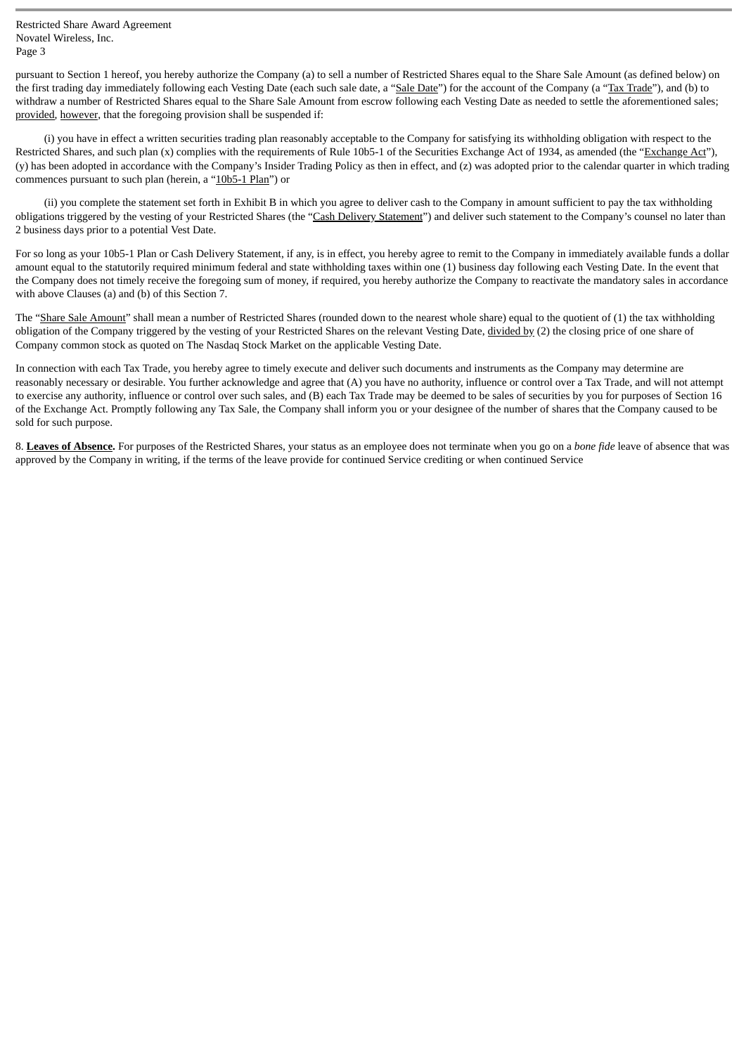pursuant to Section 1 hereof, you hereby authorize the Company (a) to sell a number of Restricted Shares equal to the Share Sale Amount (as defined below) on the first trading day immediately following each Vesting Date (each such sale date, a "Sale Date") for the account of the Company (a "Tax Trade"), and (b) to withdraw a number of Restricted Shares equal to the Share Sale Amount from escrow following each Vesting Date as needed to settle the aforementioned sales; provided, however, that the foregoing provision shall be suspended if:

(i) you have in effect a written securities trading plan reasonably acceptable to the Company for satisfying its withholding obligation with respect to the Restricted Shares, and such plan (x) complies with the requirements of Rule 10b5-1 of the Securities Exchange Act of 1934, as amended (the "Exchange Act"), (y) has been adopted in accordance with the Company's Insider Trading Policy as then in effect, and (z) was adopted prior to the calendar quarter in which trading commences pursuant to such plan (herein, a "10b5-1 Plan") or

(ii) you complete the statement set forth in Exhibit B in which you agree to deliver cash to the Company in amount sufficient to pay the tax withholding obligations triggered by the vesting of your Restricted Shares (the "Cash Delivery Statement") and deliver such statement to the Company's counsel no later than 2 business days prior to a potential Vest Date.

For so long as your 10b5-1 Plan or Cash Delivery Statement, if any, is in effect, you hereby agree to remit to the Company in immediately available funds a dollar amount equal to the statutorily required minimum federal and state withholding taxes within one (1) business day following each Vesting Date. In the event that the Company does not timely receive the foregoing sum of money, if required, you hereby authorize the Company to reactivate the mandatory sales in accordance with above Clauses (a) and (b) of this Section 7.

The "Share Sale Amount" shall mean a number of Restricted Shares (rounded down to the nearest whole share) equal to the quotient of (1) the tax withholding obligation of the Company triggered by the vesting of your Restricted Shares on the relevant Vesting Date, divided by (2) the closing price of one share of Company common stock as quoted on The Nasdaq Stock Market on the applicable Vesting Date.

In connection with each Tax Trade, you hereby agree to timely execute and deliver such documents and instruments as the Company may determine are reasonably necessary or desirable. You further acknowledge and agree that (A) you have no authority, influence or control over a Tax Trade, and will not attempt to exercise any authority, influence or control over such sales, and (B) each Tax Trade may be deemed to be sales of securities by you for purposes of Section 16 of the Exchange Act. Promptly following any Tax Sale, the Company shall inform you or your designee of the number of shares that the Company caused to be sold for such purpose.

8. **Leaves of Absence.** For purposes of the Restricted Shares, your status as an employee does not terminate when you go on a *bone fide* leave of absence that was approved by the Company in writing, if the terms of the leave provide for continued Service crediting or when continued Service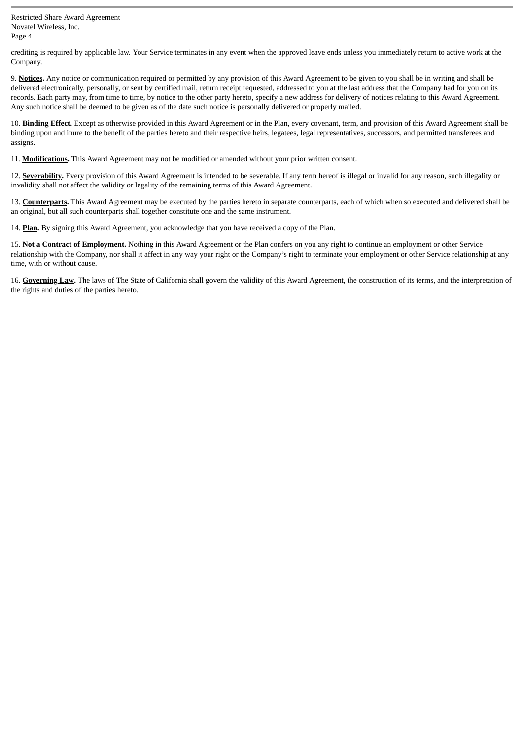crediting is required by applicable law. Your Service terminates in any event when the approved leave ends unless you immediately return to active work at the Company.

9. **Notices.** Any notice or communication required or permitted by any provision of this Award Agreement to be given to you shall be in writing and shall be delivered electronically, personally, or sent by certified mail, return receipt requested, addressed to you at the last address that the Company had for you on its records. Each party may, from time to time, by notice to the other party hereto, specify a new address for delivery of notices relating to this Award Agreement. Any such notice shall be deemed to be given as of the date such notice is personally delivered or properly mailed.

10. **Binding Effect.** Except as otherwise provided in this Award Agreement or in the Plan, every covenant, term, and provision of this Award Agreement shall be binding upon and inure to the benefit of the parties hereto and their respective heirs, legatees, legal representatives, successors, and permitted transferees and assigns.

11. **Modifications.** This Award Agreement may not be modified or amended without your prior written consent.

12. **Severability.** Every provision of this Award Agreement is intended to be severable. If any term hereof is illegal or invalid for any reason, such illegality or invalidity shall not affect the validity or legality of the remaining terms of this Award Agreement.

13. **Counterparts.** This Award Agreement may be executed by the parties hereto in separate counterparts, each of which when so executed and delivered shall be an original, but all such counterparts shall together constitute one and the same instrument.

14. **Plan.** By signing this Award Agreement, you acknowledge that you have received a copy of the Plan.

15. **Not a Contract of Employment.** Nothing in this Award Agreement or the Plan confers on you any right to continue an employment or other Service relationship with the Company, nor shall it affect in any way your right or the Company's right to terminate your employment or other Service relationship at any time, with or without cause.

16. **Governing Law.** The laws of The State of California shall govern the validity of this Award Agreement, the construction of its terms, and the interpretation of the rights and duties of the parties hereto.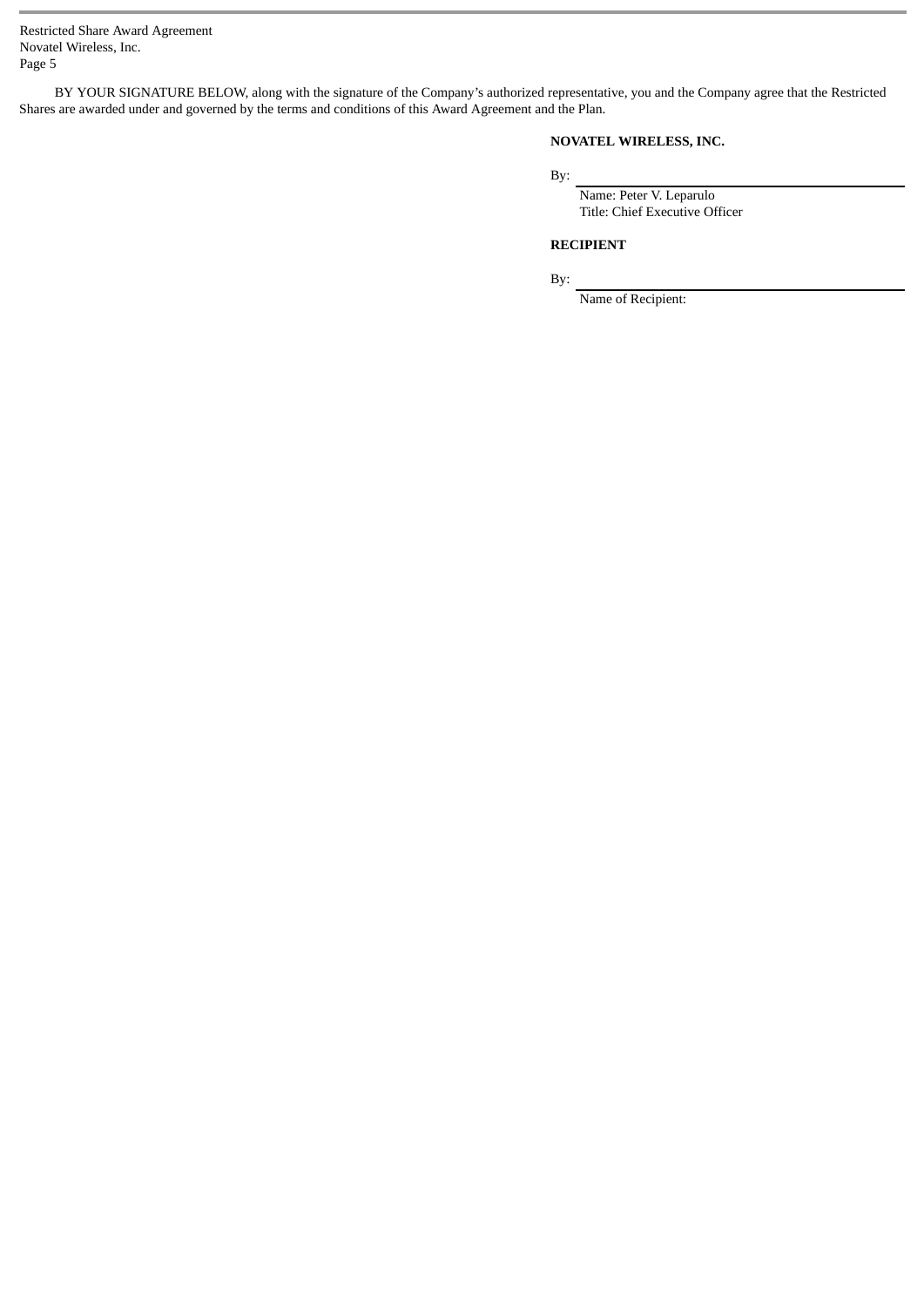BY YOUR SIGNATURE BELOW, along with the signature of the Company's authorized representative, you and the Company agree that the Restricted Shares are awarded under and governed by the terms and conditions of this Award Agreement and the Plan.

**NOVATEL WIRELESS, INC.**

By: \_\_\_\_\_\_\_\_\_\_\_\_\_\_\_\_\_\_\_\_\_\_\_\_\_\_\_\_\_\_

Name: Peter V. Leparulo
Title: Chief Executive Officer

**RECIPIENT**

By: \_\_\_\_\_\_\_\_\_\_\_\_\_\_\_\_\_\_\_\_\_\_\_\_\_\_\_\_\_\_

Name of Recipient: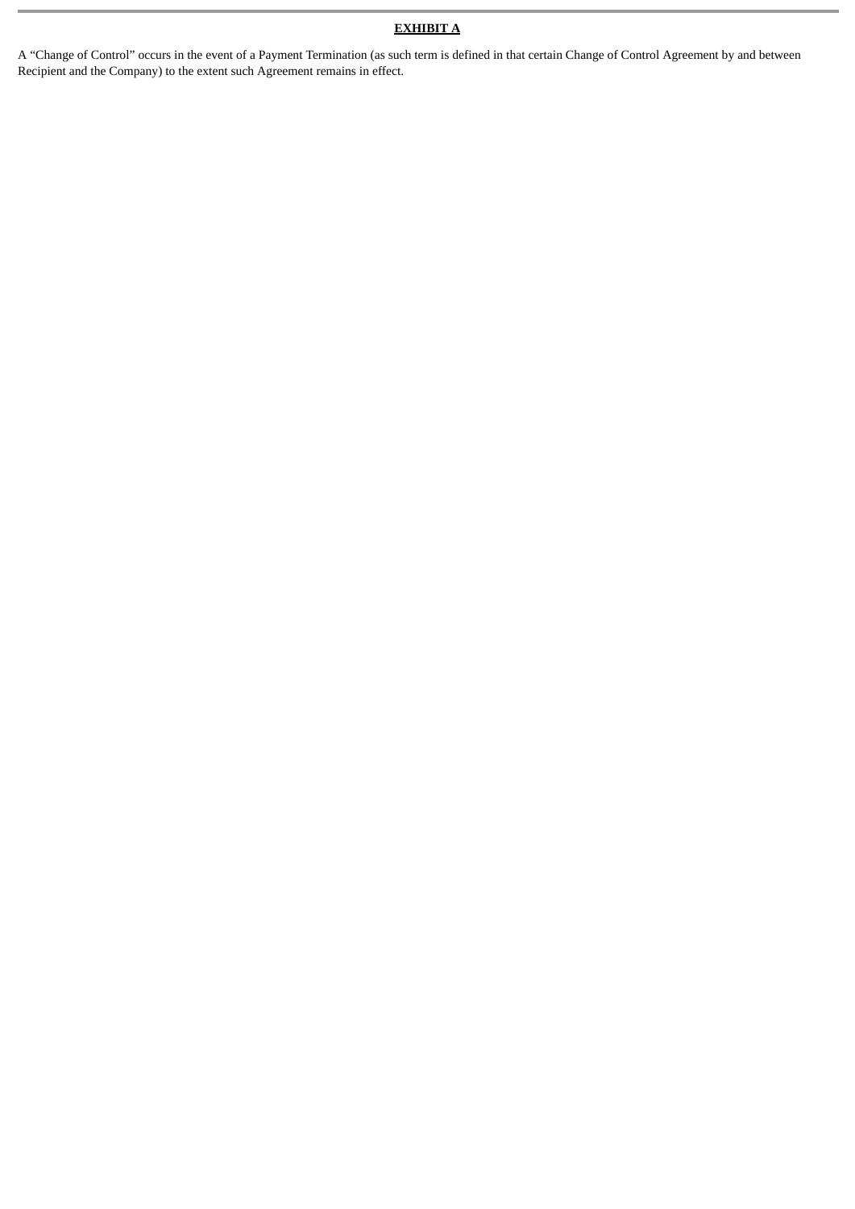**EXHIBIT A**

A “Change of Control” occurs in the event of a Payment Termination (as such term is defined in that certain Change of Control Agreement by and between Recipient and the Company) to the extent such Agreement remains in effect.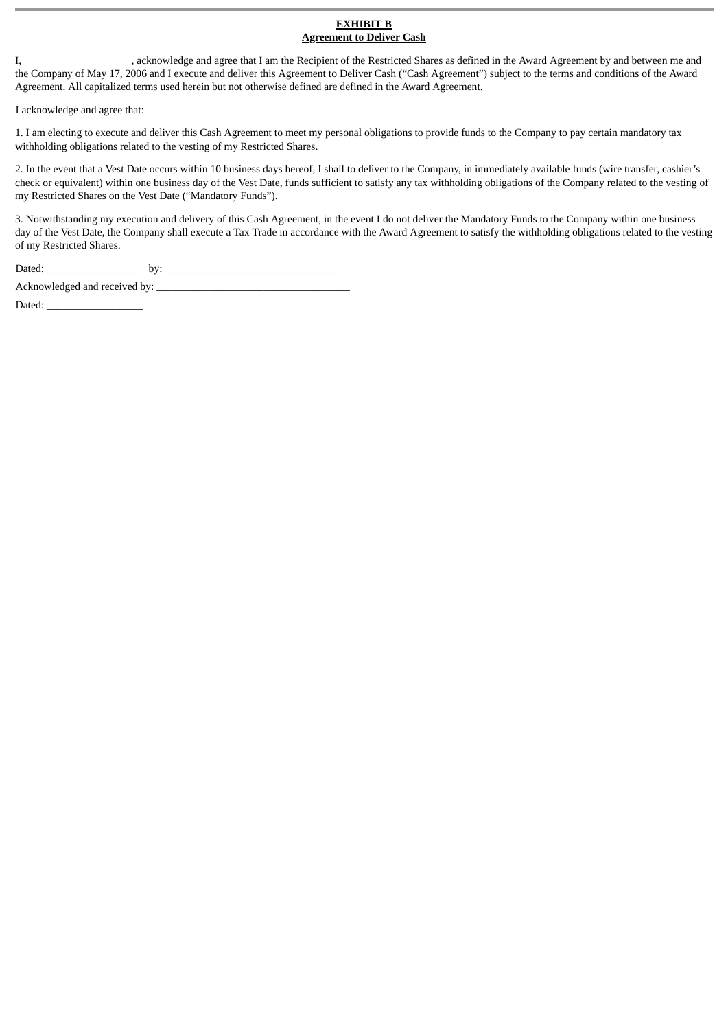**EXHIBIT B**
**Agreement to Deliver Cash**

I, ____________________, acknowledge and agree that I am the Recipient of the Restricted Shares as defined in the Award Agreement by and between me and the Company of May 17, 2006 and I execute and deliver this Agreement to Deliver Cash ("Cash Agreement") subject to the terms and conditions of the Award Agreement. All capitalized terms used herein but not otherwise defined are defined in the Award Agreement.

I acknowledge and agree that:

1. I am electing to execute and deliver this Cash Agreement to meet my personal obligations to provide funds to the Company to pay certain mandatory tax withholding obligations related to the vesting of my Restricted Shares.

2. In the event that a Vest Date occurs within 10 business days hereof, I shall to deliver to the Company, in immediately available funds (wire transfer, cashier's check or equivalent) within one business day of the Vest Date, funds sufficient to satisfy any tax withholding obligations of the Company related to the vesting of my Restricted Shares on the Vest Date ("Mandatory Funds").

3. Notwithstanding my execution and delivery of this Cash Agreement, in the event I do not deliver the Mandatory Funds to the Company within one business day of the Vest Date, the Company shall execute a Tax Trade in accordance with the Award Agreement to satisfy the withholding obligations related to the vesting of my Restricted Shares.

Dated: _________________ by: ________________________________

Acknowledged and received by: ____________________________________

Dated: __________________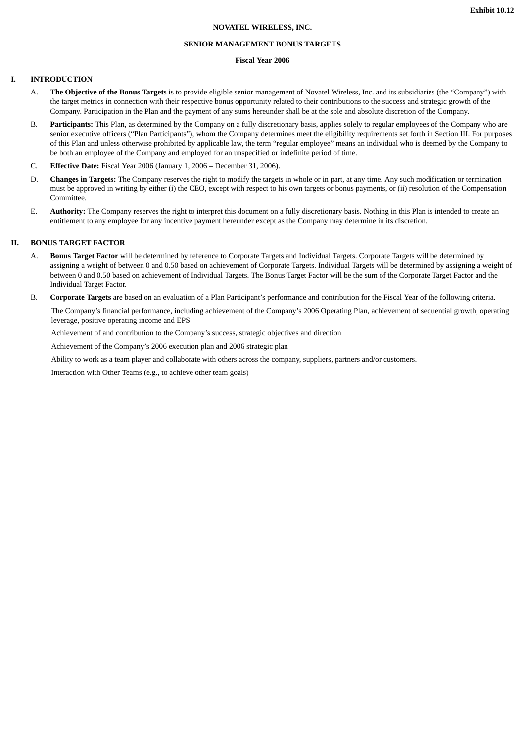**Exhibit 10.12**

**NOVATEL WIRELESS, INC.**

**SENIOR MANAGEMENT BONUS TARGETS**

**Fiscal Year 2006**

## I. INTRODUCTION

A. **The Objective of the Bonus Targets** is to provide eligible senior management of Novatel Wireless, Inc. and its subsidiaries (the "Company") with the target metrics in connection with their respective bonus opportunity related to their contributions to the success and strategic growth of the Company. Participation in the Plan and the payment of any sums hereunder shall be at the sole and absolute discretion of the Company.

B. **Participants:** This Plan, as determined by the Company on a fully discretionary basis, applies solely to regular employees of the Company who are senior executive officers ("Plan Participants"), whom the Company determines meet the eligibility requirements set forth in Section III. For purposes of this Plan and unless otherwise prohibited by applicable law, the term "regular employee" means an individual who is deemed by the Company to be both an employee of the Company and employed for an unspecified or indefinite period of time.

C. **Effective Date:** Fiscal Year 2006 (January 1, 2006 – December 31, 2006).

D. **Changes in Targets:** The Company reserves the right to modify the targets in whole or in part, at any time. Any such modification or termination must be approved in writing by either (i) the CEO, except with respect to his own targets or bonus payments, or (ii) resolution of the Compensation Committee.

E. **Authority:** The Company reserves the right to interpret this document on a fully discretionary basis. Nothing in this Plan is intended to create an entitlement to any employee for any incentive payment hereunder except as the Company may determine in its discretion.

## II. BONUS TARGET FACTOR

A. **Bonus Target Factor** will be determined by reference to Corporate Targets and Individual Targets. Corporate Targets will be determined by assigning a weight of between 0 and 0.50 based on achievement of Corporate Targets. Individual Targets will be determined by assigning a weight of between 0 and 0.50 based on achievement of Individual Targets. The Bonus Target Factor will be the sum of the Corporate Target Factor and the Individual Target Factor.

B. **Corporate Targets** are based on an evaluation of a Plan Participant's performance and contribution for the Fiscal Year of the following criteria.

The Company's financial performance, including achievement of the Company's 2006 Operating Plan, achievement of sequential growth, operating leverage, positive operating income and EPS

Achievement of and contribution to the Company's success, strategic objectives and direction

Achievement of the Company's 2006 execution plan and 2006 strategic plan

Ability to work as a team player and collaborate with others across the company, suppliers, partners and/or customers.

Interaction with Other Teams (e.g., to achieve other team goals)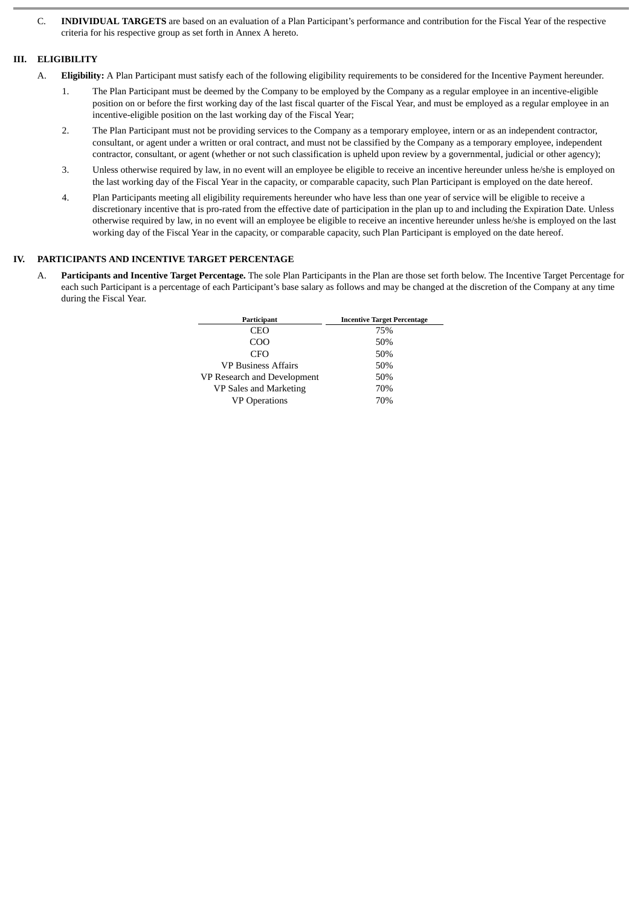C. **INDIVIDUAL TARGETS** are based on an evaluation of a Plan Participant's performance and contribution for the Fiscal Year of the respective criteria for his respective group as set forth in Annex A hereto.

## III. ELIGIBILITY

A. **Eligibility:** A Plan Participant must satisfy each of the following eligibility requirements to be considered for the Incentive Payment hereunder.

1. The Plan Participant must be deemed by the Company to be employed by the Company as a regular employee in an incentive-eligible position on or before the first working day of the last fiscal quarter of the Fiscal Year, and must be employed as a regular employee in an incentive-eligible position on the last working day of the Fiscal Year;
2. The Plan Participant must not be providing services to the Company as a temporary employee, intern or as an independent contractor, consultant, or agent under a written or oral contract, and must not be classified by the Company as a temporary employee, independent contractor, consultant, or agent (whether or not such classification is upheld upon review by a governmental, judicial or other agency);
3. Unless otherwise required by law, in no event will an employee be eligible to receive an incentive hereunder unless he/she is employed on the last working day of the Fiscal Year in the capacity, or comparable capacity, such Plan Participant is employed on the date hereof.
4. Plan Participants meeting all eligibility requirements hereunder who have less than one year of service will be eligible to receive a discretionary incentive that is pro-rated from the effective date of participation in the plan up to and including the Expiration Date. Unless otherwise required by law, in no event will an employee be eligible to receive an incentive hereunder unless he/she is employed on the last working day of the Fiscal Year in the capacity, or comparable capacity, such Plan Participant is employed on the date hereof.

## IV. PARTICIPANTS AND INCENTIVE TARGET PERCENTAGE

A. **Participants and Incentive Target Percentage.** The sole Plan Participants in the Plan are those set forth below. The Incentive Target Percentage for each such Participant is a percentage of each Participant's base salary as follows and may be changed at the discretion of the Company at any time during the Fiscal Year.

| Participant | Incentive Target Percentage |
|---|---|
| CEO | 75% |
| COO | 50% |
| CFO | 50% |
| VP Business Affairs | 50% |
| VP Research and Development | 50% |
| VP Sales and Marketing | 70% |
| VP Operations | 70% |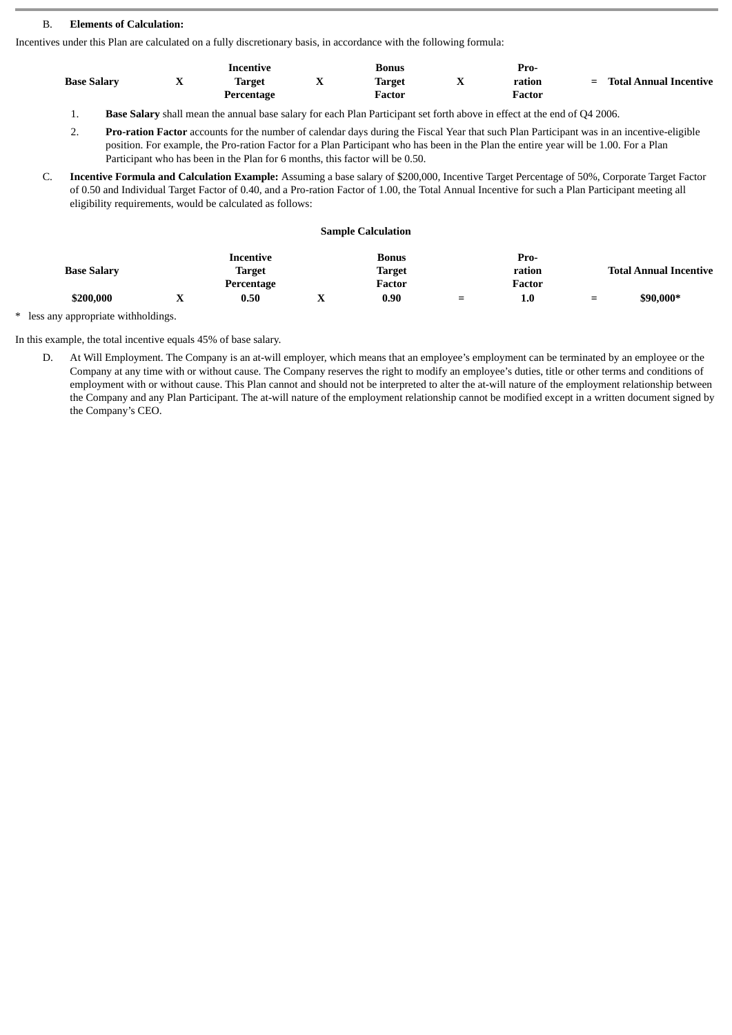B. **Elements of Calculation:**

Incentives under this Plan are calculated on a fully discretionary basis, in accordance with the following formula:

| Base Salary | X | Incentive Target Percentage | X | Bonus Target Factor | X | Pro-ration Factor | = | Total Annual Incentive |
|---|---|---|---|---|---|---|---|---|

1. **Base Salary** shall mean the annual base salary for each Plan Participant set forth above in effect at the end of Q4 2006.

2. **Pro-ration Factor** accounts for the number of calendar days during the Fiscal Year that such Plan Participant was in an incentive-eligible position. For example, the Pro-ration Factor for a Plan Participant who has been in the Plan the entire year will be 1.00. For a Plan Participant who has been in the Plan for 6 months, this factor will be 0.50.

C. **Incentive Formula and Calculation Example:** Assuming a base salary of $200,000, Incentive Target Percentage of 50%, Corporate Target Factor of 0.50 and Individual Target Factor of 0.40, and a Pro-ration Factor of 1.00, the Total Annual Incentive for such a Plan Participant meeting all eligibility requirements, would be calculated as follows:

**Sample Calculation**

| Base Salary | | Incentive Target Percentage | | Bonus Target Factor | | Pro-ration Factor | | Total Annual Incentive |
|---|---|---|---|---|---|---|---|---|
| **$200,000** | **X** | **0.50** | **X** | **0.90** | **=** | **1.0** | **=** | **$90,000*** |

\* less any appropriate withholdings.

In this example, the total incentive equals 45% of base salary.

D. At Will Employment. The Company is an at-will employer, which means that an employee's employment can be terminated by an employee or the Company at any time with or without cause. The Company reserves the right to modify an employee's duties, title or other terms and conditions of employment with or without cause. This Plan cannot and should not be interpreted to alter the at-will nature of the employment relationship between the Company and any Plan Participant. The at-will nature of the employment relationship cannot be modified except in a written document signed by the Company's CEO.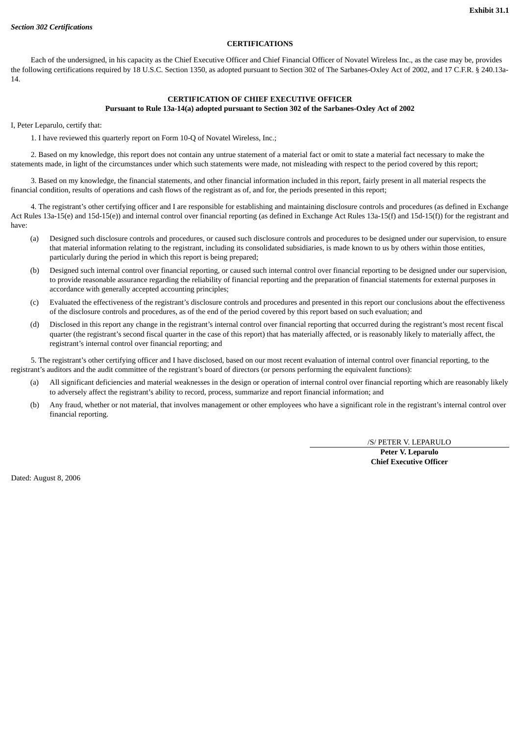**Exhibit 31.1**

***Section 302 Certifications***

**CERTIFICATIONS**

Each of the undersigned, in his capacity as the Chief Executive Officer and Chief Financial Officer of Novatel Wireless Inc., as the case may be, provides the following certifications required by 18 U.S.C. Section 1350, as adopted pursuant to Section 302 of The Sarbanes-Oxley Act of 2002, and 17 C.F.R. § 240.13a-14.

**CERTIFICATION OF CHIEF EXECUTIVE OFFICER**
**Pursuant to Rule 13a-14(a) adopted pursuant to Section 302 of the Sarbanes-Oxley Act of 2002**

I, Peter Leparulo, certify that:

1. I have reviewed this quarterly report on Form 10-Q of Novatel Wireless, Inc.;

2. Based on my knowledge, this report does not contain any untrue statement of a material fact or omit to state a material fact necessary to make the statements made, in light of the circumstances under which such statements were made, not misleading with respect to the period covered by this report;

3. Based on my knowledge, the financial statements, and other financial information included in this report, fairly present in all material respects the financial condition, results of operations and cash flows of the registrant as of, and for, the periods presented in this report;

4. The registrant's other certifying officer and I are responsible for establishing and maintaining disclosure controls and procedures (as defined in Exchange Act Rules 13a-15(e) and 15d-15(e)) and internal control over financial reporting (as defined in Exchange Act Rules 13a-15(f) and 15d-15(f)) for the registrant and have:

(a) Designed such disclosure controls and procedures, or caused such disclosure controls and procedures to be designed under our supervision, to ensure that material information relating to the registrant, including its consolidated subsidiaries, is made known to us by others within those entities, particularly during the period in which this report is being prepared;

(b) Designed such internal control over financial reporting, or caused such internal control over financial reporting to be designed under our supervision, to provide reasonable assurance regarding the reliability of financial reporting and the preparation of financial statements for external purposes in accordance with generally accepted accounting principles;

(c) Evaluated the effectiveness of the registrant's disclosure controls and procedures and presented in this report our conclusions about the effectiveness of the disclosure controls and procedures, as of the end of the period covered by this report based on such evaluation; and

(d) Disclosed in this report any change in the registrant's internal control over financial reporting that occurred during the registrant's most recent fiscal quarter (the registrant's second fiscal quarter in the case of this report) that has materially affected, or is reasonably likely to materially affect, the registrant's internal control over financial reporting; and

5. The registrant's other certifying officer and I have disclosed, based on our most recent evaluation of internal control over financial reporting, to the registrant's auditors and the audit committee of the registrant's board of directors (or persons performing the equivalent functions):

(a) All significant deficiencies and material weaknesses in the design or operation of internal control over financial reporting which are reasonably likely to adversely affect the registrant's ability to record, process, summarize and report financial information; and

(b) Any fraud, whether or not material, that involves management or other employees who have a significant role in the registrant's internal control over financial reporting.

/S/ PETER V. LEPARULO
**Peter V. Leparulo**
**Chief Executive Officer**

Dated: August 8, 2006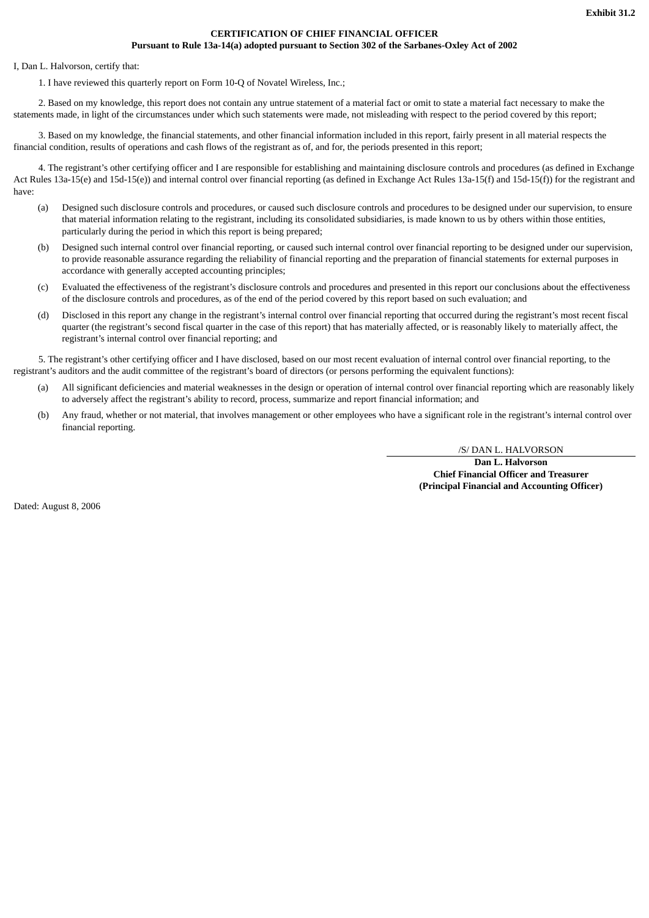**Exhibit 31.2**

**CERTIFICATION OF CHIEF FINANCIAL OFFICER**
**Pursuant to Rule 13a-14(a) adopted pursuant to Section 302 of the Sarbanes-Oxley Act of 2002**

I, Dan L. Halvorson, certify that:

1. I have reviewed this quarterly report on Form 10-Q of Novatel Wireless, Inc.;

2. Based on my knowledge, this report does not contain any untrue statement of a material fact or omit to state a material fact necessary to make the statements made, in light of the circumstances under which such statements were made, not misleading with respect to the period covered by this report;

3. Based on my knowledge, the financial statements, and other financial information included in this report, fairly present in all material respects the financial condition, results of operations and cash flows of the registrant as of, and for, the periods presented in this report;

4. The registrant's other certifying officer and I are responsible for establishing and maintaining disclosure controls and procedures (as defined in Exchange Act Rules 13a-15(e) and 15d-15(e)) and internal control over financial reporting (as defined in Exchange Act Rules 13a-15(f) and 15d-15(f)) for the registrant and have:

(a) Designed such disclosure controls and procedures, or caused such disclosure controls and procedures to be designed under our supervision, to ensure that material information relating to the registrant, including its consolidated subsidiaries, is made known to us by others within those entities, particularly during the period in which this report is being prepared;

(b) Designed such internal control over financial reporting, or caused such internal control over financial reporting to be designed under our supervision, to provide reasonable assurance regarding the reliability of financial reporting and the preparation of financial statements for external purposes in accordance with generally accepted accounting principles;

(c) Evaluated the effectiveness of the registrant's disclosure controls and procedures and presented in this report our conclusions about the effectiveness of the disclosure controls and procedures, as of the end of the period covered by this report based on such evaluation; and

(d) Disclosed in this report any change in the registrant's internal control over financial reporting that occurred during the registrant's most recent fiscal quarter (the registrant's second fiscal quarter in the case of this report) that has materially affected, or is reasonably likely to materially affect, the registrant's internal control over financial reporting; and

5. The registrant's other certifying officer and I have disclosed, based on our most recent evaluation of internal control over financial reporting, to the registrant's auditors and the audit committee of the registrant's board of directors (or persons performing the equivalent functions):

(a) All significant deficiencies and material weaknesses in the design or operation of internal control over financial reporting which are reasonably likely to adversely affect the registrant's ability to record, process, summarize and report financial information; and

(b) Any fraud, whether or not material, that involves management or other employees who have a significant role in the registrant's internal control over financial reporting.

/S/ DAN L. HALVORSON

**Dan L. Halvorson**
**Chief Financial Officer and Treasurer**
**(Principal Financial and Accounting Officer)**

Dated: August 8, 2006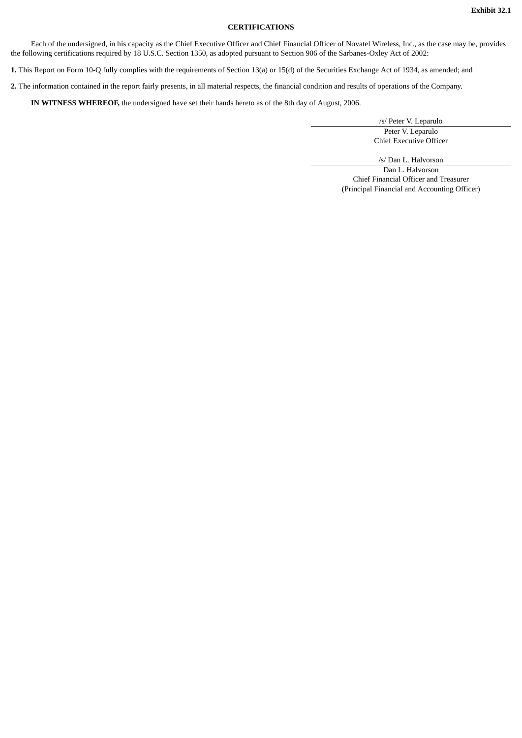**Exhibit 32.1**

**CERTIFICATIONS**

Each of the undersigned, in his capacity as the Chief Executive Officer and Chief Financial Officer of Novatel Wireless, Inc., as the case may be, provides the following certifications required by 18 U.S.C. Section 1350, as adopted pursuant to Section 906 of the Sarbanes-Oxley Act of 2002:

**1.** This Report on Form 10-Q fully complies with the requirements of Section 13(a) or 15(d) of the Securities Exchange Act of 1934, as amended; and

**2.** The information contained in the report fairly presents, in all material respects, the financial condition and results of operations of the Company.

**IN WITNESS WHEREOF,** the undersigned have set their hands hereto as of the 8th day of August, 2006.

/s/ Peter V. Leparulo

Peter V. Leparulo
Chief Executive Officer

/s/ Dan L. Halvorson

Dan L. Halvorson
Chief Financial Officer and Treasurer
(Principal Financial and Accounting Officer)